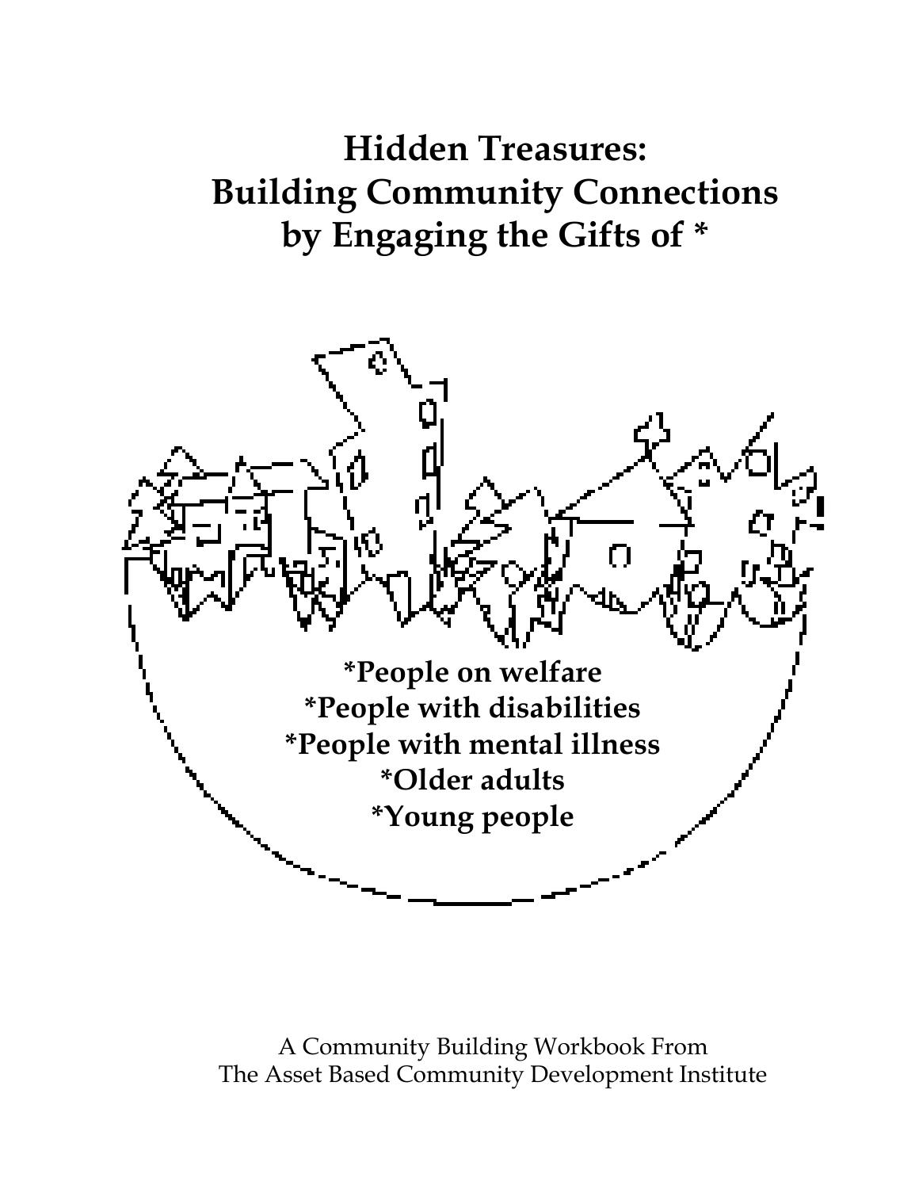# Hidden Treasures: Building Community Connections by Engaging the Gifts of *

*People on welfare
*People with disabilities
*People with mental illness
*Older adults
*Young people

A Community Building Workbook From
The Asset Based Community Development Institute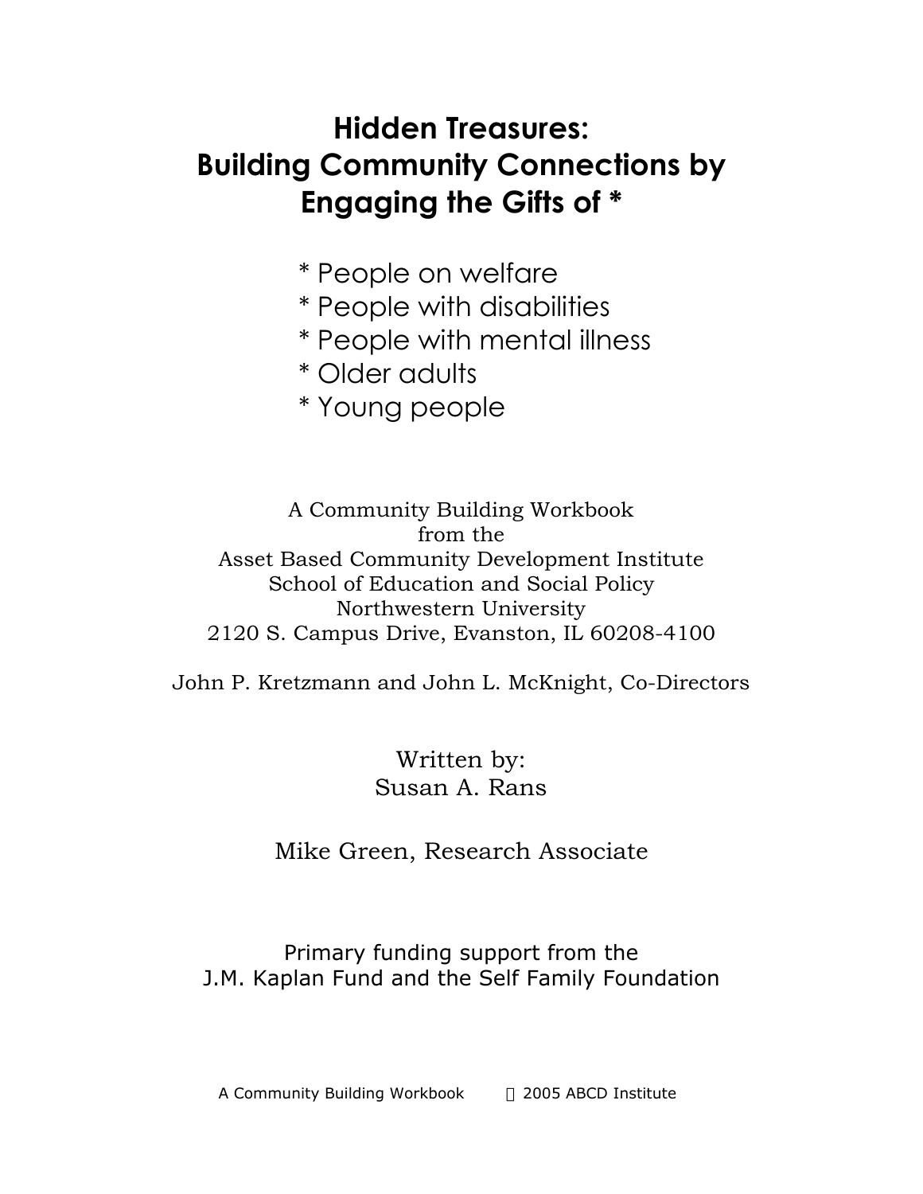# Hidden Treasures: Building Community Connections by Engaging the Gifts of *

* People on welfare
* People with disabilities
* People with mental illness
* Older adults
* Young people

A Community Building Workbook
from the
Asset Based Community Development Institute
School of Education and Social Policy
Northwestern University
2120 S. Campus Drive, Evanston, IL 60208-4100

John P. Kretzmann and John L. McKnight, Co-Directors

Written by:
Susan A. Rans

Mike Green, Research Associate

Primary funding support from the
J.M. Kaplan Fund and the Self Family Foundation

A Community Building Workbook © 2005 ABCD Institute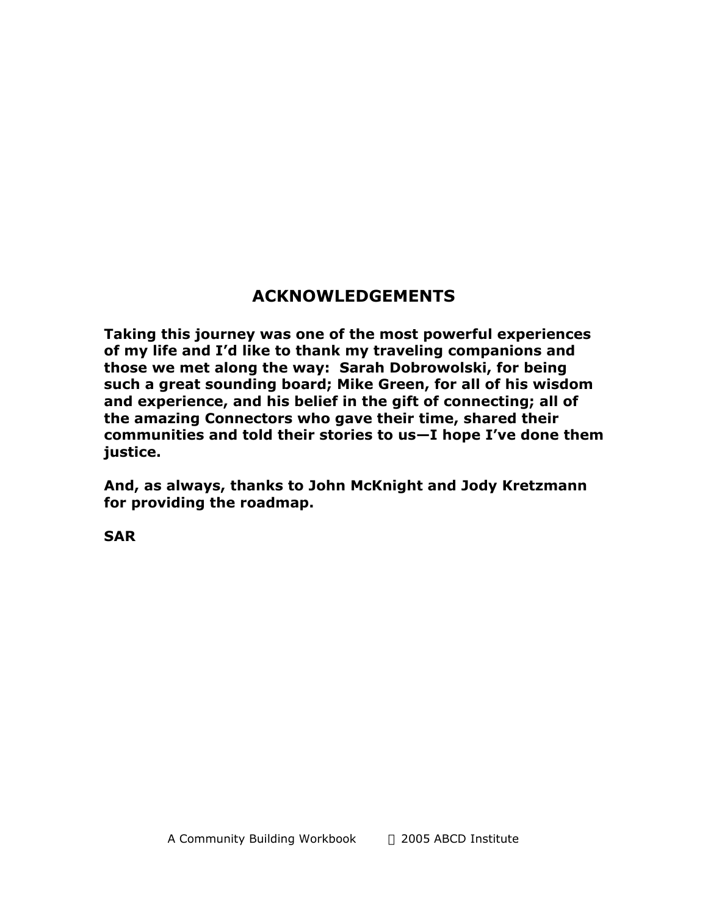## ACKNOWLEDGEMENTS

**Taking this journey was one of the most powerful experiences of my life and I'd like to thank my traveling companions and those we met along the way: Sarah Dobrowolski, for being such a great sounding board; Mike Green, for all of his wisdom and experience, and his belief in the gift of connecting; all of the amazing Connectors who gave their time, shared their communities and told their stories to us—I hope I've done them justice.**

**And, as always, thanks to John McKnight and Jody Kretzmann for providing the roadmap.**

**SAR**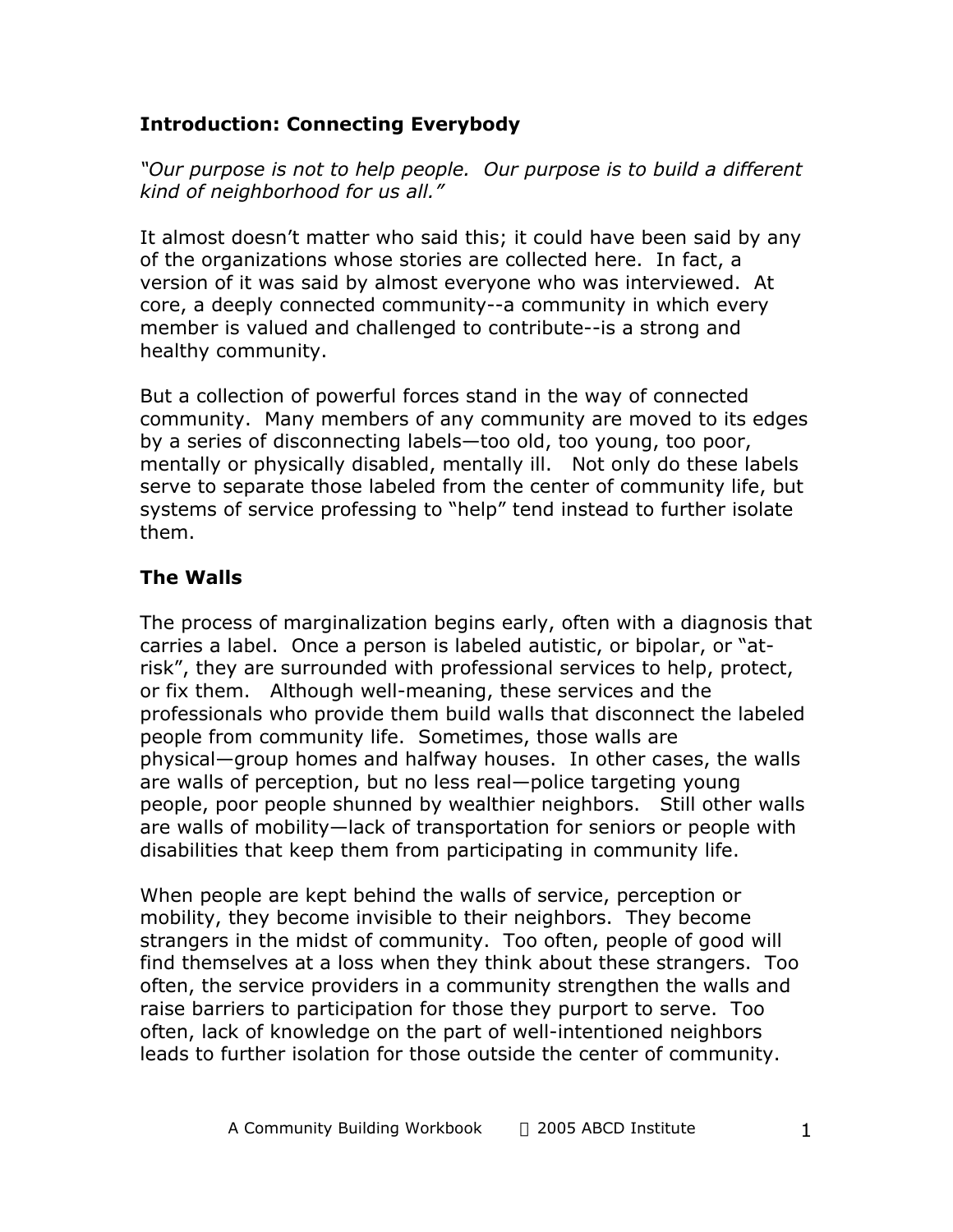## Introduction: Connecting Everybody

*"Our purpose is not to help people. Our purpose is to build a different kind of neighborhood for us all."*

It almost doesn't matter who said this; it could have been said by any of the organizations whose stories are collected here. In fact, a version of it was said by almost everyone who was interviewed. At core, a deeply connected community--a community in which every member is valued and challenged to contribute--is a strong and healthy community.

But a collection of powerful forces stand in the way of connected community. Many members of any community are moved to its edges by a series of disconnecting labels—too old, too young, too poor, mentally or physically disabled, mentally ill. Not only do these labels serve to separate those labeled from the center of community life, but systems of service professing to "help" tend instead to further isolate them.

## The Walls

The process of marginalization begins early, often with a diagnosis that carries a label. Once a person is labeled autistic, or bipolar, or "at-risk", they are surrounded with professional services to help, protect, or fix them. Although well-meaning, these services and the professionals who provide them build walls that disconnect the labeled people from community life. Sometimes, those walls are physical—group homes and halfway houses. In other cases, the walls are walls of perception, but no less real—police targeting young people, poor people shunned by wealthier neighbors. Still other walls are walls of mobility—lack of transportation for seniors or people with disabilities that keep them from participating in community life.

When people are kept behind the walls of service, perception or mobility, they become invisible to their neighbors. They become strangers in the midst of community. Too often, people of good will find themselves at a loss when they think about these strangers. Too often, the service providers in a community strengthen the walls and raise barriers to participation for those they purport to serve. Too often, lack of knowledge on the part of well-intentioned neighbors leads to further isolation for those outside the center of community.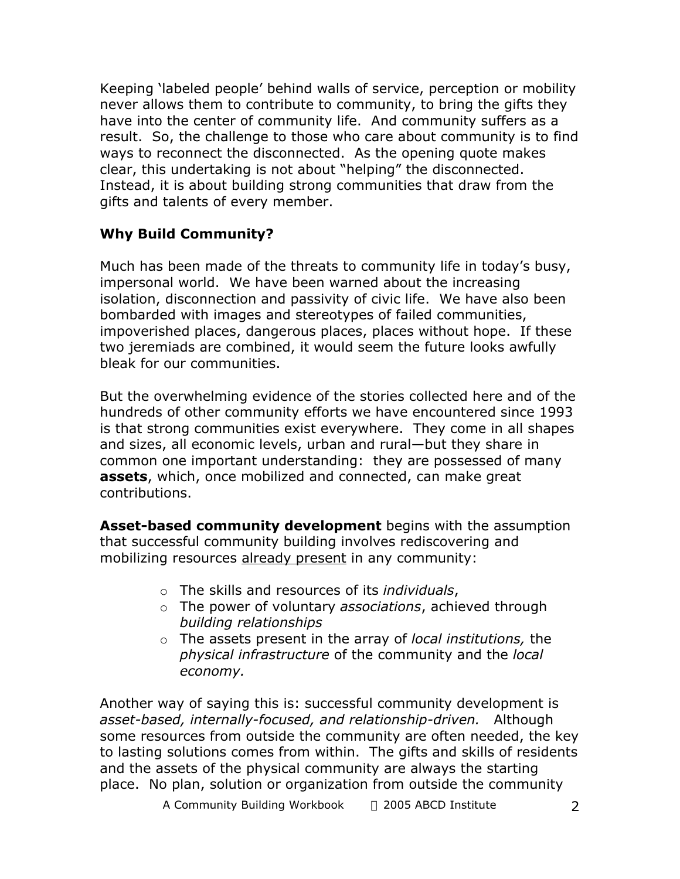Keeping 'labeled people' behind walls of service, perception or mobility never allows them to contribute to community, to bring the gifts they have into the center of community life. And community suffers as a result. So, the challenge to those who care about community is to find ways to reconnect the disconnected. As the opening quote makes clear, this undertaking is not about "helping" the disconnected. Instead, it is about building strong communities that draw from the gifts and talents of every member.

### Why Build Community?

Much has been made of the threats to community life in today's busy, impersonal world. We have been warned about the increasing isolation, disconnection and passivity of civic life. We have also been bombarded with images and stereotypes of failed communities, impoverished places, dangerous places, places without hope. If these two jeremiads are combined, it would seem the future looks awfully bleak for our communities.

But the overwhelming evidence of the stories collected here and of the hundreds of other community efforts we have encountered since 1993 is that strong communities exist everywhere. They come in all shapes and sizes, all economic levels, urban and rural—but they share in common one important understanding: they are possessed of many **assets**, which, once mobilized and connected, can make great contributions.

**Asset-based community development** begins with the assumption that successful community building involves rediscovering and mobilizing resources <u>already present</u> in any community:

- The skills and resources of its *individuals*,
- The power of voluntary *associations*, achieved through *building relationships*
- The assets present in the array of *local institutions,* the *physical infrastructure* of the community and the *local economy.*

Another way of saying this is: successful community development is *asset-based, internally-focused, and relationship-driven.* Although some resources from outside the community are often needed, the key to lasting solutions comes from within. The gifts and skills of residents and the assets of the physical community are always the starting place. No plan, solution or organization from outside the community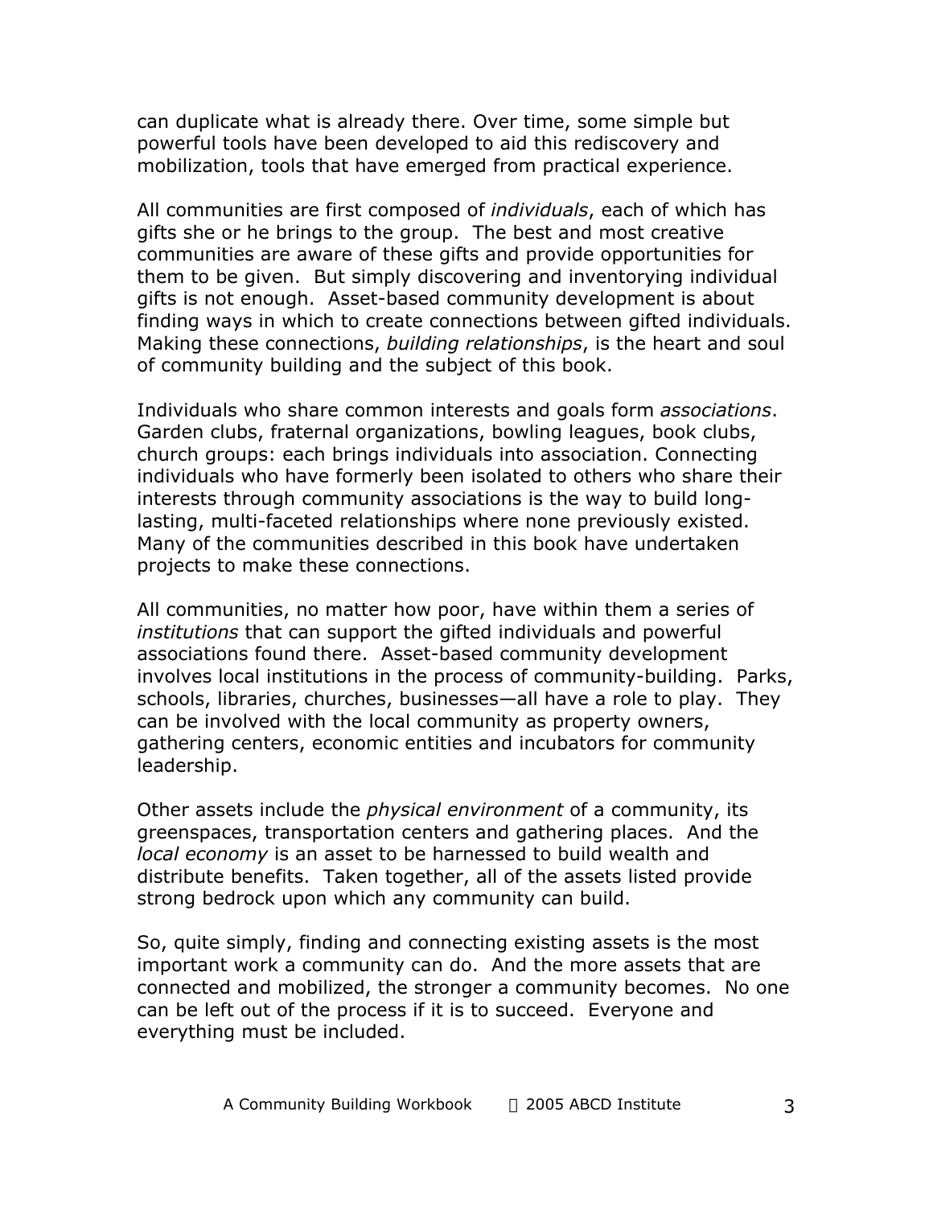can duplicate what is already there. Over time, some simple but powerful tools have been developed to aid this rediscovery and mobilization, tools that have emerged from practical experience.

All communities are first composed of *individuals*, each of which has gifts she or he brings to the group. The best and most creative communities are aware of these gifts and provide opportunities for them to be given. But simply discovering and inventorying individual gifts is not enough. Asset-based community development is about finding ways in which to create connections between gifted individuals. Making these connections, *building relationships*, is the heart and soul of community building and the subject of this book.

Individuals who share common interests and goals form *associations*. Garden clubs, fraternal organizations, bowling leagues, book clubs, church groups: each brings individuals into association. Connecting individuals who have formerly been isolated to others who share their interests through community associations is the way to build long-lasting, multi-faceted relationships where none previously existed. Many of the communities described in this book have undertaken projects to make these connections.

All communities, no matter how poor, have within them a series of *institutions* that can support the gifted individuals and powerful associations found there. Asset-based community development involves local institutions in the process of community-building. Parks, schools, libraries, churches, businesses—all have a role to play. They can be involved with the local community as property owners, gathering centers, economic entities and incubators for community leadership.

Other assets include the *physical environment* of a community, its greenspaces, transportation centers and gathering places. And the *local economy* is an asset to be harnessed to build wealth and distribute benefits. Taken together, all of the assets listed provide strong bedrock upon which any community can build.

So, quite simply, finding and connecting existing assets is the most important work a community can do. And the more assets that are connected and mobilized, the stronger a community becomes. No one can be left out of the process if it is to succeed. Everyone and everything must be included.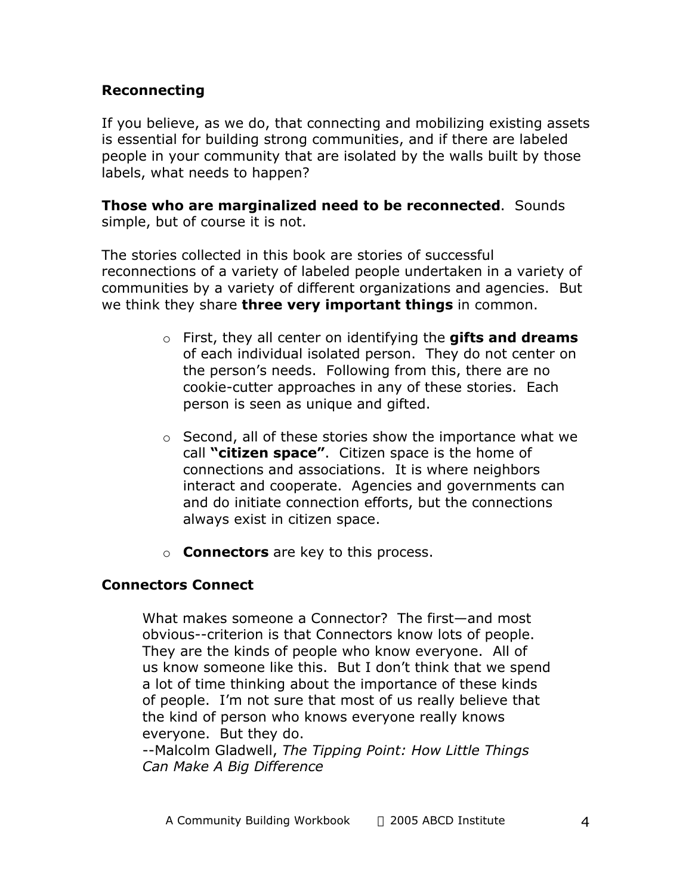## Reconnecting

If you believe, as we do, that connecting and mobilizing existing assets is essential for building strong communities, and if there are labeled people in your community that are isolated by the walls built by those labels, what needs to happen?

**Those who are marginalized need to be reconnected**. Sounds simple, but of course it is not.

The stories collected in this book are stories of successful reconnections of a variety of labeled people undertaken in a variety of communities by a variety of different organizations and agencies. But we think they share **three very important things** in common.

- First, they all center on identifying the **gifts and dreams** of each individual isolated person. They do not center on the person's needs. Following from this, there are no cookie-cutter approaches in any of these stories. Each person is seen as unique and gifted.
- Second, all of these stories show the importance what we call **"citizen space"**. Citizen space is the home of connections and associations. It is where neighbors interact and cooperate. Agencies and governments can and do initiate connection efforts, but the connections always exist in citizen space.
- **Connectors** are key to this process.

## Connectors Connect

> What makes someone a Connector? The first—and most obvious--criterion is that Connectors know lots of people. They are the kinds of people who know everyone. All of us know someone like this. But I don't think that we spend a lot of time thinking about the importance of these kinds of people. I'm not sure that most of us really believe that the kind of person who knows everyone really knows everyone. But they do.
> --Malcolm Gladwell, *The Tipping Point: How Little Things Can Make A Big Difference*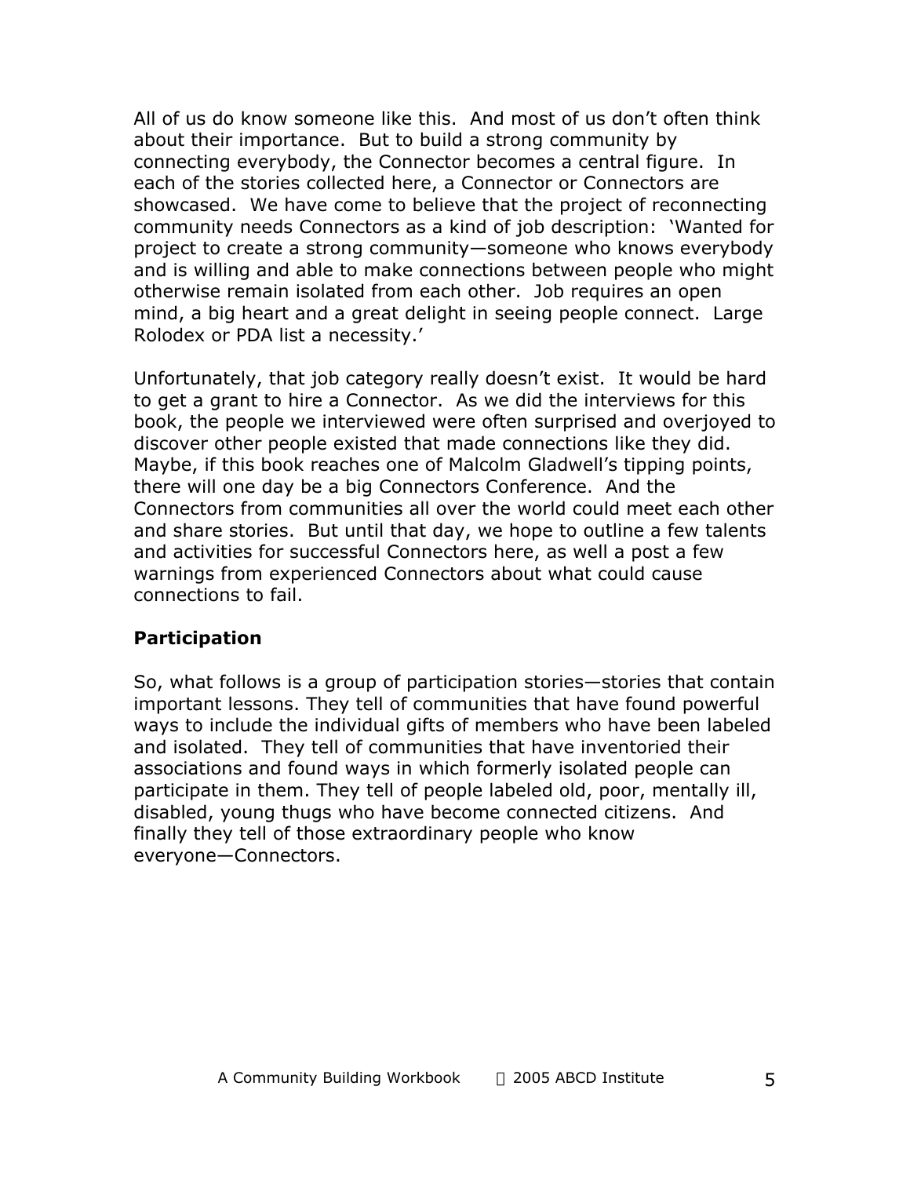All of us do know someone like this. And most of us don't often think about their importance. But to build a strong community by connecting everybody, the Connector becomes a central figure. In each of the stories collected here, a Connector or Connectors are showcased. We have come to believe that the project of reconnecting community needs Connectors as a kind of job description: 'Wanted for project to create a strong community—someone who knows everybody and is willing and able to make connections between people who might otherwise remain isolated from each other. Job requires an open mind, a big heart and a great delight in seeing people connect. Large Rolodex or PDA list a necessity.'

Unfortunately, that job category really doesn't exist. It would be hard to get a grant to hire a Connector. As we did the interviews for this book, the people we interviewed were often surprised and overjoyed to discover other people existed that made connections like they did. Maybe, if this book reaches one of Malcolm Gladwell's tipping points, there will one day be a big Connectors Conference. And the Connectors from communities all over the world could meet each other and share stories. But until that day, we hope to outline a few talents and activities for successful Connectors here, as well a post a few warnings from experienced Connectors about what could cause connections to fail.

### Participation

So, what follows is a group of participation stories—stories that contain important lessons. They tell of communities that have found powerful ways to include the individual gifts of members who have been labeled and isolated. They tell of communities that have inventoried their associations and found ways in which formerly isolated people can participate in them. They tell of people labeled old, poor, mentally ill, disabled, young thugs who have become connected citizens. And finally they tell of those extraordinary people who know everyone—Connectors.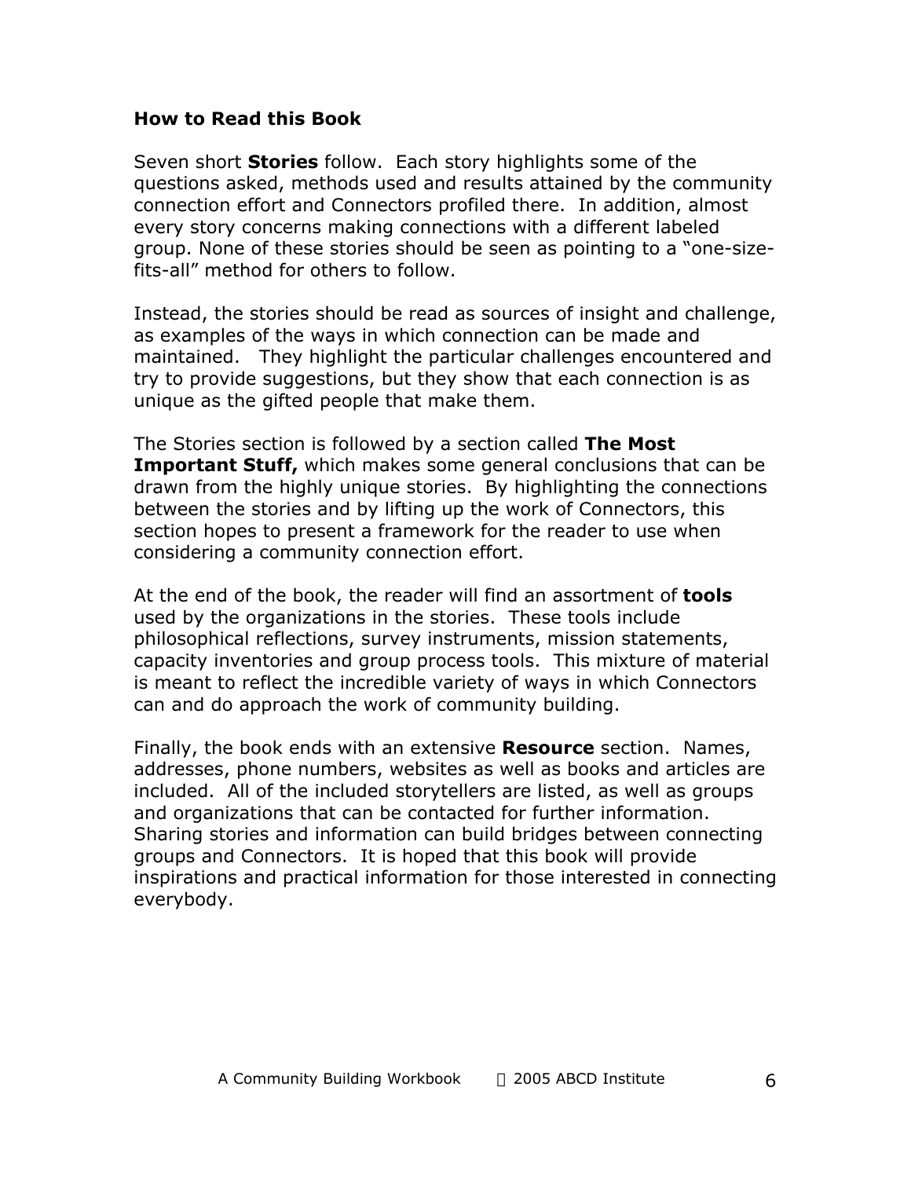**How to Read this Book**

Seven short **Stories** follow. Each story highlights some of the questions asked, methods used and results attained by the community connection effort and Connectors profiled there. In addition, almost every story concerns making connections with a different labeled group. None of these stories should be seen as pointing to a "one-size-fits-all" method for others to follow.

Instead, the stories should be read as sources of insight and challenge, as examples of the ways in which connection can be made and maintained. They highlight the particular challenges encountered and try to provide suggestions, but they show that each connection is as unique as the gifted people that make them.

The Stories section is followed by a section called **The Most Important Stuff,** which makes some general conclusions that can be drawn from the highly unique stories. By highlighting the connections between the stories and by lifting up the work of Connectors, this section hopes to present a framework for the reader to use when considering a community connection effort.

At the end of the book, the reader will find an assortment of **tools** used by the organizations in the stories. These tools include philosophical reflections, survey instruments, mission statements, capacity inventories and group process tools. This mixture of material is meant to reflect the incredible variety of ways in which Connectors can and do approach the work of community building.

Finally, the book ends with an extensive **Resource** section. Names, addresses, phone numbers, websites as well as books and articles are included. All of the included storytellers are listed, as well as groups and organizations that can be contacted for further information. Sharing stories and information can build bridges between connecting groups and Connectors. It is hoped that this book will provide inspirations and practical information for those interested in connecting everybody.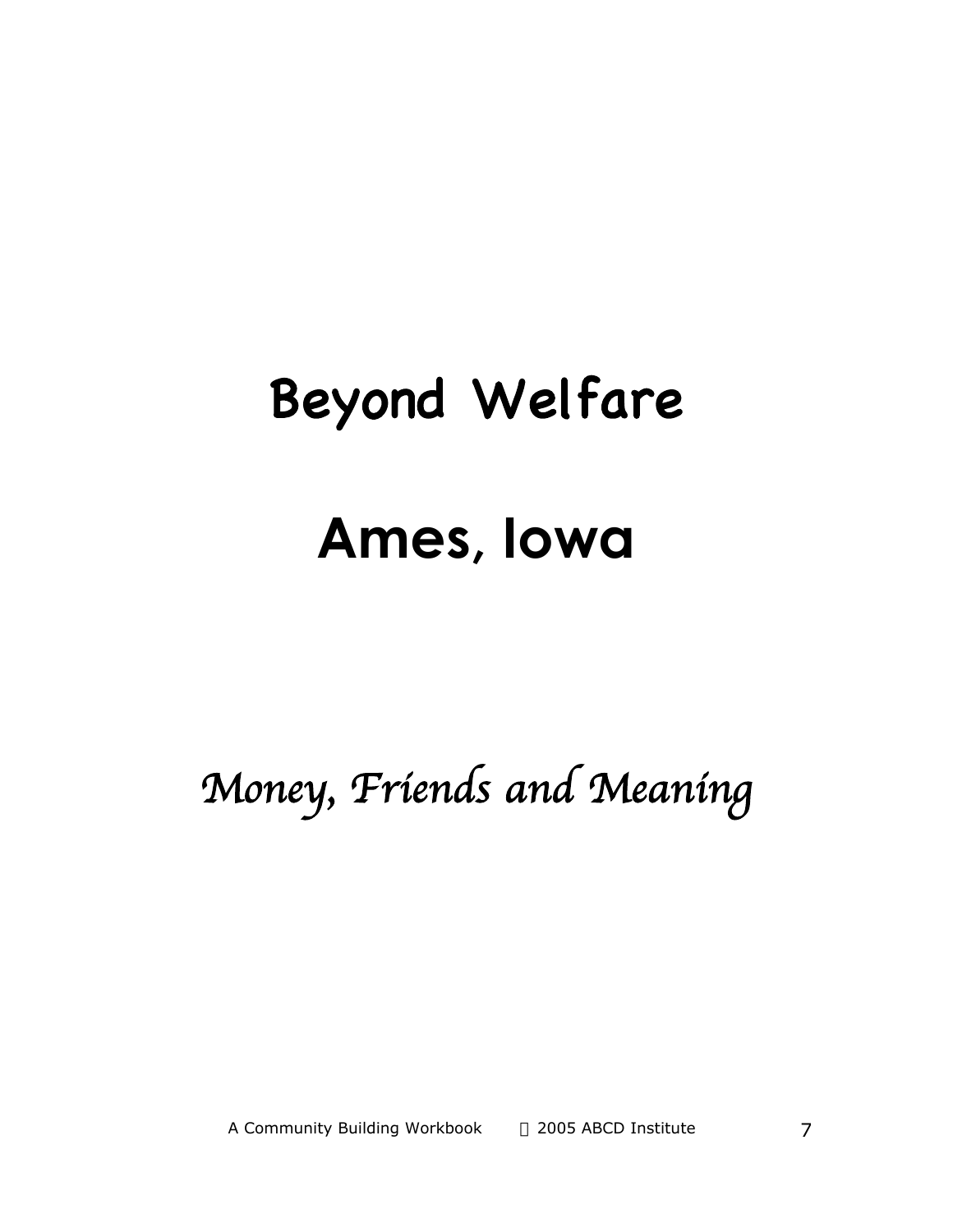# Beyond Welfare

# Ames, Iowa

*Money, Friends and Meaning*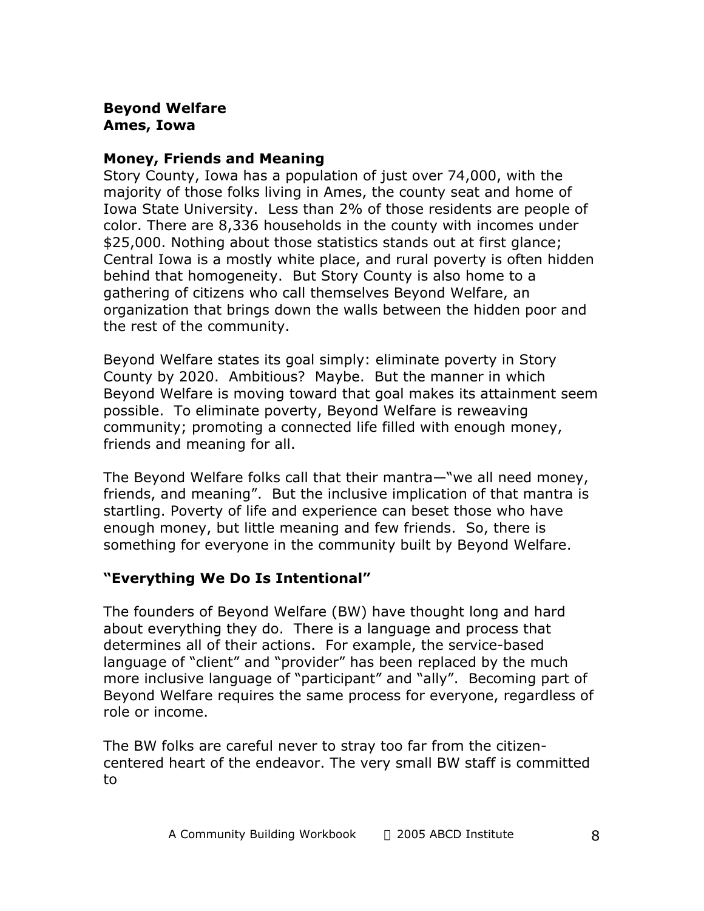**Beyond Welfare**
**Ames, Iowa**

### Money, Friends and Meaning

Story County, Iowa has a population of just over 74,000, with the majority of those folks living in Ames, the county seat and home of Iowa State University. Less than 2% of those residents are people of color. There are 8,336 households in the county with incomes under $25,000. Nothing about those statistics stands out at first glance; Central Iowa is a mostly white place, and rural poverty is often hidden behind that homogeneity. But Story County is also home to a gathering of citizens who call themselves Beyond Welfare, an organization that brings down the walls between the hidden poor and the rest of the community.

Beyond Welfare states its goal simply: eliminate poverty in Story County by 2020. Ambitious? Maybe. But the manner in which Beyond Welfare is moving toward that goal makes its attainment seem possible. To eliminate poverty, Beyond Welfare is reweaving community; promoting a connected life filled with enough money, friends and meaning for all.

The Beyond Welfare folks call that their mantra—"we all need money, friends, and meaning". But the inclusive implication of that mantra is startling. Poverty of life and experience can beset those who have enough money, but little meaning and few friends. So, there is something for everyone in the community built by Beyond Welfare.

### "Everything We Do Is Intentional"

The founders of Beyond Welfare (BW) have thought long and hard about everything they do. There is a language and process that determines all of their actions. For example, the service-based language of "client" and "provider" has been replaced by the much more inclusive language of "participant" and "ally". Becoming part of Beyond Welfare requires the same process for everyone, regardless of role or income.

The BW folks are careful never to stray too far from the citizen-centered heart of the endeavor. The very small BW staff is committed to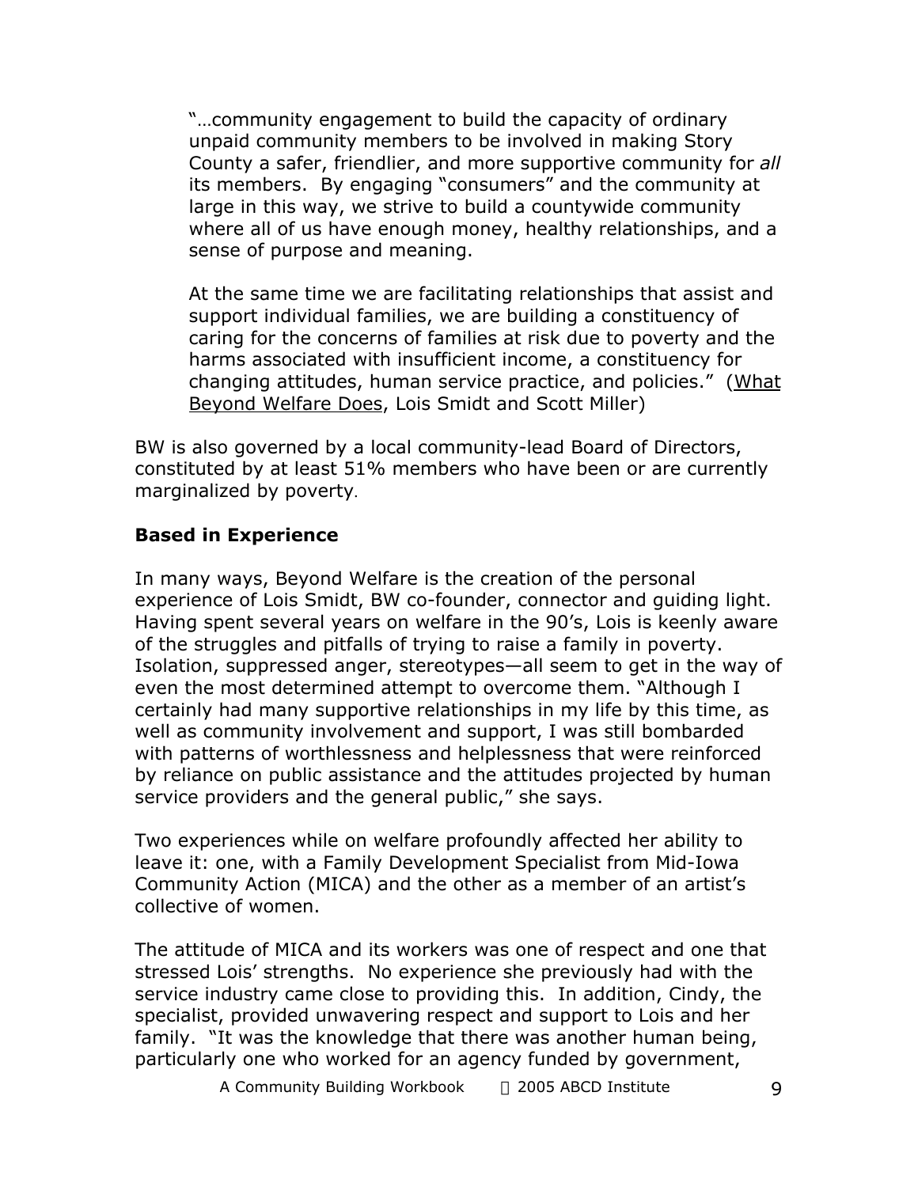> "…community engagement to build the capacity of ordinary unpaid community members to be involved in making Story County a safer, friendlier, and more supportive community for *all* its members. By engaging "consumers" and the community at large in this way, we strive to build a countywide community where all of us have enough money, healthy relationships, and a sense of purpose and meaning.
>
> At the same time we are facilitating relationships that assist and support individual families, we are building a constituency of caring for the concerns of families at risk due to poverty and the harms associated with insufficient income, a constituency for changing attitudes, human service practice, and policies." (What Beyond Welfare Does, Lois Smidt and Scott Miller)

BW is also governed by a local community-lead Board of Directors, constituted by at least 51% members who have been or are currently marginalized by poverty.

**Based in Experience**

In many ways, Beyond Welfare is the creation of the personal experience of Lois Smidt, BW co-founder, connector and guiding light. Having spent several years on welfare in the 90's, Lois is keenly aware of the struggles and pitfalls of trying to raise a family in poverty. Isolation, suppressed anger, stereotypes—all seem to get in the way of even the most determined attempt to overcome them. "Although I certainly had many supportive relationships in my life by this time, as well as community involvement and support, I was still bombarded with patterns of worthlessness and helplessness that were reinforced by reliance on public assistance and the attitudes projected by human service providers and the general public," she says.

Two experiences while on welfare profoundly affected her ability to leave it: one, with a Family Development Specialist from Mid-Iowa Community Action (MICA) and the other as a member of an artist's collective of women.

The attitude of MICA and its workers was one of respect and one that stressed Lois' strengths. No experience she previously had with the service industry came close to providing this. In addition, Cindy, the specialist, provided unwavering respect and support to Lois and her family. "It was the knowledge that there was another human being, particularly one who worked for an agency funded by government,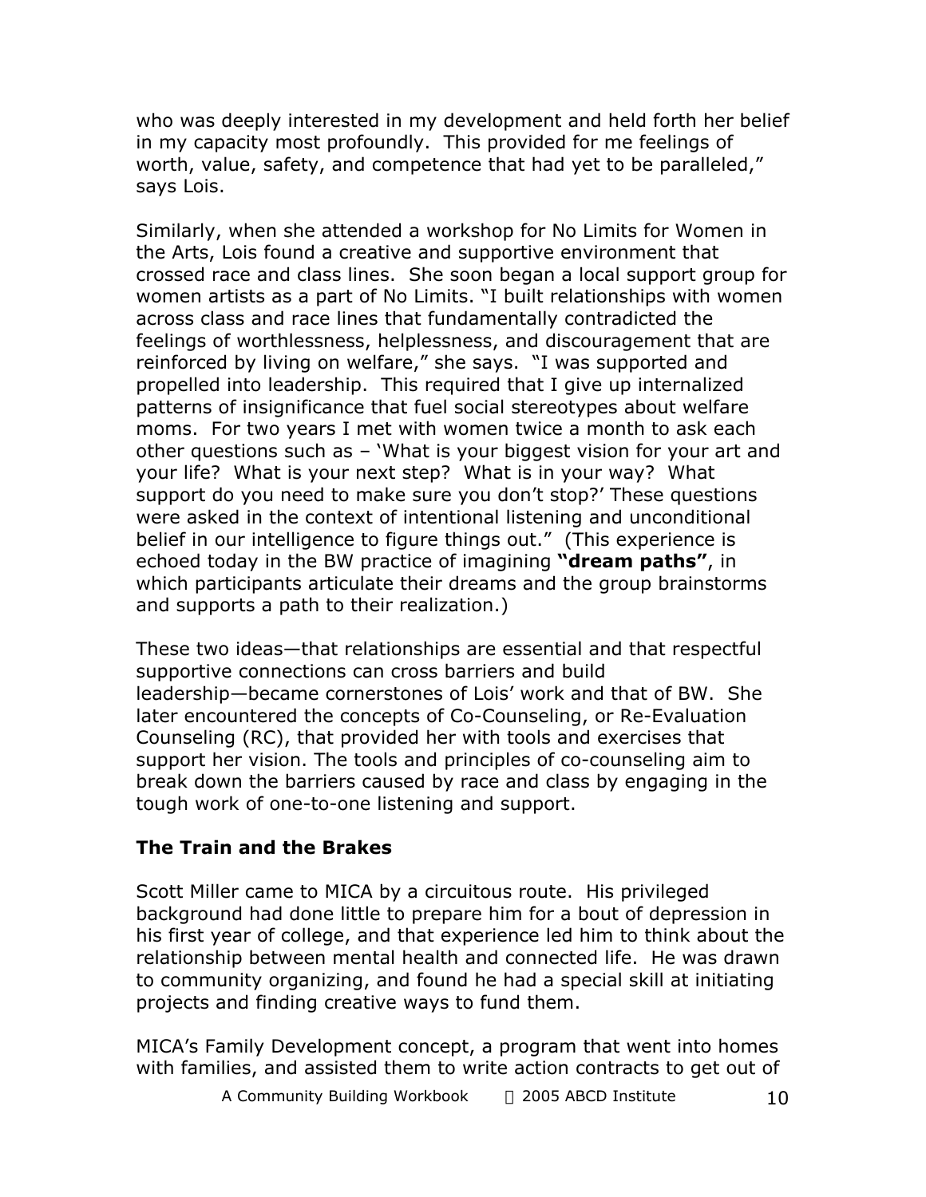who was deeply interested in my development and held forth her belief in my capacity most profoundly. This provided for me feelings of worth, value, safety, and competence that had yet to be paralleled," says Lois.

Similarly, when she attended a workshop for No Limits for Women in the Arts, Lois found a creative and supportive environment that crossed race and class lines. She soon began a local support group for women artists as a part of No Limits. "I built relationships with women across class and race lines that fundamentally contradicted the feelings of worthlessness, helplessness, and discouragement that are reinforced by living on welfare," she says. "I was supported and propelled into leadership. This required that I give up internalized patterns of insignificance that fuel social stereotypes about welfare moms. For two years I met with women twice a month to ask each other questions such as – 'What is your biggest vision for your art and your life? What is your next step? What is in your way? What support do you need to make sure you don't stop?' These questions were asked in the context of intentional listening and unconditional belief in our intelligence to figure things out." (This experience is echoed today in the BW practice of imagining **"dream paths"**, in which participants articulate their dreams and the group brainstorms and supports a path to their realization.)

These two ideas—that relationships are essential and that respectful supportive connections can cross barriers and build leadership—became cornerstones of Lois' work and that of BW. She later encountered the concepts of Co-Counseling, or Re-Evaluation Counseling (RC), that provided her with tools and exercises that support her vision. The tools and principles of co-counseling aim to break down the barriers caused by race and class by engaging in the tough work of one-to-one listening and support.

### The Train and the Brakes

Scott Miller came to MICA by a circuitous route. His privileged background had done little to prepare him for a bout of depression in his first year of college, and that experience led him to think about the relationship between mental health and connected life. He was drawn to community organizing, and found he had a special skill at initiating projects and finding creative ways to fund them.

MICA's Family Development concept, a program that went into homes with families, and assisted them to write action contracts to get out of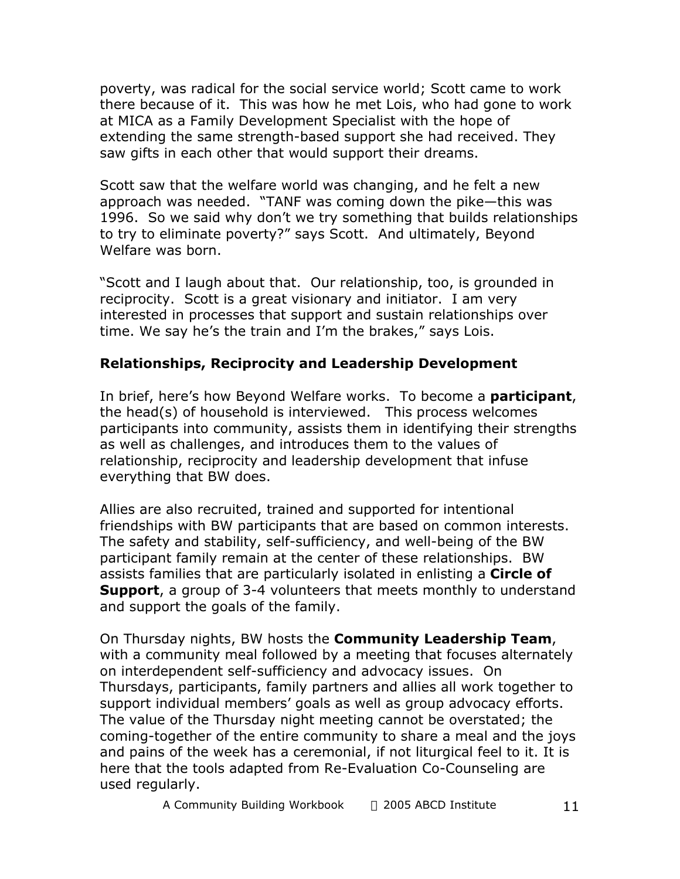poverty, was radical for the social service world; Scott came to work there because of it. This was how he met Lois, who had gone to work at MICA as a Family Development Specialist with the hope of extending the same strength-based support she had received. They saw gifts in each other that would support their dreams.

Scott saw that the welfare world was changing, and he felt a new approach was needed. "TANF was coming down the pike—this was 1996. So we said why don't we try something that builds relationships to try to eliminate poverty?" says Scott. And ultimately, Beyond Welfare was born.

"Scott and I laugh about that. Our relationship, too, is grounded in reciprocity. Scott is a great visionary and initiator. I am very interested in processes that support and sustain relationships over time. We say he's the train and I'm the brakes," says Lois.

### Relationships, Reciprocity and Leadership Development

In brief, here's how Beyond Welfare works. To become a **participant**, the head(s) of household is interviewed. This process welcomes participants into community, assists them in identifying their strengths as well as challenges, and introduces them to the values of relationship, reciprocity and leadership development that infuse everything that BW does.

Allies are also recruited, trained and supported for intentional friendships with BW participants that are based on common interests. The safety and stability, self-sufficiency, and well-being of the BW participant family remain at the center of these relationships. BW assists families that are particularly isolated in enlisting a **Circle of Support**, a group of 3-4 volunteers that meets monthly to understand and support the goals of the family.

On Thursday nights, BW hosts the **Community Leadership Team**, with a community meal followed by a meeting that focuses alternately on interdependent self-sufficiency and advocacy issues. On Thursdays, participants, family partners and allies all work together to support individual members' goals as well as group advocacy efforts. The value of the Thursday night meeting cannot be overstated; the coming-together of the entire community to share a meal and the joys and pains of the week has a ceremonial, if not liturgical feel to it. It is here that the tools adapted from Re-Evaluation Co-Counseling are used regularly.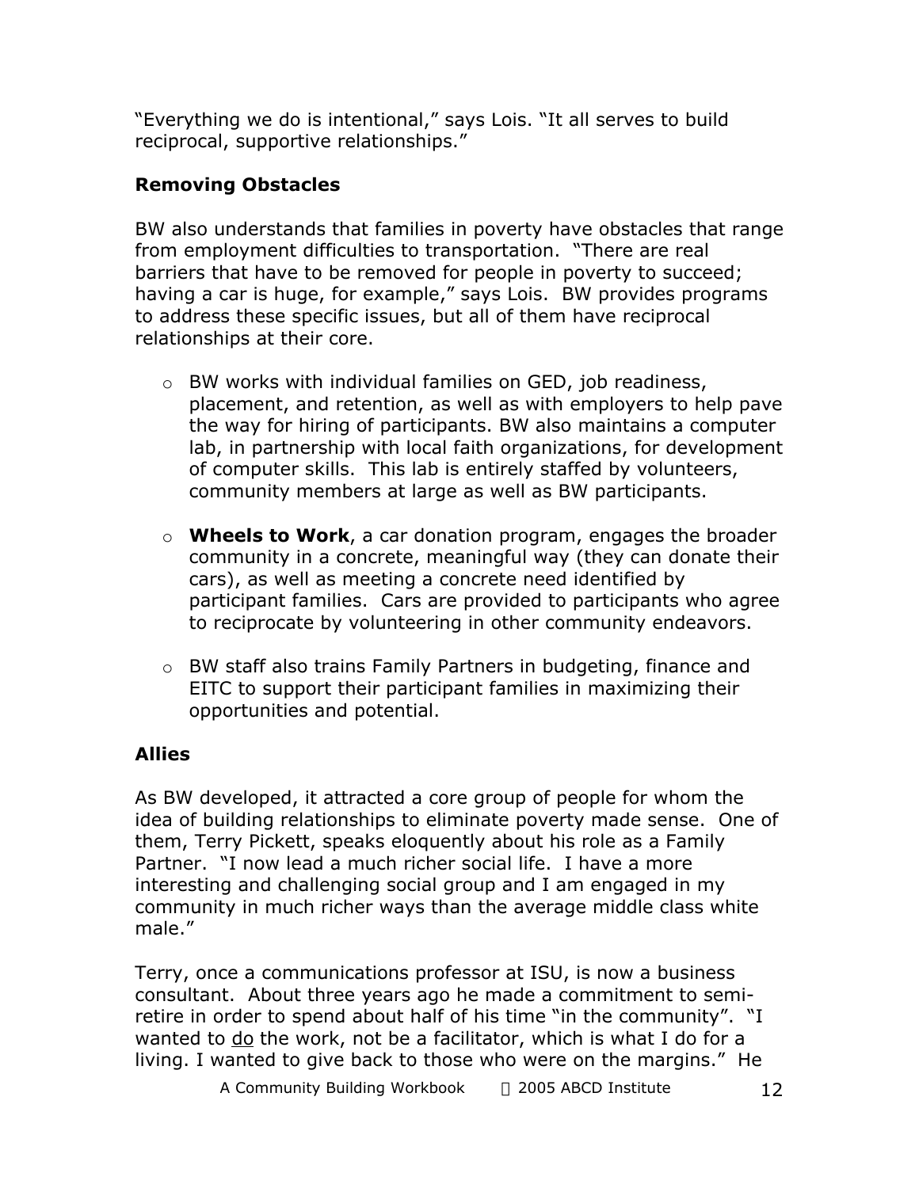"Everything we do is intentional," says Lois. "It all serves to build reciprocal, supportive relationships."

### Removing Obstacles

BW also understands that families in poverty have obstacles that range from employment difficulties to transportation. "There are real barriers that have to be removed for people in poverty to succeed; having a car is huge, for example," says Lois. BW provides programs to address these specific issues, but all of them have reciprocal relationships at their core.

- BW works with individual families on GED, job readiness, placement, and retention, as well as with employers to help pave the way for hiring of participants. BW also maintains a computer lab, in partnership with local faith organizations, for development of computer skills. This lab is entirely staffed by volunteers, community members at large as well as BW participants.
- **Wheels to Work**, a car donation program, engages the broader community in a concrete, meaningful way (they can donate their cars), as well as meeting a concrete need identified by participant families. Cars are provided to participants who agree to reciprocate by volunteering in other community endeavors.
- BW staff also trains Family Partners in budgeting, finance and EITC to support their participant families in maximizing their opportunities and potential.

### Allies

As BW developed, it attracted a core group of people for whom the idea of building relationships to eliminate poverty made sense. One of them, Terry Pickett, speaks eloquently about his role as a Family Partner. "I now lead a much richer social life. I have a more interesting and challenging social group and I am engaged in my community in much richer ways than the average middle class white male."

Terry, once a communications professor at ISU, is now a business consultant. About three years ago he made a commitment to semi-retire in order to spend about half of his time "in the community". "I wanted to <u>do</u> the work, not be a facilitator, which is what I do for a living. I wanted to give back to those who were on the margins." He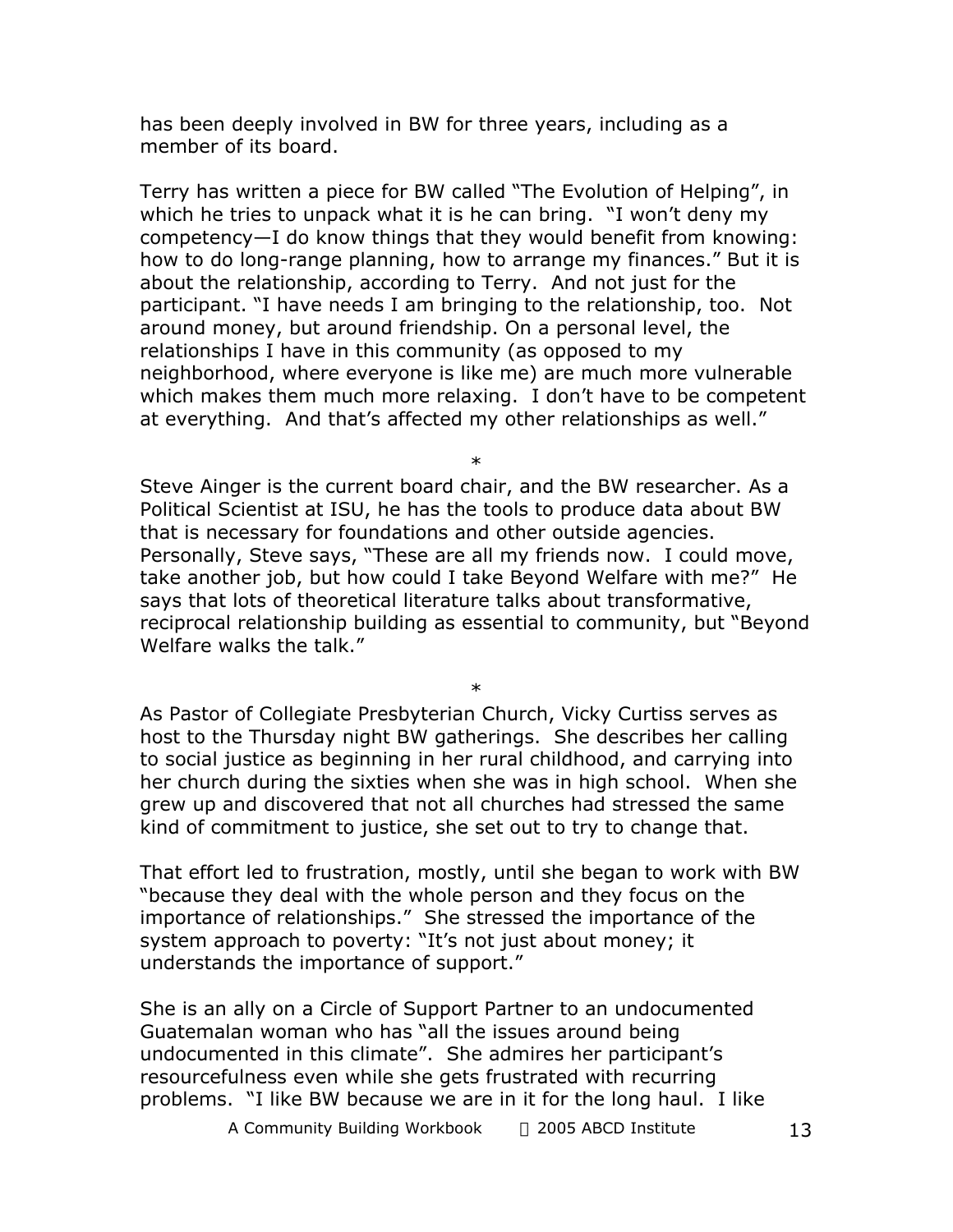has been deeply involved in BW for three years, including as a member of its board.

Terry has written a piece for BW called "The Evolution of Helping", in which he tries to unpack what it is he can bring. "I won't deny my competency—I do know things that they would benefit from knowing: how to do long-range planning, how to arrange my finances." But it is about the relationship, according to Terry. And not just for the participant. "I have needs I am bringing to the relationship, too. Not around money, but around friendship. On a personal level, the relationships I have in this community (as opposed to my neighborhood, where everyone is like me) are much more vulnerable which makes them much more relaxing. I don't have to be competent at everything. And that's affected my other relationships as well."

*

Steve Ainger is the current board chair, and the BW researcher. As a Political Scientist at ISU, he has the tools to produce data about BW that is necessary for foundations and other outside agencies. Personally, Steve says, "These are all my friends now. I could move, take another job, but how could I take Beyond Welfare with me?" He says that lots of theoretical literature talks about transformative, reciprocal relationship building as essential to community, but "Beyond Welfare walks the talk."

*

As Pastor of Collegiate Presbyterian Church, Vicky Curtiss serves as host to the Thursday night BW gatherings. She describes her calling to social justice as beginning in her rural childhood, and carrying into her church during the sixties when she was in high school. When she grew up and discovered that not all churches had stressed the same kind of commitment to justice, she set out to try to change that.

That effort led to frustration, mostly, until she began to work with BW "because they deal with the whole person and they focus on the importance of relationships." She stressed the importance of the system approach to poverty: "It's not just about money; it understands the importance of support."

She is an ally on a Circle of Support Partner to an undocumented Guatemalan woman who has "all the issues around being undocumented in this climate". She admires her participant's resourcefulness even while she gets frustrated with recurring problems. "I like BW because we are in it for the long haul. I like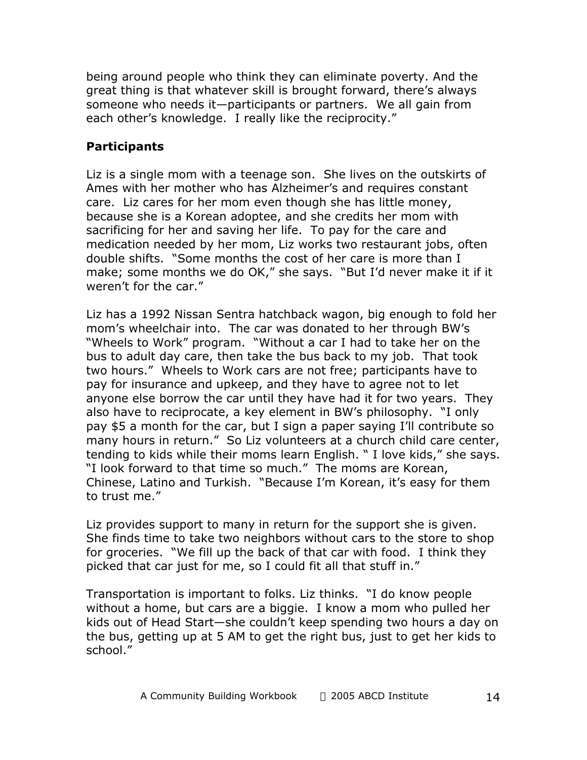being around people who think they can eliminate poverty. And the great thing is that whatever skill is brought forward, there's always someone who needs it—participants or partners. We all gain from each other's knowledge. I really like the reciprocity."

**Participants**

Liz is a single mom with a teenage son. She lives on the outskirts of Ames with her mother who has Alzheimer's and requires constant care. Liz cares for her mom even though she has little money, because she is a Korean adoptee, and she credits her mom with sacrificing for her and saving her life. To pay for the care and medication needed by her mom, Liz works two restaurant jobs, often double shifts. "Some months the cost of her care is more than I make; some months we do OK," she says. "But I'd never make it if it weren't for the car."

Liz has a 1992 Nissan Sentra hatchback wagon, big enough to fold her mom's wheelchair into. The car was donated to her through BW's "Wheels to Work" program. "Without a car I had to take her on the bus to adult day care, then take the bus back to my job. That took two hours." Wheels to Work cars are not free; participants have to pay for insurance and upkeep, and they have to agree not to let anyone else borrow the car until they have had it for two years. They also have to reciprocate, a key element in BW's philosophy. "I only pay $5 a month for the car, but I sign a paper saying I'll contribute so many hours in return." So Liz volunteers at a church child care center, tending to kids while their moms learn English. " I love kids," she says. "I look forward to that time so much." The moms are Korean, Chinese, Latino and Turkish. "Because I'm Korean, it's easy for them to trust me."

Liz provides support to many in return for the support she is given. She finds time to take two neighbors without cars to the store to shop for groceries. "We fill up the back of that car with food. I think they picked that car just for me, so I could fit all that stuff in."

Transportation is important to folks. Liz thinks. "I do know people without a home, but cars are a biggie. I know a mom who pulled her kids out of Head Start—she couldn't keep spending two hours a day on the bus, getting up at 5 AM to get the right bus, just to get her kids to school."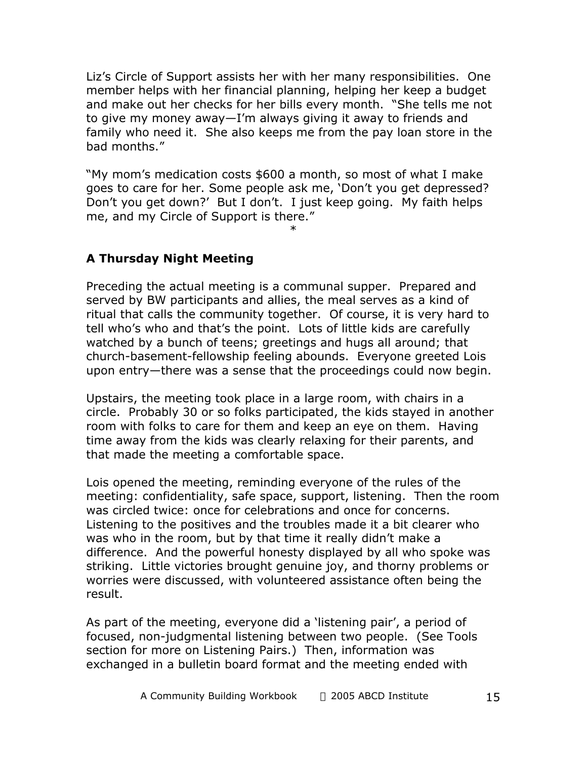Liz's Circle of Support assists her with her many responsibilities. One member helps with her financial planning, helping her keep a budget and make out her checks for her bills every month. "She tells me not to give my money away—I'm always giving it away to friends and family who need it. She also keeps me from the pay loan store in the bad months."

"My mom's medication costs $600 a month, so most of what I make goes to care for her. Some people ask me, 'Don't you get depressed? Don't you get down?' But I don't. I just keep going. My faith helps me, and my Circle of Support is there."

*

## A Thursday Night Meeting

Preceding the actual meeting is a communal supper. Prepared and served by BW participants and allies, the meal serves as a kind of ritual that calls the community together. Of course, it is very hard to tell who's who and that's the point. Lots of little kids are carefully watched by a bunch of teens; greetings and hugs all around; that church-basement-fellowship feeling abounds. Everyone greeted Lois upon entry—there was a sense that the proceedings could now begin.

Upstairs, the meeting took place in a large room, with chairs in a circle. Probably 30 or so folks participated, the kids stayed in another room with folks to care for them and keep an eye on them. Having time away from the kids was clearly relaxing for their parents, and that made the meeting a comfortable space.

Lois opened the meeting, reminding everyone of the rules of the meeting: confidentiality, safe space, support, listening. Then the room was circled twice: once for celebrations and once for concerns. Listening to the positives and the troubles made it a bit clearer who was who in the room, but by that time it really didn't make a difference. And the powerful honesty displayed by all who spoke was striking. Little victories brought genuine joy, and thorny problems or worries were discussed, with volunteered assistance often being the result.

As part of the meeting, everyone did a 'listening pair', a period of focused, non-judgmental listening between two people. (See Tools section for more on Listening Pairs.) Then, information was exchanged in a bulletin board format and the meeting ended with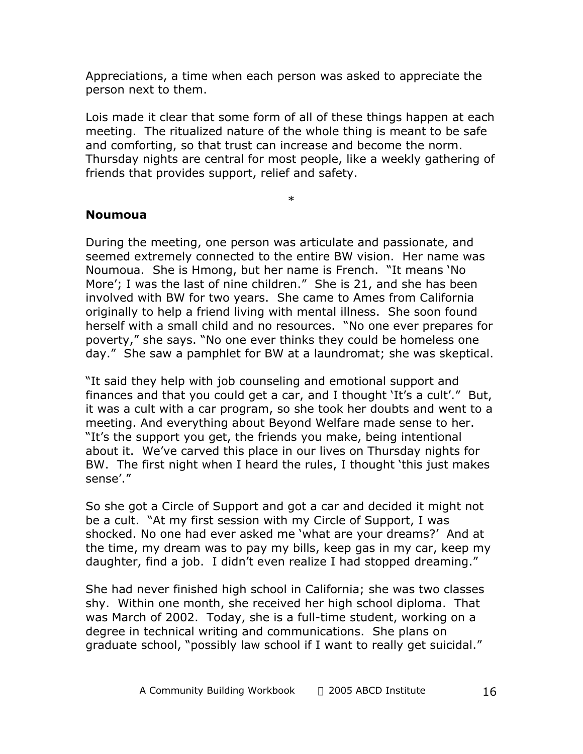Appreciations, a time when each person was asked to appreciate the person next to them.

Lois made it clear that some form of all of these things happen at each meeting. The ritualized nature of the whole thing is meant to be safe and comforting, so that trust can increase and become the norm. Thursday nights are central for most people, like a weekly gathering of friends that provides support, relief and safety.

*

**Noumoua**

During the meeting, one person was articulate and passionate, and seemed extremely connected to the entire BW vision. Her name was Noumoua. She is Hmong, but her name is French. "It means 'No More'; I was the last of nine children." She is 21, and she has been involved with BW for two years. She came to Ames from California originally to help a friend living with mental illness. She soon found herself with a small child and no resources. "No one ever prepares for poverty," she says. "No one ever thinks they could be homeless one day." She saw a pamphlet for BW at a laundromat; she was skeptical.

"It said they help with job counseling and emotional support and finances and that you could get a car, and I thought 'It's a cult'." But, it was a cult with a car program, so she took her doubts and went to a meeting. And everything about Beyond Welfare made sense to her. "It's the support you get, the friends you make, being intentional about it. We've carved this place in our lives on Thursday nights for BW. The first night when I heard the rules, I thought 'this just makes sense'."

So she got a Circle of Support and got a car and decided it might not be a cult. "At my first session with my Circle of Support, I was shocked. No one had ever asked me 'what are your dreams?' And at the time, my dream was to pay my bills, keep gas in my car, keep my daughter, find a job. I didn't even realize I had stopped dreaming."

She had never finished high school in California; she was two classes shy. Within one month, she received her high school diploma. That was March of 2002. Today, she is a full-time student, working on a degree in technical writing and communications. She plans on graduate school, "possibly law school if I want to really get suicidal."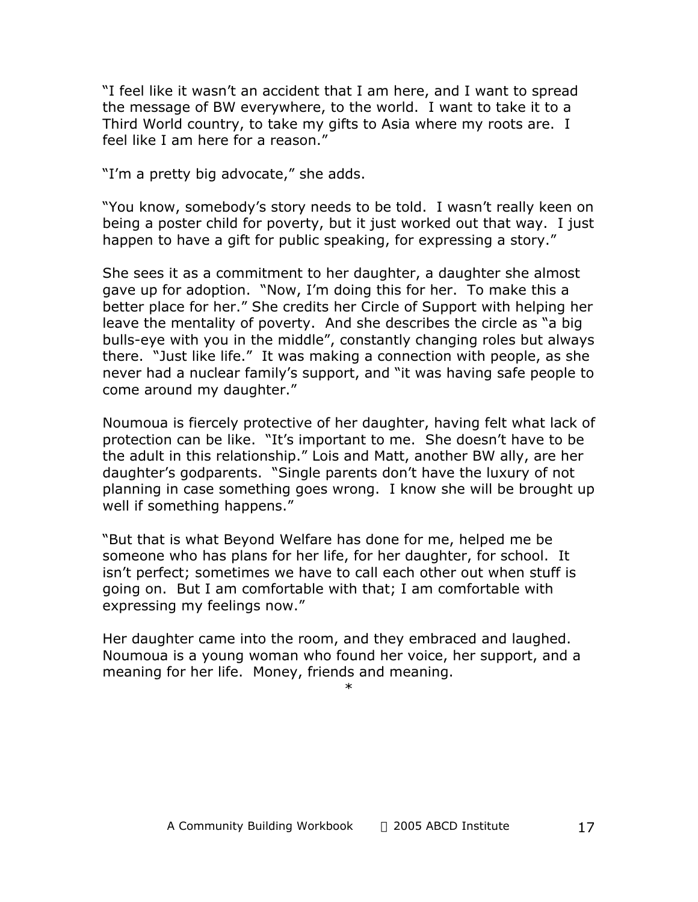"I feel like it wasn't an accident that I am here, and I want to spread the message of BW everywhere, to the world. I want to take it to a Third World country, to take my gifts to Asia where my roots are. I feel like I am here for a reason."

"I'm a pretty big advocate," she adds.

"You know, somebody's story needs to be told. I wasn't really keen on being a poster child for poverty, but it just worked out that way. I just happen to have a gift for public speaking, for expressing a story."

She sees it as a commitment to her daughter, a daughter she almost gave up for adoption. "Now, I'm doing this for her. To make this a better place for her." She credits her Circle of Support with helping her leave the mentality of poverty. And she describes the circle as "a big bulls-eye with you in the middle", constantly changing roles but always there. "Just like life." It was making a connection with people, as she never had a nuclear family's support, and "it was having safe people to come around my daughter."

Noumoua is fiercely protective of her daughter, having felt what lack of protection can be like. "It's important to me. She doesn't have to be the adult in this relationship." Lois and Matt, another BW ally, are her daughter's godparents. "Single parents don't have the luxury of not planning in case something goes wrong. I know she will be brought up well if something happens."

"But that is what Beyond Welfare has done for me, helped me be someone who has plans for her life, for her daughter, for school. It isn't perfect; sometimes we have to call each other out when stuff is going on. But I am comfortable with that; I am comfortable with expressing my feelings now."

Her daughter came into the room, and they embraced and laughed. Noumoua is a young woman who found her voice, her support, and a meaning for her life. Money, friends and meaning.

*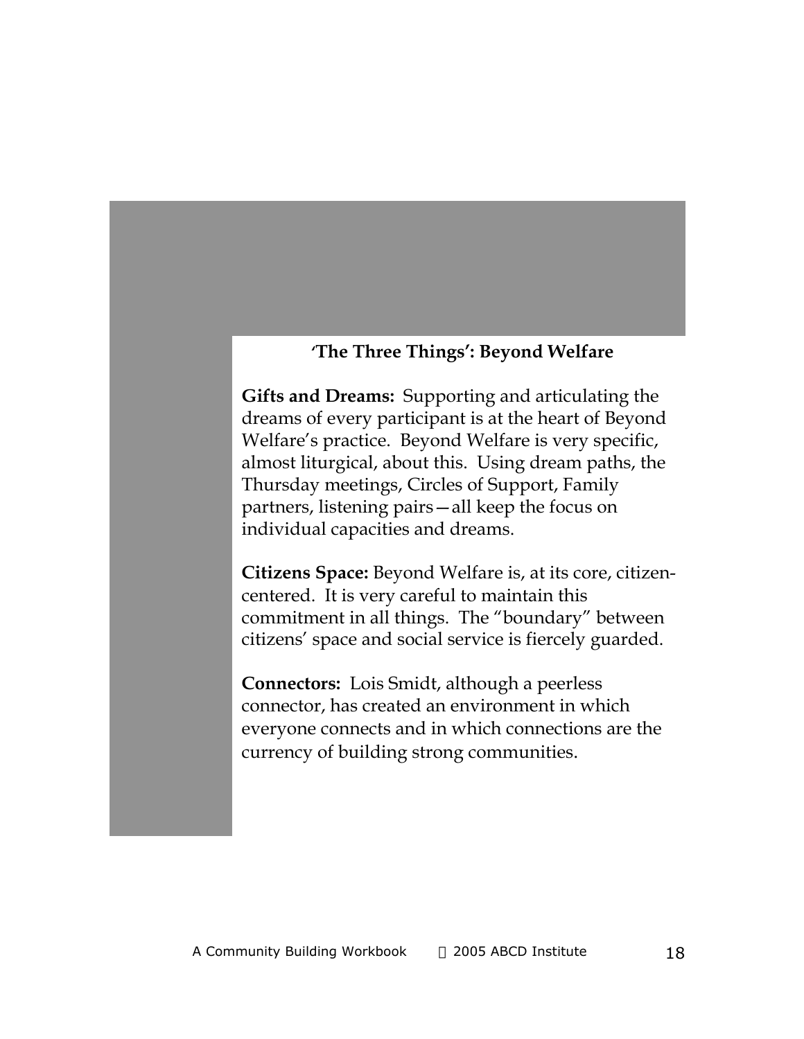## 'The Three Things': Beyond Welfare

**Gifts and Dreams:** Supporting and articulating the dreams of every participant is at the heart of Beyond Welfare's practice. Beyond Welfare is very specific, almost liturgical, about this. Using dream paths, the Thursday meetings, Circles of Support, Family partners, listening pairs—all keep the focus on individual capacities and dreams.

**Citizens Space:** Beyond Welfare is, at its core, citizen-centered. It is very careful to maintain this commitment in all things. The "boundary" between citizens' space and social service is fiercely guarded.

**Connectors:** Lois Smidt, although a peerless connector, has created an environment in which everyone connects and in which connections are the currency of building strong communities.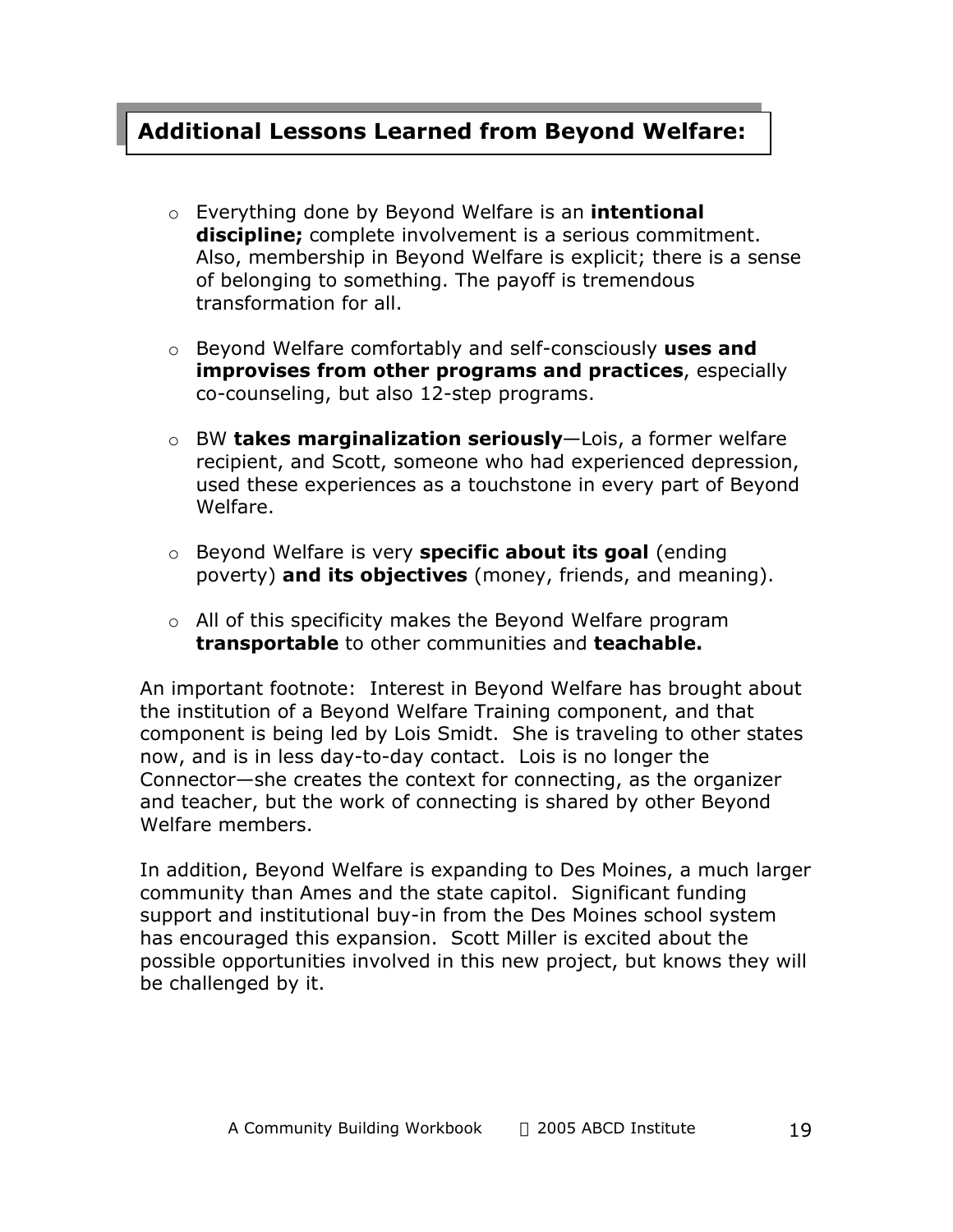## Additional Lessons Learned from Beyond Welfare:

- Everything done by Beyond Welfare is an **intentional discipline;** complete involvement is a serious commitment. Also, membership in Beyond Welfare is explicit; there is a sense of belonging to something. The payoff is tremendous transformation for all.

- Beyond Welfare comfortably and self-consciously **uses and improvises from other programs and practices**, especially co-counseling, but also 12-step programs.

- BW **takes marginalization seriously**—Lois, a former welfare recipient, and Scott, someone who had experienced depression, used these experiences as a touchstone in every part of Beyond Welfare.

- Beyond Welfare is very **specific about its goal** (ending poverty) **and its objectives** (money, friends, and meaning).

- All of this specificity makes the Beyond Welfare program **transportable** to other communities and **teachable.**

An important footnote: Interest in Beyond Welfare has brought about the institution of a Beyond Welfare Training component, and that component is being led by Lois Smidt. She is traveling to other states now, and is in less day-to-day contact. Lois is no longer the Connector—she creates the context for connecting, as the organizer and teacher, but the work of connecting is shared by other Beyond Welfare members.

In addition, Beyond Welfare is expanding to Des Moines, a much larger community than Ames and the state capitol. Significant funding support and institutional buy-in from the Des Moines school system has encouraged this expansion. Scott Miller is excited about the possible opportunities involved in this new project, but knows they will be challenged by it.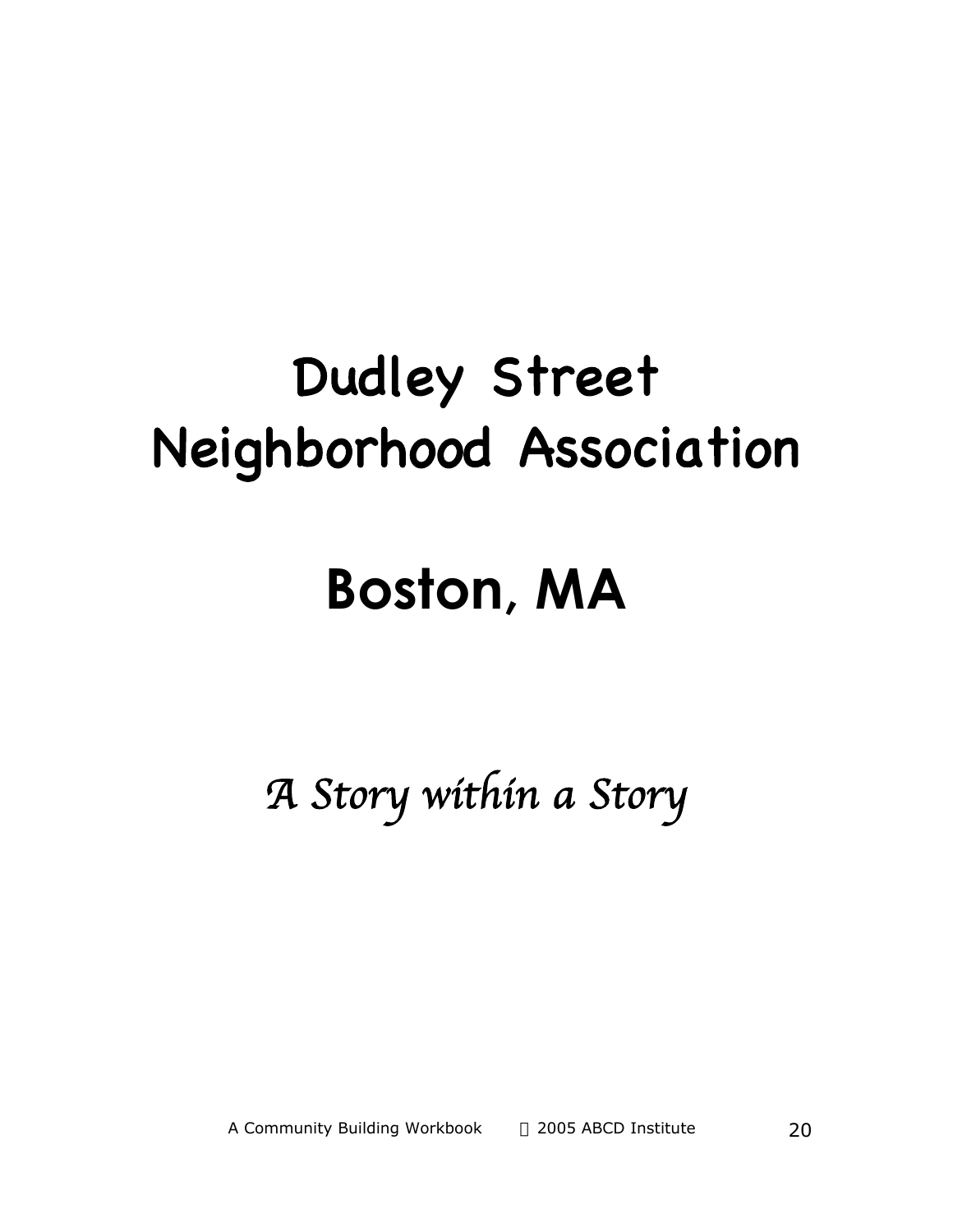# Dudley Street Neighborhood Association

# Boston, MA

*A Story within a Story*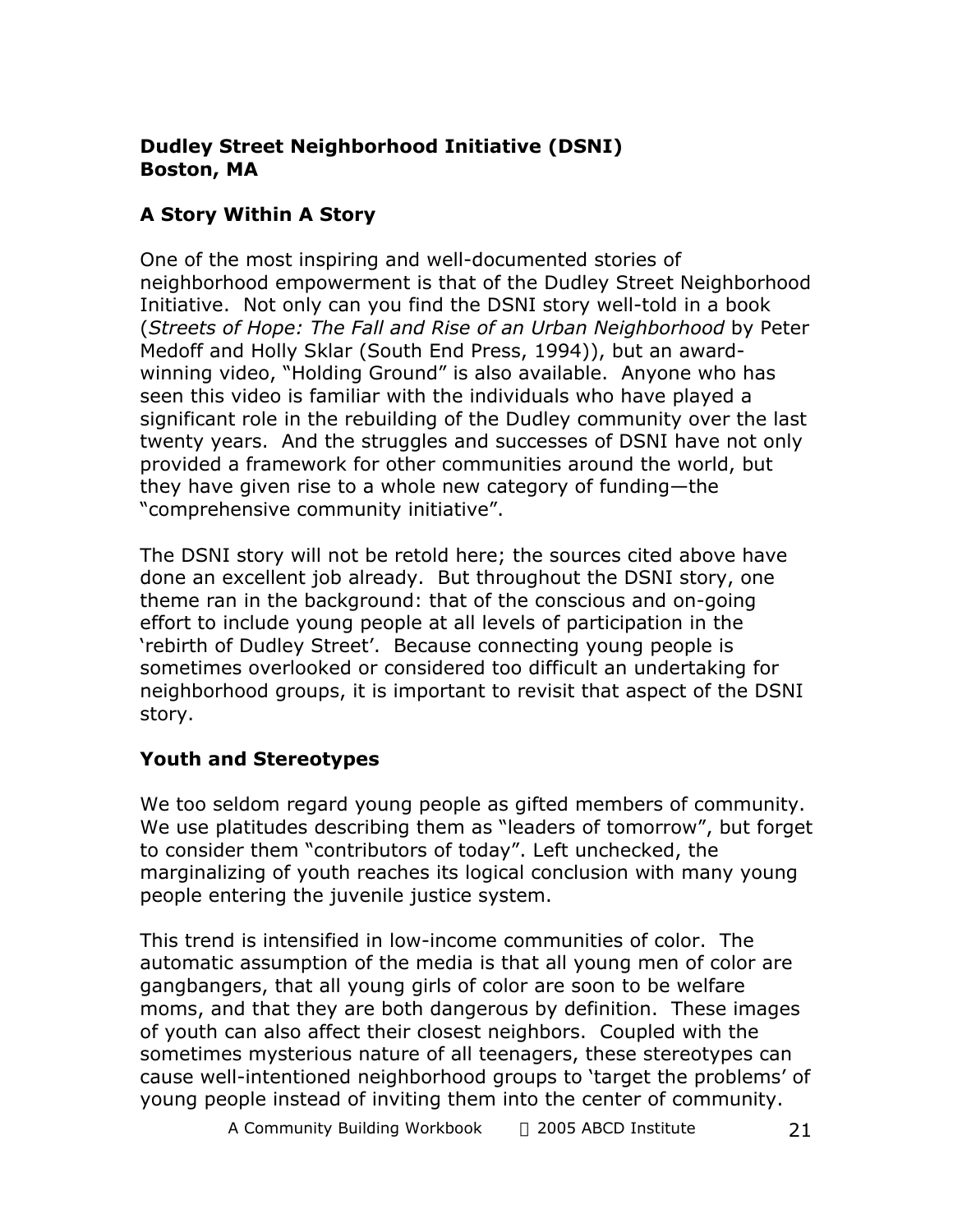**Dudley Street Neighborhood Initiative (DSNI)**
**Boston, MA**

### A Story Within A Story

One of the most inspiring and well-documented stories of neighborhood empowerment is that of the Dudley Street Neighborhood Initiative. Not only can you find the DSNI story well-told in a book (*Streets of Hope: The Fall and Rise of an Urban Neighborhood* by Peter Medoff and Holly Sklar (South End Press, 1994)), but an award-winning video, "Holding Ground" is also available. Anyone who has seen this video is familiar with the individuals who have played a significant role in the rebuilding of the Dudley community over the last twenty years. And the struggles and successes of DSNI have not only provided a framework for other communities around the world, but they have given rise to a whole new category of funding—the "comprehensive community initiative".

The DSNI story will not be retold here; the sources cited above have done an excellent job already. But throughout the DSNI story, one theme ran in the background: that of the conscious and on-going effort to include young people at all levels of participation in the 'rebirth of Dudley Street'. Because connecting young people is sometimes overlooked or considered too difficult an undertaking for neighborhood groups, it is important to revisit that aspect of the DSNI story.

### Youth and Stereotypes

We too seldom regard young people as gifted members of community. We use platitudes describing them as "leaders of tomorrow", but forget to consider them "contributors of today". Left unchecked, the marginalizing of youth reaches its logical conclusion with many young people entering the juvenile justice system.

This trend is intensified in low-income communities of color. The automatic assumption of the media is that all young men of color are gangbangers, that all young girls of color are soon to be welfare moms, and that they are both dangerous by definition. These images of youth can also affect their closest neighbors. Coupled with the sometimes mysterious nature of all teenagers, these stereotypes can cause well-intentioned neighborhood groups to 'target the problems' of young people instead of inviting them into the center of community.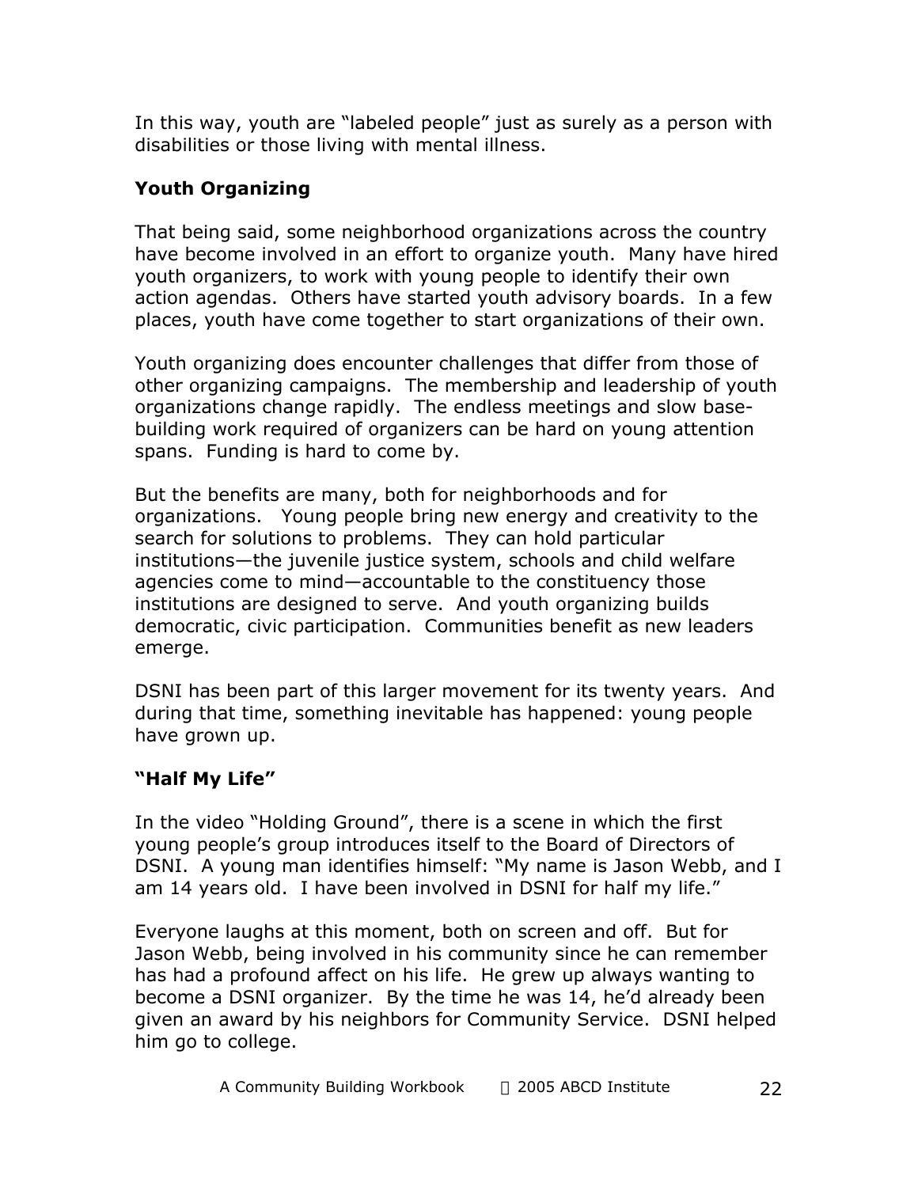In this way, youth are "labeled people" just as surely as a person with disabilities or those living with mental illness.

### Youth Organizing

That being said, some neighborhood organizations across the country have become involved in an effort to organize youth. Many have hired youth organizers, to work with young people to identify their own action agendas. Others have started youth advisory boards. In a few places, youth have come together to start organizations of their own.

Youth organizing does encounter challenges that differ from those of other organizing campaigns. The membership and leadership of youth organizations change rapidly. The endless meetings and slow base-building work required of organizers can be hard on young attention spans. Funding is hard to come by.

But the benefits are many, both for neighborhoods and for organizations. Young people bring new energy and creativity to the search for solutions to problems. They can hold particular institutions—the juvenile justice system, schools and child welfare agencies come to mind—accountable to the constituency those institutions are designed to serve. And youth organizing builds democratic, civic participation. Communities benefit as new leaders emerge.

DSNI has been part of this larger movement for its twenty years. And during that time, something inevitable has happened: young people have grown up.

### "Half My Life"

In the video "Holding Ground", there is a scene in which the first young people's group introduces itself to the Board of Directors of DSNI. A young man identifies himself: "My name is Jason Webb, and I am 14 years old. I have been involved in DSNI for half my life."

Everyone laughs at this moment, both on screen and off. But for Jason Webb, being involved in his community since he can remember has had a profound affect on his life. He grew up always wanting to become a DSNI organizer. By the time he was 14, he'd already been given an award by his neighbors for Community Service. DSNI helped him go to college.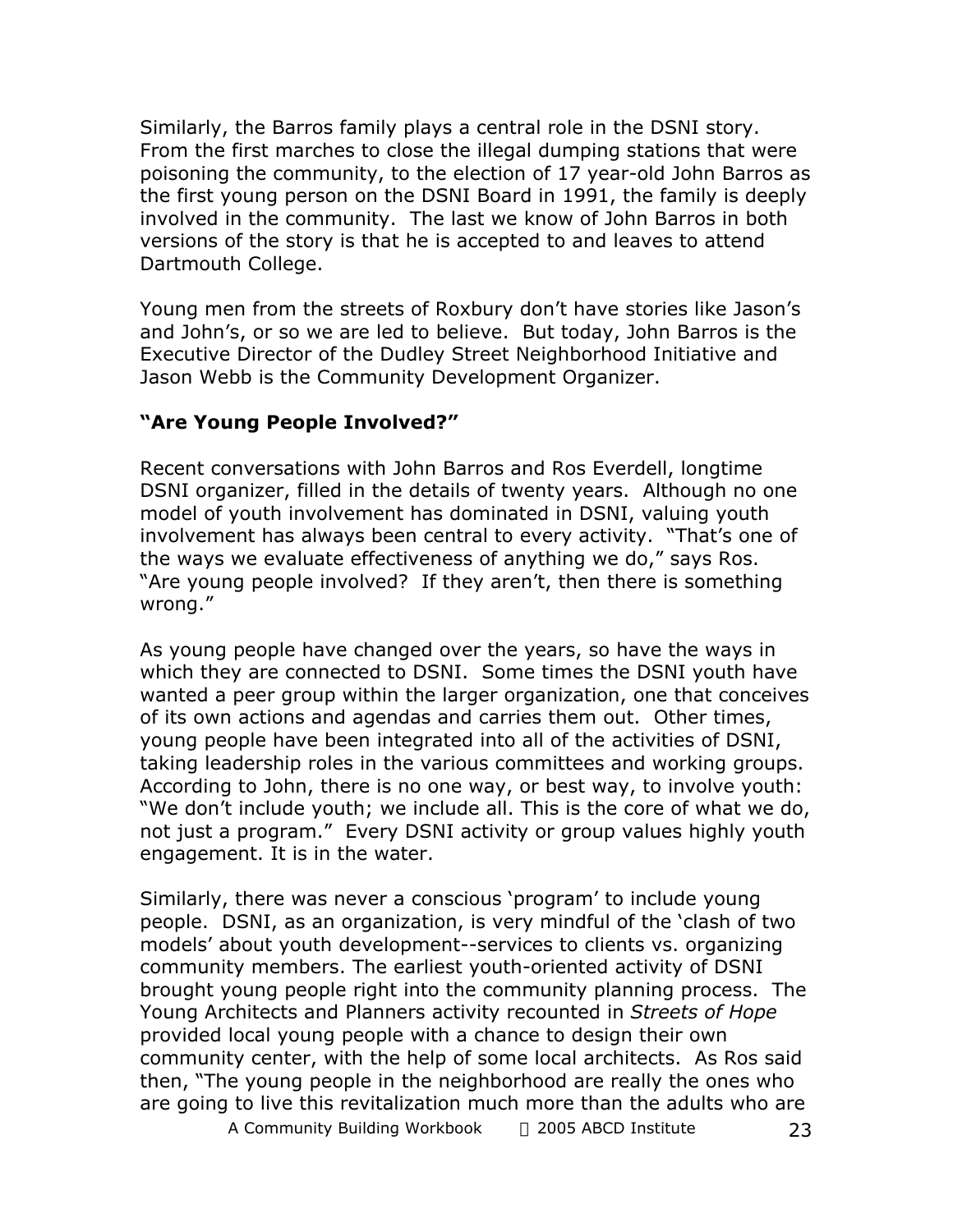Similarly, the Barros family plays a central role in the DSNI story. From the first marches to close the illegal dumping stations that were poisoning the community, to the election of 17 year-old John Barros as the first young person on the DSNI Board in 1991, the family is deeply involved in the community. The last we know of John Barros in both versions of the story is that he is accepted to and leaves to attend Dartmouth College.

Young men from the streets of Roxbury don't have stories like Jason's and John's, or so we are led to believe. But today, John Barros is the Executive Director of the Dudley Street Neighborhood Initiative and Jason Webb is the Community Development Organizer.

**"Are Young People Involved?"**

Recent conversations with John Barros and Ros Everdell, longtime DSNI organizer, filled in the details of twenty years. Although no one model of youth involvement has dominated in DSNI, valuing youth involvement has always been central to every activity. "That's one of the ways we evaluate effectiveness of anything we do," says Ros. "Are young people involved? If they aren't, then there is something wrong."

As young people have changed over the years, so have the ways in which they are connected to DSNI. Some times the DSNI youth have wanted a peer group within the larger organization, one that conceives of its own actions and agendas and carries them out. Other times, young people have been integrated into all of the activities of DSNI, taking leadership roles in the various committees and working groups. According to John, there is no one way, or best way, to involve youth: "We don't include youth; we include all. This is the core of what we do, not just a program." Every DSNI activity or group values highly youth engagement. It is in the water.

Similarly, there was never a conscious 'program' to include young people. DSNI, as an organization, is very mindful of the 'clash of two models' about youth development--services to clients vs. organizing community members. The earliest youth-oriented activity of DSNI brought young people right into the community planning process. The Young Architects and Planners activity recounted in *Streets of Hope* provided local young people with a chance to design their own community center, with the help of some local architects. As Ros said then, "The young people in the neighborhood are really the ones who are going to live this revitalization much more than the adults who are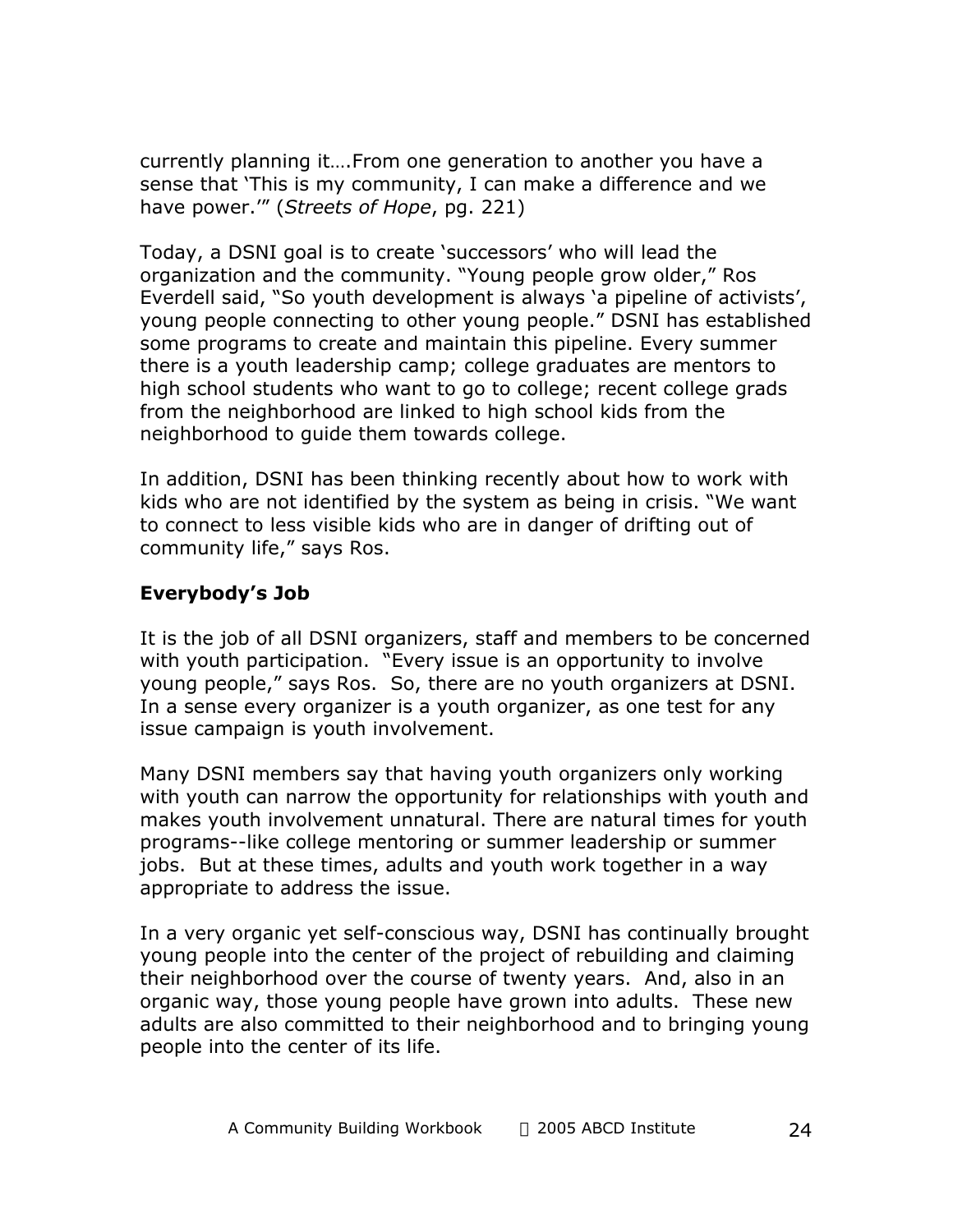currently planning it….From one generation to another you have a sense that 'This is my community, I can make a difference and we have power.'" (*Streets of Hope*, pg. 221)

Today, a DSNI goal is to create 'successors' who will lead the organization and the community. "Young people grow older," Ros Everdell said, "So youth development is always 'a pipeline of activists', young people connecting to other young people." DSNI has established some programs to create and maintain this pipeline. Every summer there is a youth leadership camp; college graduates are mentors to high school students who want to go to college; recent college grads from the neighborhood are linked to high school kids from the neighborhood to guide them towards college.

In addition, DSNI has been thinking recently about how to work with kids who are not identified by the system as being in crisis. "We want to connect to less visible kids who are in danger of drifting out of community life," says Ros.

**Everybody's Job**

It is the job of all DSNI organizers, staff and members to be concerned with youth participation. "Every issue is an opportunity to involve young people," says Ros. So, there are no youth organizers at DSNI. In a sense every organizer is a youth organizer, as one test for any issue campaign is youth involvement.

Many DSNI members say that having youth organizers only working with youth can narrow the opportunity for relationships with youth and makes youth involvement unnatural. There are natural times for youth programs--like college mentoring or summer leadership or summer jobs. But at these times, adults and youth work together in a way appropriate to address the issue.

In a very organic yet self-conscious way, DSNI has continually brought young people into the center of the project of rebuilding and claiming their neighborhood over the course of twenty years. And, also in an organic way, those young people have grown into adults. These new adults are also committed to their neighborhood and to bringing young people into the center of its life.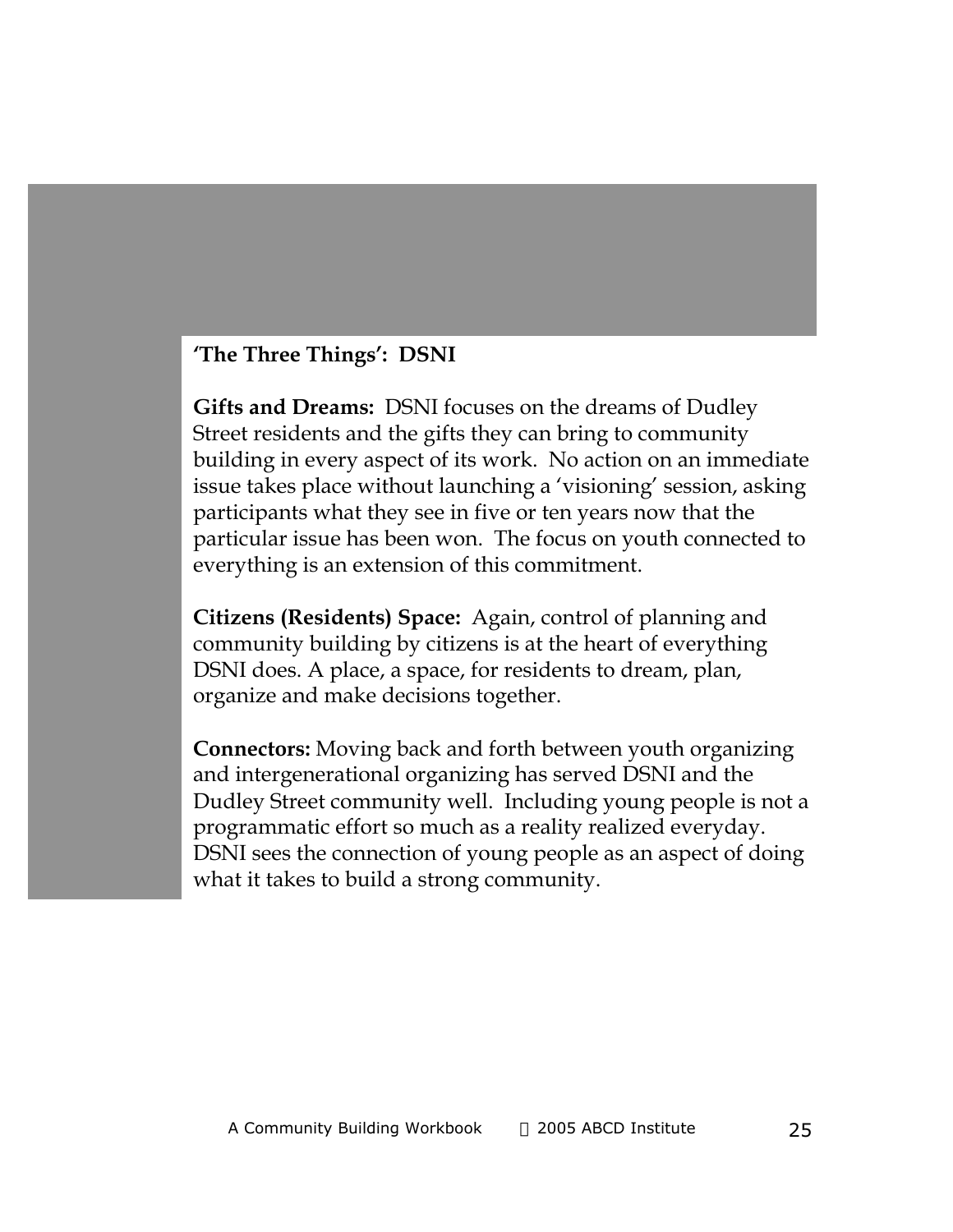**'The Three Things': DSNI**

**Gifts and Dreams:** DSNI focuses on the dreams of Dudley Street residents and the gifts they can bring to community building in every aspect of its work. No action on an immediate issue takes place without launching a 'visioning' session, asking participants what they see in five or ten years now that the particular issue has been won. The focus on youth connected to everything is an extension of this commitment.

**Citizens (Residents) Space:** Again, control of planning and community building by citizens is at the heart of everything DSNI does. A place, a space, for residents to dream, plan, organize and make decisions together.

**Connectors:** Moving back and forth between youth organizing and intergenerational organizing has served DSNI and the Dudley Street community well. Including young people is not a programmatic effort so much as a reality realized everyday. DSNI sees the connection of young people as an aspect of doing what it takes to build a strong community.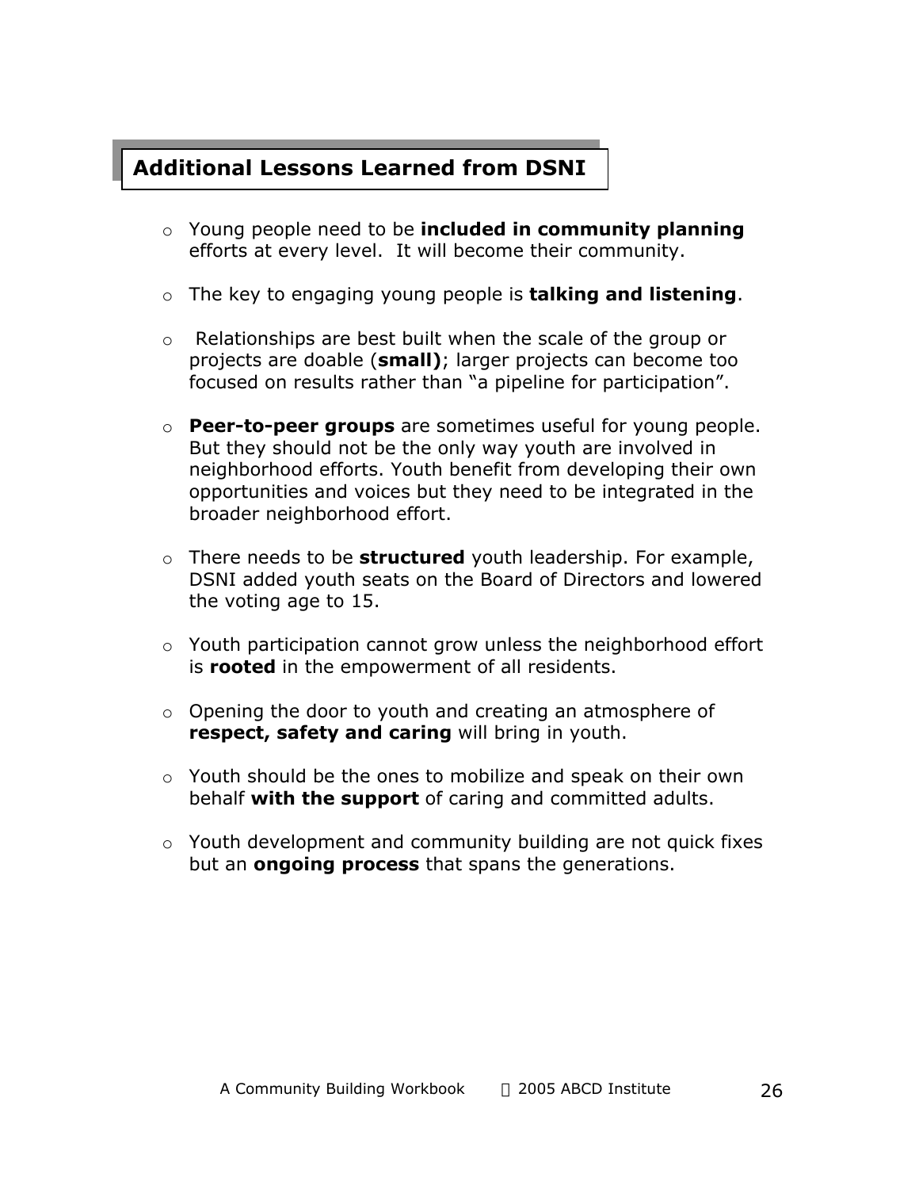## Additional Lessons Learned from DSNI

- Young people need to be **included in community planning** efforts at every level. It will become their community.

- The key to engaging young people is **talking and listening**.

- Relationships are best built when the scale of the group or projects are doable (**small)**; larger projects can become too focused on results rather than "a pipeline for participation".

- **Peer-to-peer groups** are sometimes useful for young people. But they should not be the only way youth are involved in neighborhood efforts. Youth benefit from developing their own opportunities and voices but they need to be integrated in the broader neighborhood effort.

- There needs to be **structured** youth leadership. For example, DSNI added youth seats on the Board of Directors and lowered the voting age to 15.

- Youth participation cannot grow unless the neighborhood effort is **rooted** in the empowerment of all residents.

- Opening the door to youth and creating an atmosphere of **respect, safety and caring** will bring in youth.

- Youth should be the ones to mobilize and speak on their own behalf **with the support** of caring and committed adults.

- Youth development and community building are not quick fixes but an **ongoing process** that spans the generations.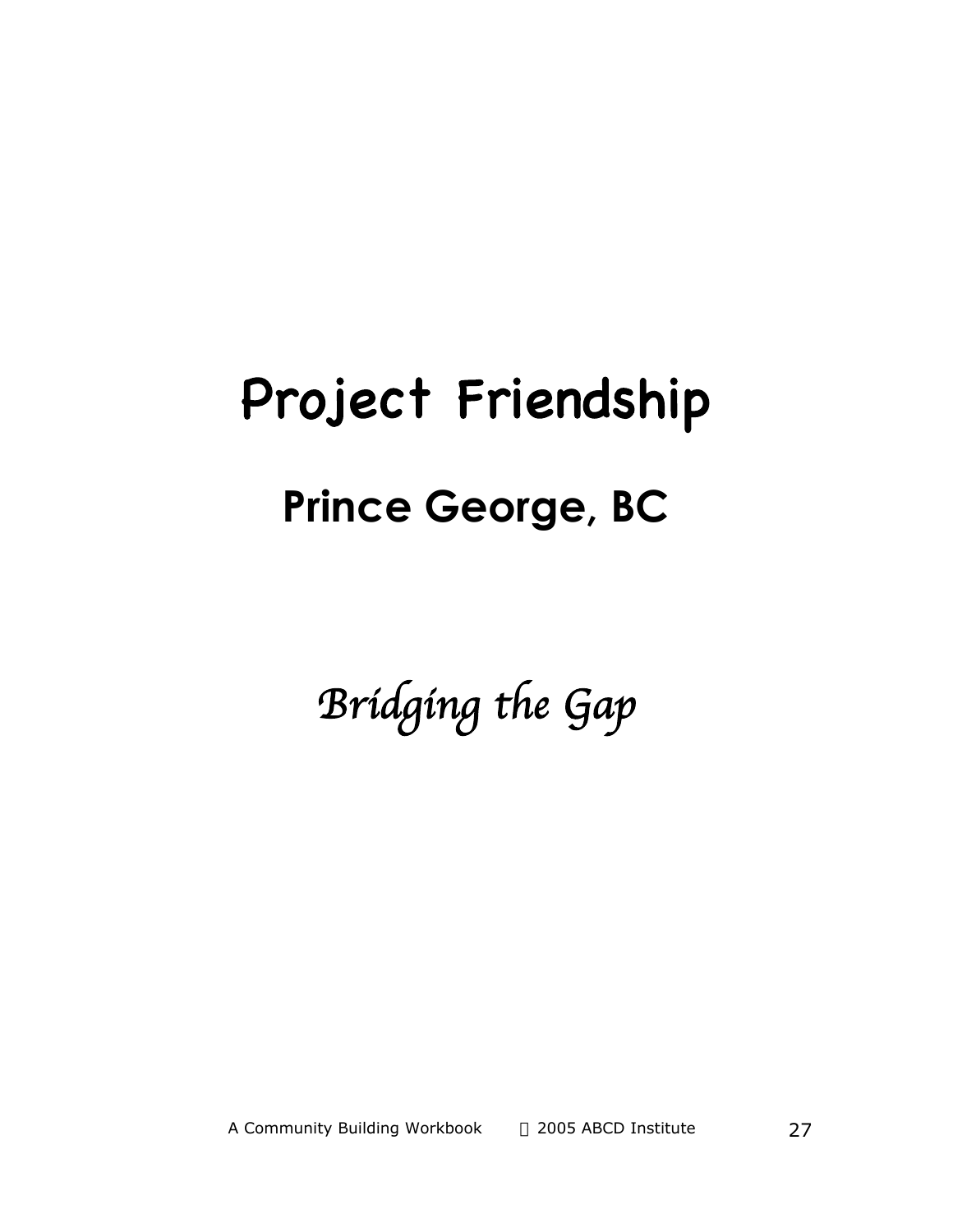# Project Friendship

## Prince George, BC

*Bridging the Gap*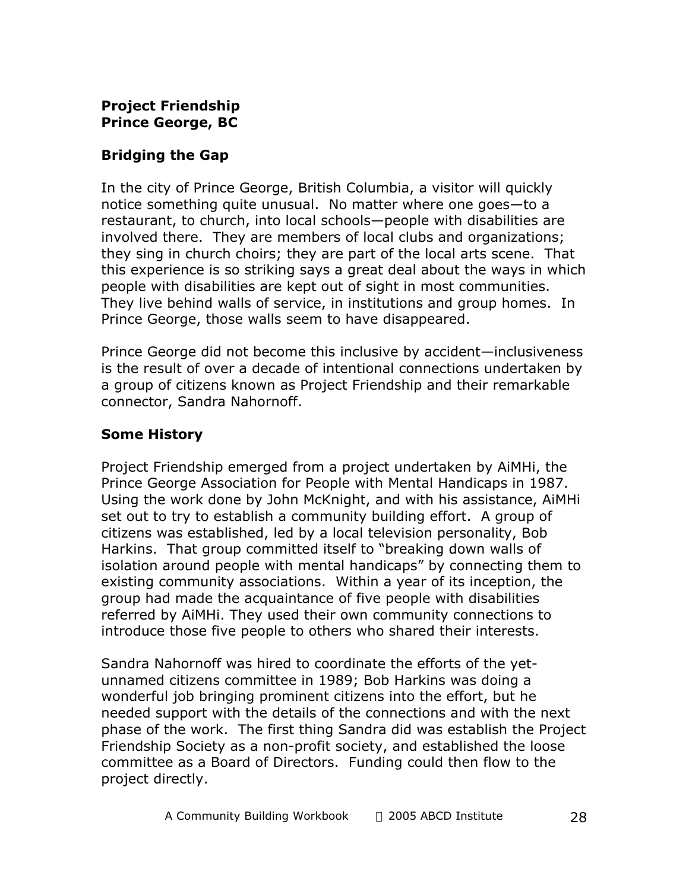**Project Friendship**
**Prince George, BC**

## Bridging the Gap

In the city of Prince George, British Columbia, a visitor will quickly notice something quite unusual. No matter where one goes—to a restaurant, to church, into local schools—people with disabilities are involved there. They are members of local clubs and organizations; they sing in church choirs; they are part of the local arts scene. That this experience is so striking says a great deal about the ways in which people with disabilities are kept out of sight in most communities. They live behind walls of service, in institutions and group homes. In Prince George, those walls seem to have disappeared.

Prince George did not become this inclusive by accident—inclusiveness is the result of over a decade of intentional connections undertaken by a group of citizens known as Project Friendship and their remarkable connector, Sandra Nahornoff.

## Some History

Project Friendship emerged from a project undertaken by AiMHi, the Prince George Association for People with Mental Handicaps in 1987. Using the work done by John McKnight, and with his assistance, AiMHi set out to try to establish a community building effort. A group of citizens was established, led by a local television personality, Bob Harkins. That group committed itself to "breaking down walls of isolation around people with mental handicaps" by connecting them to existing community associations. Within a year of its inception, the group had made the acquaintance of five people with disabilities referred by AiMHi. They used their own community connections to introduce those five people to others who shared their interests.

Sandra Nahornoff was hired to coordinate the efforts of the yet-unnamed citizens committee in 1989; Bob Harkins was doing a wonderful job bringing prominent citizens into the effort, but he needed support with the details of the connections and with the next phase of the work. The first thing Sandra did was establish the Project Friendship Society as a non-profit society, and established the loose committee as a Board of Directors. Funding could then flow to the project directly.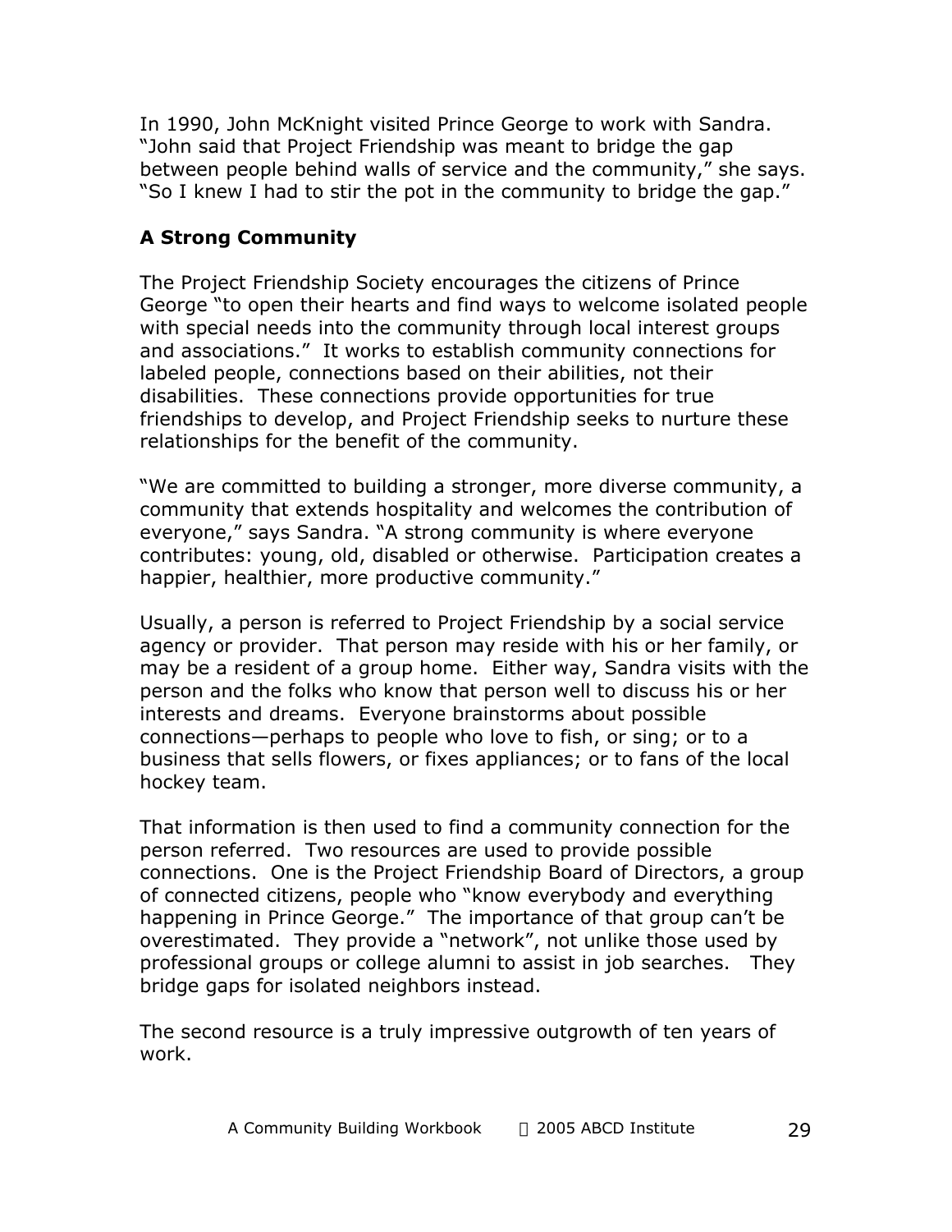In 1990, John McKnight visited Prince George to work with Sandra. "John said that Project Friendship was meant to bridge the gap between people behind walls of service and the community," she says. "So I knew I had to stir the pot in the community to bridge the gap."

## A Strong Community

The Project Friendship Society encourages the citizens of Prince George "to open their hearts and find ways to welcome isolated people with special needs into the community through local interest groups and associations." It works to establish community connections for labeled people, connections based on their abilities, not their disabilities. These connections provide opportunities for true friendships to develop, and Project Friendship seeks to nurture these relationships for the benefit of the community.

"We are committed to building a stronger, more diverse community, a community that extends hospitality and welcomes the contribution of everyone," says Sandra. "A strong community is where everyone contributes: young, old, disabled or otherwise. Participation creates a happier, healthier, more productive community."

Usually, a person is referred to Project Friendship by a social service agency or provider. That person may reside with his or her family, or may be a resident of a group home. Either way, Sandra visits with the person and the folks who know that person well to discuss his or her interests and dreams. Everyone brainstorms about possible connections—perhaps to people who love to fish, or sing; or to a business that sells flowers, or fixes appliances; or to fans of the local hockey team.

That information is then used to find a community connection for the person referred. Two resources are used to provide possible connections. One is the Project Friendship Board of Directors, a group of connected citizens, people who "know everybody and everything happening in Prince George." The importance of that group can't be overestimated. They provide a "network", not unlike those used by professional groups or college alumni to assist in job searches. They bridge gaps for isolated neighbors instead.

The second resource is a truly impressive outgrowth of ten years of work.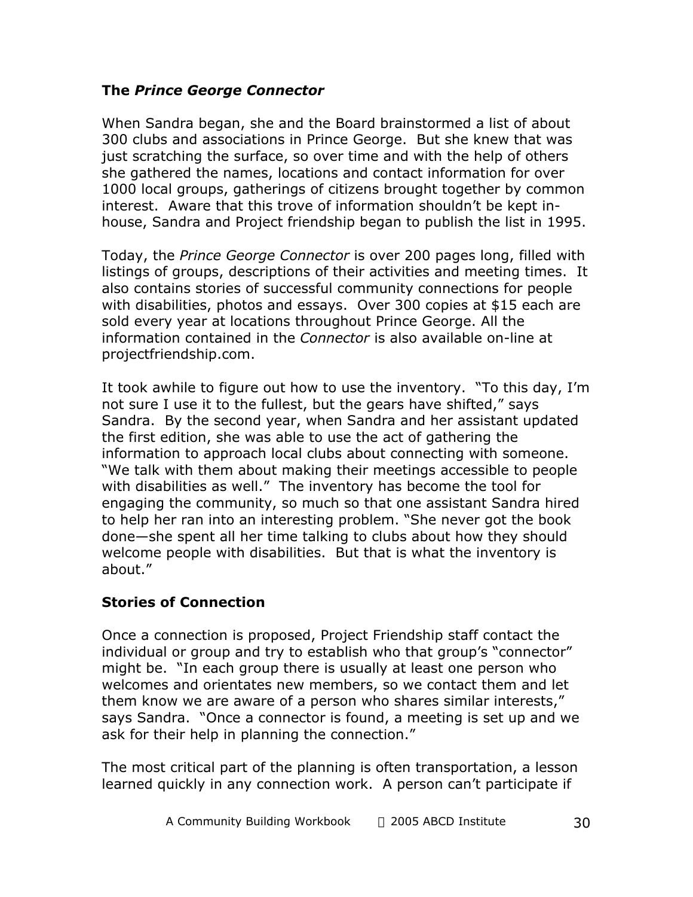### The *Prince George Connector*

When Sandra began, she and the Board brainstormed a list of about 300 clubs and associations in Prince George. But she knew that was just scratching the surface, so over time and with the help of others she gathered the names, locations and contact information for over 1000 local groups, gatherings of citizens brought together by common interest. Aware that this trove of information shouldn't be kept in-house, Sandra and Project friendship began to publish the list in 1995.

Today, the *Prince George Connector* is over 200 pages long, filled with listings of groups, descriptions of their activities and meeting times. It also contains stories of successful community connections for people with disabilities, photos and essays. Over 300 copies at $15 each are sold every year at locations throughout Prince George. All the information contained in the *Connector* is also available on-line at projectfriendship.com.

It took awhile to figure out how to use the inventory. "To this day, I'm not sure I use it to the fullest, but the gears have shifted," says Sandra. By the second year, when Sandra and her assistant updated the first edition, she was able to use the act of gathering the information to approach local clubs about connecting with someone. "We talk with them about making their meetings accessible to people with disabilities as well." The inventory has become the tool for engaging the community, so much so that one assistant Sandra hired to help her ran into an interesting problem. "She never got the book done—she spent all her time talking to clubs about how they should welcome people with disabilities. But that is what the inventory is about."

### Stories of Connection

Once a connection is proposed, Project Friendship staff contact the individual or group and try to establish who that group's "connector" might be. "In each group there is usually at least one person who welcomes and orientates new members, so we contact them and let them know we are aware of a person who shares similar interests," says Sandra. "Once a connector is found, a meeting is set up and we ask for their help in planning the connection."

The most critical part of the planning is often transportation, a lesson learned quickly in any connection work. A person can't participate if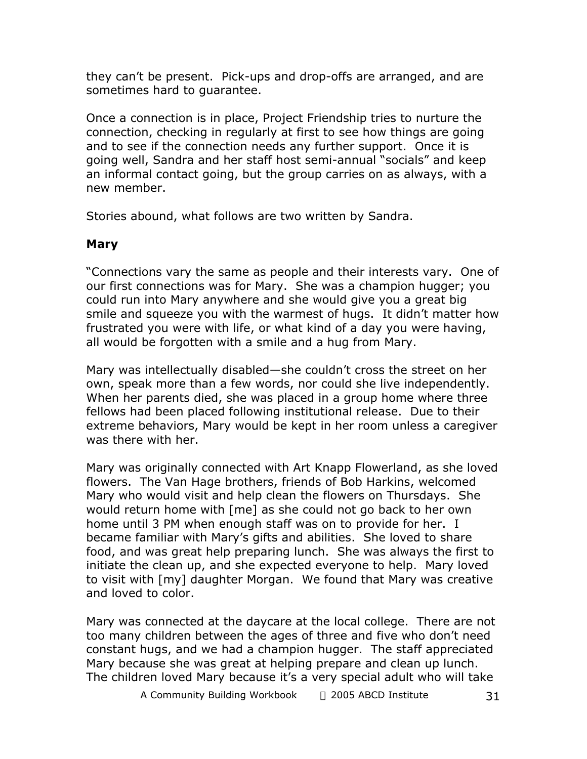they can't be present. Pick-ups and drop-offs are arranged, and are sometimes hard to guarantee.

Once a connection is in place, Project Friendship tries to nurture the connection, checking in regularly at first to see how things are going and to see if the connection needs any further support. Once it is going well, Sandra and her staff host semi-annual "socials" and keep an informal contact going, but the group carries on as always, with a new member.

Stories abound, what follows are two written by Sandra.

### Mary

"Connections vary the same as people and their interests vary. One of our first connections was for Mary. She was a champion hugger; you could run into Mary anywhere and she would give you a great big smile and squeeze you with the warmest of hugs. It didn't matter how frustrated you were with life, or what kind of a day you were having, all would be forgotten with a smile and a hug from Mary.

Mary was intellectually disabled—she couldn't cross the street on her own, speak more than a few words, nor could she live independently. When her parents died, she was placed in a group home where three fellows had been placed following institutional release. Due to their extreme behaviors, Mary would be kept in her room unless a caregiver was there with her.

Mary was originally connected with Art Knapp Flowerland, as she loved flowers. The Van Hage brothers, friends of Bob Harkins, welcomed Mary who would visit and help clean the flowers on Thursdays. She would return home with [me] as she could not go back to her own home until 3 PM when enough staff was on to provide for her. I became familiar with Mary's gifts and abilities. She loved to share food, and was great help preparing lunch. She was always the first to initiate the clean up, and she expected everyone to help. Mary loved to visit with [my] daughter Morgan. We found that Mary was creative and loved to color.

Mary was connected at the daycare at the local college. There are not too many children between the ages of three and five who don't need constant hugs, and we had a champion hugger. The staff appreciated Mary because she was great at helping prepare and clean up lunch. The children loved Mary because it's a very special adult who will take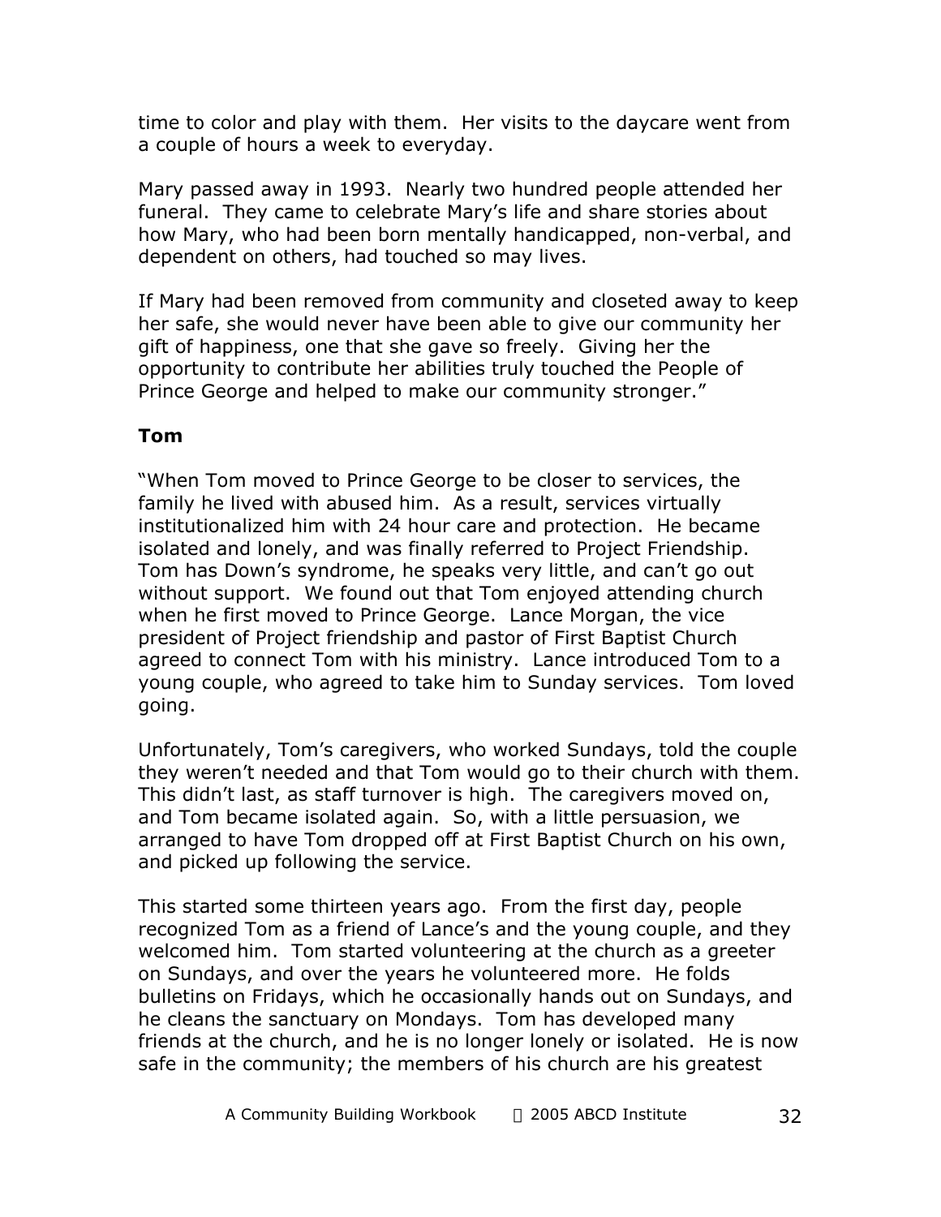time to color and play with them. Her visits to the daycare went from a couple of hours a week to everyday.

Mary passed away in 1993. Nearly two hundred people attended her funeral. They came to celebrate Mary's life and share stories about how Mary, who had been born mentally handicapped, non-verbal, and dependent on others, had touched so may lives.

If Mary had been removed from community and closeted away to keep her safe, she would never have been able to give our community her gift of happiness, one that she gave so freely. Giving her the opportunity to contribute her abilities truly touched the People of Prince George and helped to make our community stronger."

### Tom

"When Tom moved to Prince George to be closer to services, the family he lived with abused him. As a result, services virtually institutionalized him with 24 hour care and protection. He became isolated and lonely, and was finally referred to Project Friendship. Tom has Down's syndrome, he speaks very little, and can't go out without support. We found out that Tom enjoyed attending church when he first moved to Prince George. Lance Morgan, the vice president of Project friendship and pastor of First Baptist Church agreed to connect Tom with his ministry. Lance introduced Tom to a young couple, who agreed to take him to Sunday services. Tom loved going.

Unfortunately, Tom's caregivers, who worked Sundays, told the couple they weren't needed and that Tom would go to their church with them. This didn't last, as staff turnover is high. The caregivers moved on, and Tom became isolated again. So, with a little persuasion, we arranged to have Tom dropped off at First Baptist Church on his own, and picked up following the service.

This started some thirteen years ago. From the first day, people recognized Tom as a friend of Lance's and the young couple, and they welcomed him. Tom started volunteering at the church as a greeter on Sundays, and over the years he volunteered more. He folds bulletins on Fridays, which he occasionally hands out on Sundays, and he cleans the sanctuary on Mondays. Tom has developed many friends at the church, and he is no longer lonely or isolated. He is now safe in the community; the members of his church are his greatest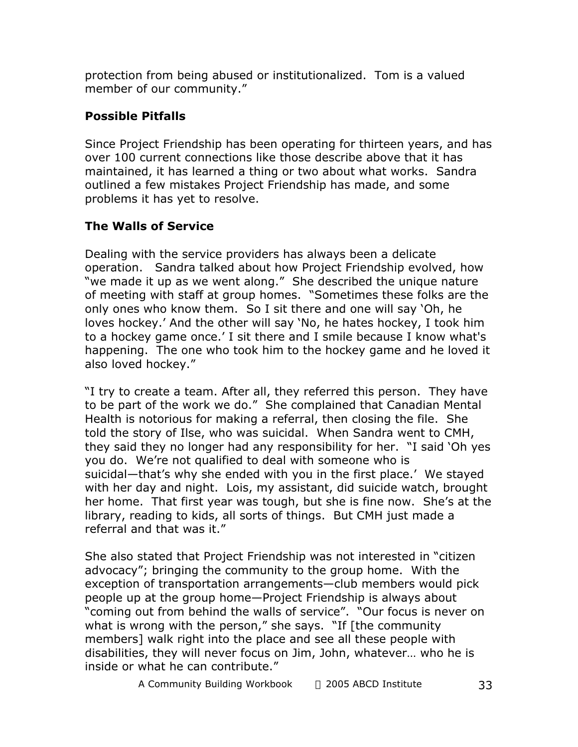protection from being abused or institutionalized. Tom is a valued member of our community."

### Possible Pitfalls

Since Project Friendship has been operating for thirteen years, and has over 100 current connections like those describe above that it has maintained, it has learned a thing or two about what works. Sandra outlined a few mistakes Project Friendship has made, and some problems it has yet to resolve.

### The Walls of Service

Dealing with the service providers has always been a delicate operation. Sandra talked about how Project Friendship evolved, how "we made it up as we went along." She described the unique nature of meeting with staff at group homes. "Sometimes these folks are the only ones who know them. So I sit there and one will say 'Oh, he loves hockey.' And the other will say 'No, he hates hockey, I took him to a hockey game once.' I sit there and I smile because I know what's happening. The one who took him to the hockey game and he loved it also loved hockey."

"I try to create a team. After all, they referred this person. They have to be part of the work we do." She complained that Canadian Mental Health is notorious for making a referral, then closing the file. She told the story of Ilse, who was suicidal. When Sandra went to CMH, they said they no longer had any responsibility for her. "I said 'Oh yes you do. We're not qualified to deal with someone who is suicidal—that's why she ended with you in the first place.' We stayed with her day and night. Lois, my assistant, did suicide watch, brought her home. That first year was tough, but she is fine now. She's at the library, reading to kids, all sorts of things. But CMH just made a referral and that was it."

She also stated that Project Friendship was not interested in "citizen advocacy"; bringing the community to the group home. With the exception of transportation arrangements—club members would pick people up at the group home—Project Friendship is always about "coming out from behind the walls of service". "Our focus is never on what is wrong with the person," she says. "If [the community members] walk right into the place and see all these people with disabilities, they will never focus on Jim, John, whatever… who he is inside or what he can contribute."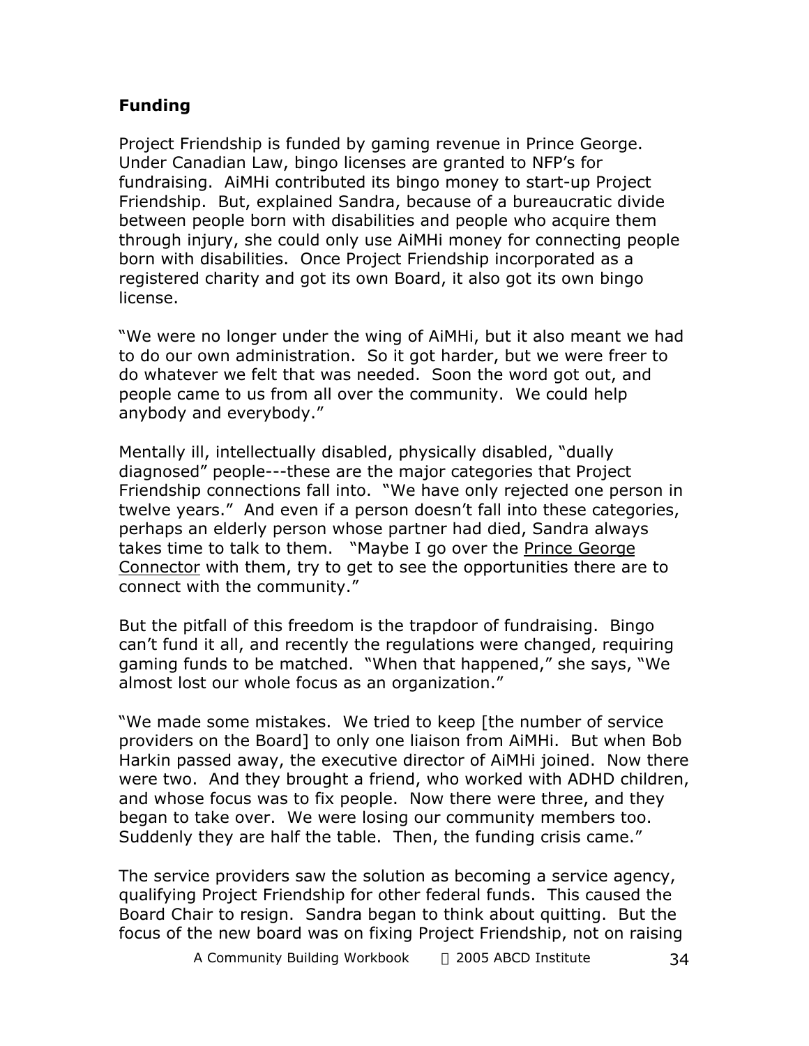## Funding

Project Friendship is funded by gaming revenue in Prince George. Under Canadian Law, bingo licenses are granted to NFP's for fundraising. AiMHi contributed its bingo money to start-up Project Friendship. But, explained Sandra, because of a bureaucratic divide between people born with disabilities and people who acquire them through injury, she could only use AiMHi money for connecting people born with disabilities. Once Project Friendship incorporated as a registered charity and got its own Board, it also got its own bingo license.

"We were no longer under the wing of AiMHi, but it also meant we had to do our own administration. So it got harder, but we were freer to do whatever we felt that was needed. Soon the word got out, and people came to us from all over the community. We could help anybody and everybody."

Mentally ill, intellectually disabled, physically disabled, "dually diagnosed" people---these are the major categories that Project Friendship connections fall into. "We have only rejected one person in twelve years." And even if a person doesn't fall into these categories, perhaps an elderly person whose partner had died, Sandra always takes time to talk to them. "Maybe I go over the <u>Prince George Connector</u> with them, try to get to see the opportunities there are to connect with the community."

But the pitfall of this freedom is the trapdoor of fundraising. Bingo can't fund it all, and recently the regulations were changed, requiring gaming funds to be matched. "When that happened," she says, "We almost lost our whole focus as an organization."

"We made some mistakes. We tried to keep [the number of service providers on the Board] to only one liaison from AiMHi. But when Bob Harkin passed away, the executive director of AiMHi joined. Now there were two. And they brought a friend, who worked with ADHD children, and whose focus was to fix people. Now there were three, and they began to take over. We were losing our community members too. Suddenly they are half the table. Then, the funding crisis came."

The service providers saw the solution as becoming a service agency, qualifying Project Friendship for other federal funds. This caused the Board Chair to resign. Sandra began to think about quitting. But the focus of the new board was on fixing Project Friendship, not on raising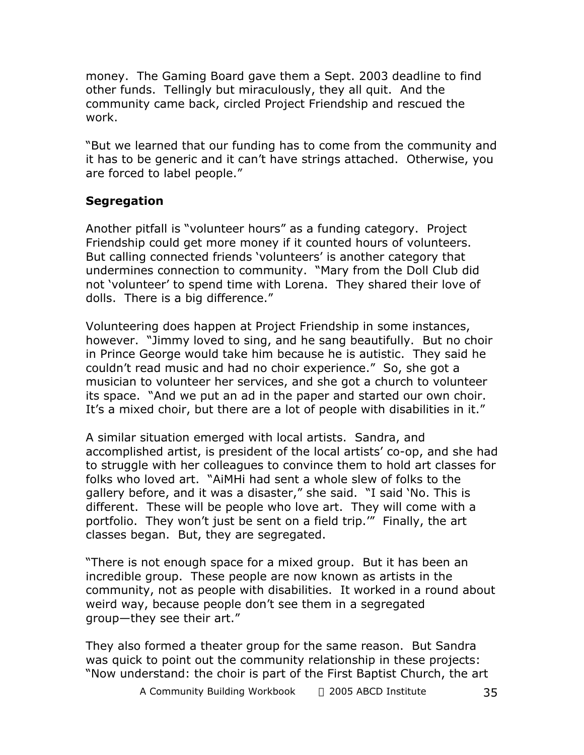money. The Gaming Board gave them a Sept. 2003 deadline to find other funds. Tellingly but miraculously, they all quit. And the community came back, circled Project Friendship and rescued the work.

"But we learned that our funding has to come from the community and it has to be generic and it can't have strings attached. Otherwise, you are forced to label people."

### Segregation

Another pitfall is "volunteer hours" as a funding category. Project Friendship could get more money if it counted hours of volunteers. But calling connected friends 'volunteers' is another category that undermines connection to community. "Mary from the Doll Club did not 'volunteer' to spend time with Lorena. They shared their love of dolls. There is a big difference."

Volunteering does happen at Project Friendship in some instances, however. "Jimmy loved to sing, and he sang beautifully. But no choir in Prince George would take him because he is autistic. They said he couldn't read music and had no choir experience." So, she got a musician to volunteer her services, and she got a church to volunteer its space. "And we put an ad in the paper and started our own choir. It's a mixed choir, but there are a lot of people with disabilities in it."

A similar situation emerged with local artists. Sandra, and accomplished artist, is president of the local artists' co-op, and she had to struggle with her colleagues to convince them to hold art classes for folks who loved art. "AiMHi had sent a whole slew of folks to the gallery before, and it was a disaster," she said. "I said 'No. This is different. These will be people who love art. They will come with a portfolio. They won't just be sent on a field trip.'" Finally, the art classes began. But, they are segregated.

"There is not enough space for a mixed group. But it has been an incredible group. These people are now known as artists in the community, not as people with disabilities. It worked in a round about weird way, because people don't see them in a segregated group—they see their art."

They also formed a theater group for the same reason. But Sandra was quick to point out the community relationship in these projects: "Now understand: the choir is part of the First Baptist Church, the art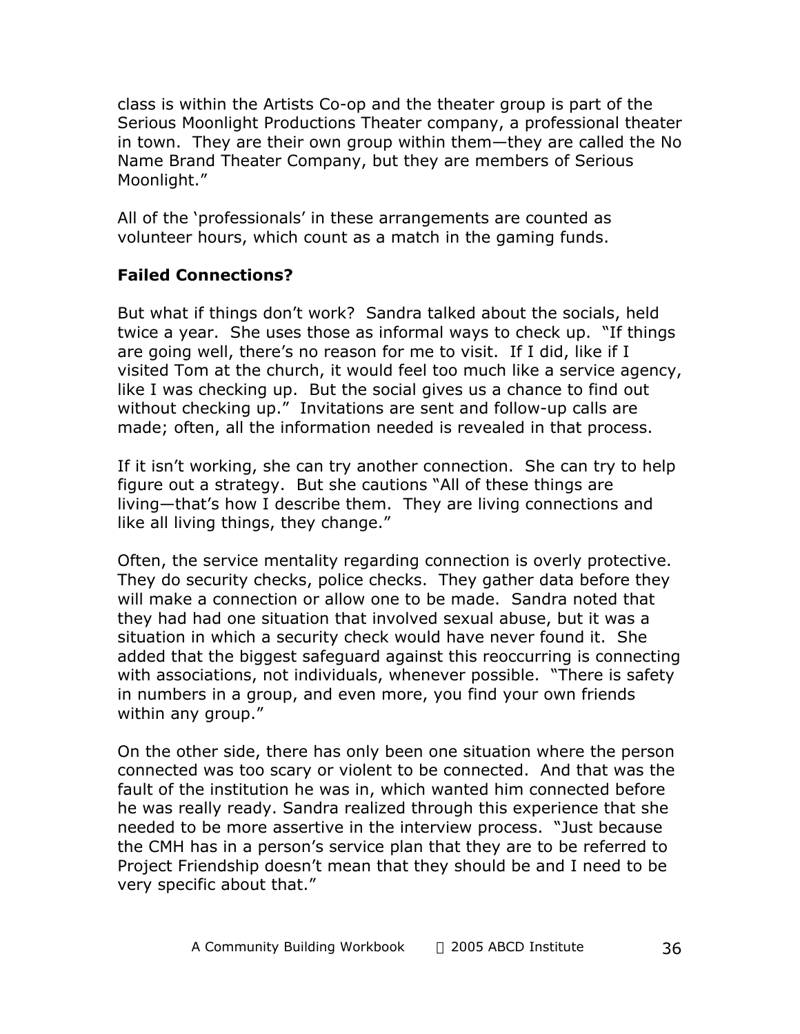class is within the Artists Co-op and the theater group is part of the Serious Moonlight Productions Theater company, a professional theater in town. They are their own group within them—they are called the No Name Brand Theater Company, but they are members of Serious Moonlight."

All of the 'professionals' in these arrangements are counted as volunteer hours, which count as a match in the gaming funds.

**Failed Connections?**

But what if things don't work? Sandra talked about the socials, held twice a year. She uses those as informal ways to check up. "If things are going well, there's no reason for me to visit. If I did, like if I visited Tom at the church, it would feel too much like a service agency, like I was checking up. But the social gives us a chance to find out without checking up." Invitations are sent and follow-up calls are made; often, all the information needed is revealed in that process.

If it isn't working, she can try another connection. She can try to help figure out a strategy. But she cautions "All of these things are living—that's how I describe them. They are living connections and like all living things, they change."

Often, the service mentality regarding connection is overly protective. They do security checks, police checks. They gather data before they will make a connection or allow one to be made. Sandra noted that they had had one situation that involved sexual abuse, but it was a situation in which a security check would have never found it. She added that the biggest safeguard against this reoccurring is connecting with associations, not individuals, whenever possible. "There is safety in numbers in a group, and even more, you find your own friends within any group."

On the other side, there has only been one situation where the person connected was too scary or violent to be connected. And that was the fault of the institution he was in, which wanted him connected before he was really ready. Sandra realized through this experience that she needed to be more assertive in the interview process. "Just because the CMH has in a person's service plan that they are to be referred to Project Friendship doesn't mean that they should be and I need to be very specific about that."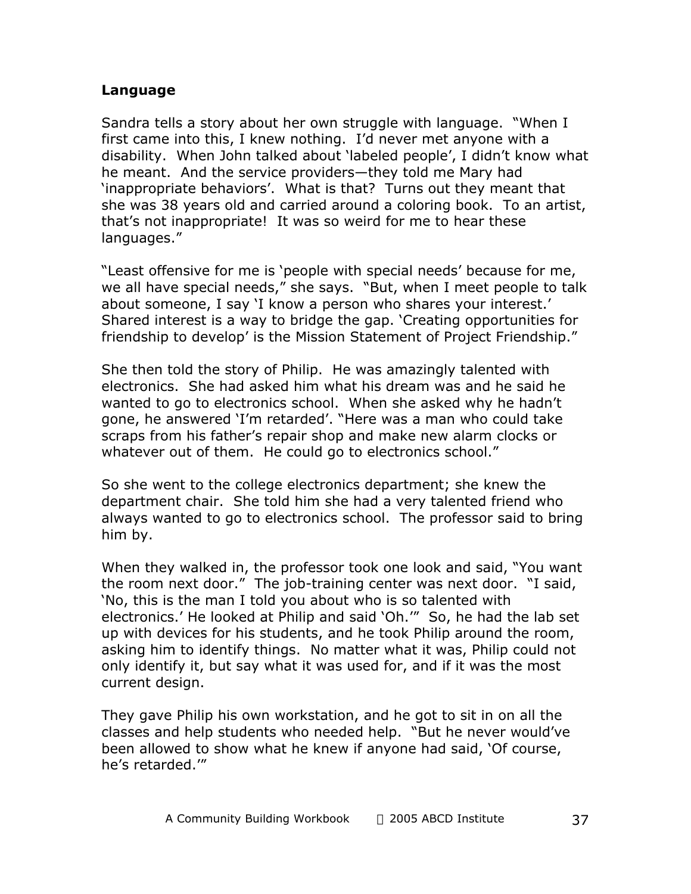**Language**

Sandra tells a story about her own struggle with language. "When I first came into this, I knew nothing. I'd never met anyone with a disability. When John talked about 'labeled people', I didn't know what he meant. And the service providers—they told me Mary had 'inappropriate behaviors'. What is that? Turns out they meant that she was 38 years old and carried around a coloring book. To an artist, that's not inappropriate! It was so weird for me to hear these languages."

"Least offensive for me is 'people with special needs' because for me, we all have special needs," she says. "But, when I meet people to talk about someone, I say 'I know a person who shares your interest.' Shared interest is a way to bridge the gap. 'Creating opportunities for friendship to develop' is the Mission Statement of Project Friendship."

She then told the story of Philip. He was amazingly talented with electronics. She had asked him what his dream was and he said he wanted to go to electronics school. When she asked why he hadn't gone, he answered 'I'm retarded'. "Here was a man who could take scraps from his father's repair shop and make new alarm clocks or whatever out of them. He could go to electronics school."

So she went to the college electronics department; she knew the department chair. She told him she had a very talented friend who always wanted to go to electronics school. The professor said to bring him by.

When they walked in, the professor took one look and said, "You want the room next door." The job-training center was next door. "I said, 'No, this is the man I told you about who is so talented with electronics.' He looked at Philip and said 'Oh.'" So, he had the lab set up with devices for his students, and he took Philip around the room, asking him to identify things. No matter what it was, Philip could not only identify it, but say what it was used for, and if it was the most current design.

They gave Philip his own workstation, and he got to sit in on all the classes and help students who needed help. "But he never would've been allowed to show what he knew if anyone had said, 'Of course, he's retarded.'"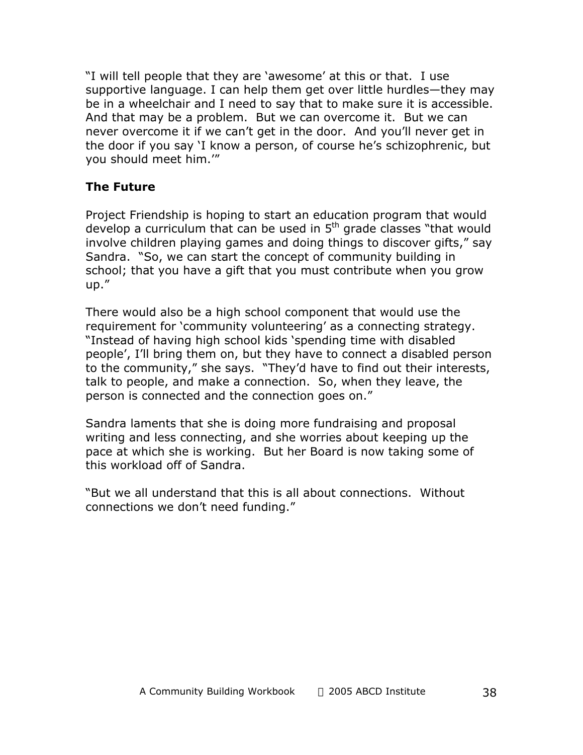"I will tell people that they are 'awesome' at this or that. I use supportive language. I can help them get over little hurdles—they may be in a wheelchair and I need to say that to make sure it is accessible. And that may be a problem. But we can overcome it. But we can never overcome it if we can't get in the door. And you'll never get in the door if you say 'I know a person, of course he's schizophrenic, but you should meet him.'"

## The Future

Project Friendship is hoping to start an education program that would develop a curriculum that can be used in 5th grade classes "that would involve children playing games and doing things to discover gifts," say Sandra. "So, we can start the concept of community building in school; that you have a gift that you must contribute when you grow up."

There would also be a high school component that would use the requirement for 'community volunteering' as a connecting strategy. "Instead of having high school kids 'spending time with disabled people', I'll bring them on, but they have to connect a disabled person to the community," she says. "They'd have to find out their interests, talk to people, and make a connection. So, when they leave, the person is connected and the connection goes on."

Sandra laments that she is doing more fundraising and proposal writing and less connecting, and she worries about keeping up the pace at which she is working. But her Board is now taking some of this workload off of Sandra.

"But we all understand that this is all about connections. Without connections we don't need funding."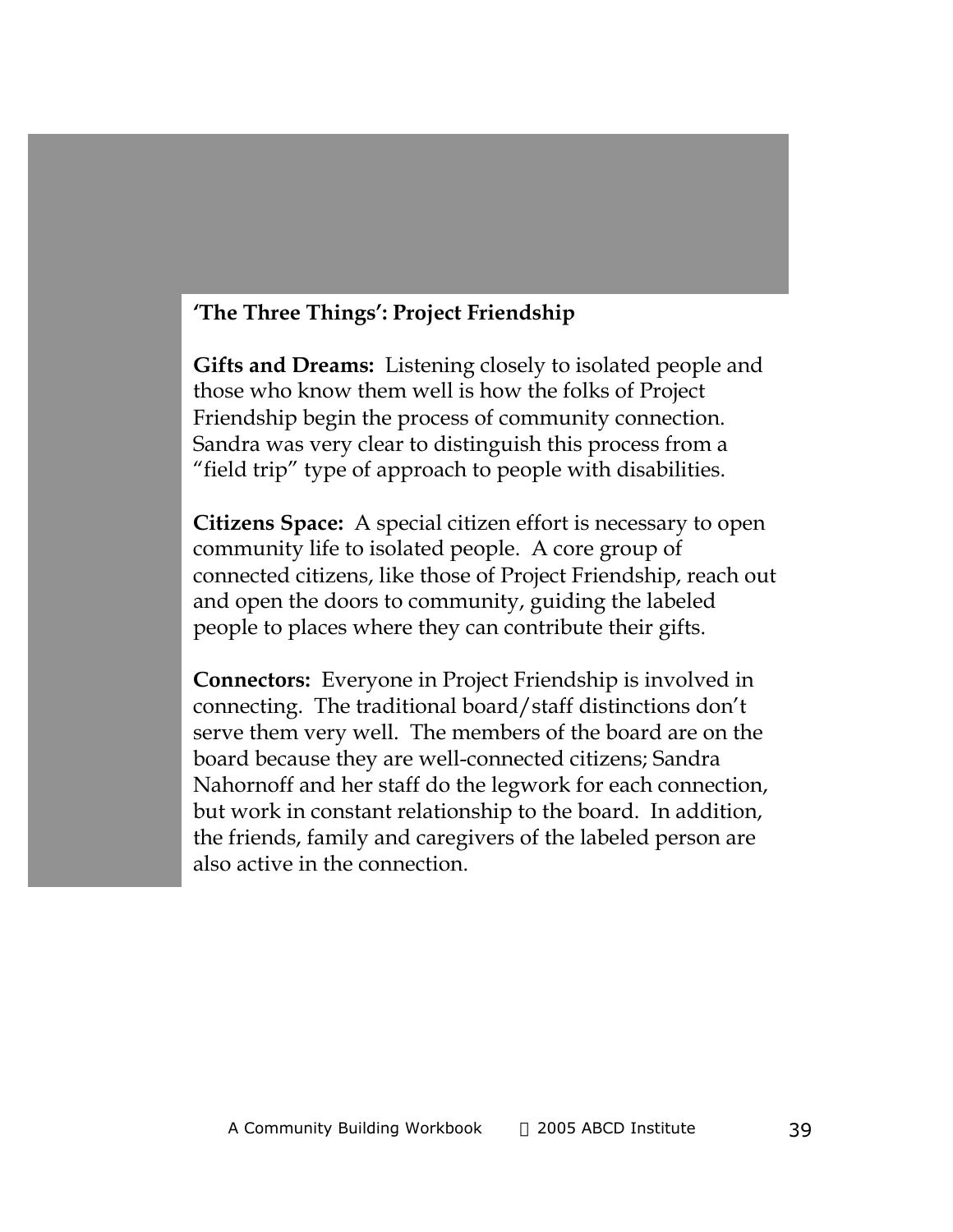**'The Three Things': Project Friendship**

**Gifts and Dreams:** Listening closely to isolated people and those who know them well is how the folks of Project Friendship begin the process of community connection. Sandra was very clear to distinguish this process from a "field trip" type of approach to people with disabilities.

**Citizens Space:** A special citizen effort is necessary to open community life to isolated people. A core group of connected citizens, like those of Project Friendship, reach out and open the doors to community, guiding the labeled people to places where they can contribute their gifts.

**Connectors:** Everyone in Project Friendship is involved in connecting. The traditional board/staff distinctions don't serve them very well. The members of the board are on the board because they are well-connected citizens; Sandra Nahornoff and her staff do the legwork for each connection, but work in constant relationship to the board. In addition, the friends, family and caregivers of the labeled person are also active in the connection.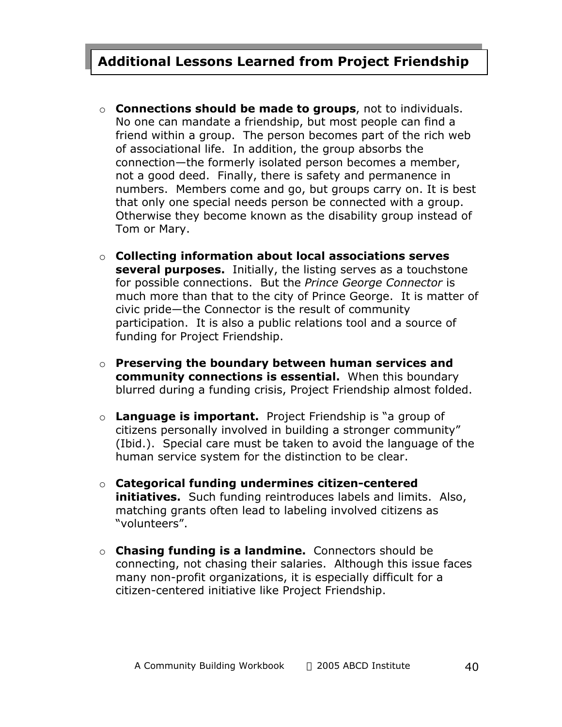## Additional Lessons Learned from Project Friendship

- **Connections should be made to groups**, not to individuals. No one can mandate a friendship, but most people can find a friend within a group. The person becomes part of the rich web of associational life. In addition, the group absorbs the connection—the formerly isolated person becomes a member, not a good deed. Finally, there is safety and permanence in numbers. Members come and go, but groups carry on. It is best that only one special needs person be connected with a group. Otherwise they become known as the disability group instead of Tom or Mary.

- **Collecting information about local associations serves several purposes.** Initially, the listing serves as a touchstone for possible connections. But the *Prince George Connector* is much more than that to the city of Prince George. It is matter of civic pride—the Connector is the result of community participation. It is also a public relations tool and a source of funding for Project Friendship.

- **Preserving the boundary between human services and community connections is essential.** When this boundary blurred during a funding crisis, Project Friendship almost folded.

- **Language is important.** Project Friendship is "a group of citizens personally involved in building a stronger community" (Ibid.). Special care must be taken to avoid the language of the human service system for the distinction to be clear.

- **Categorical funding undermines citizen-centered initiatives.** Such funding reintroduces labels and limits. Also, matching grants often lead to labeling involved citizens as "volunteers".

- **Chasing funding is a landmine.** Connectors should be connecting, not chasing their salaries. Although this issue faces many non-profit organizations, it is especially difficult for a citizen-centered initiative like Project Friendship.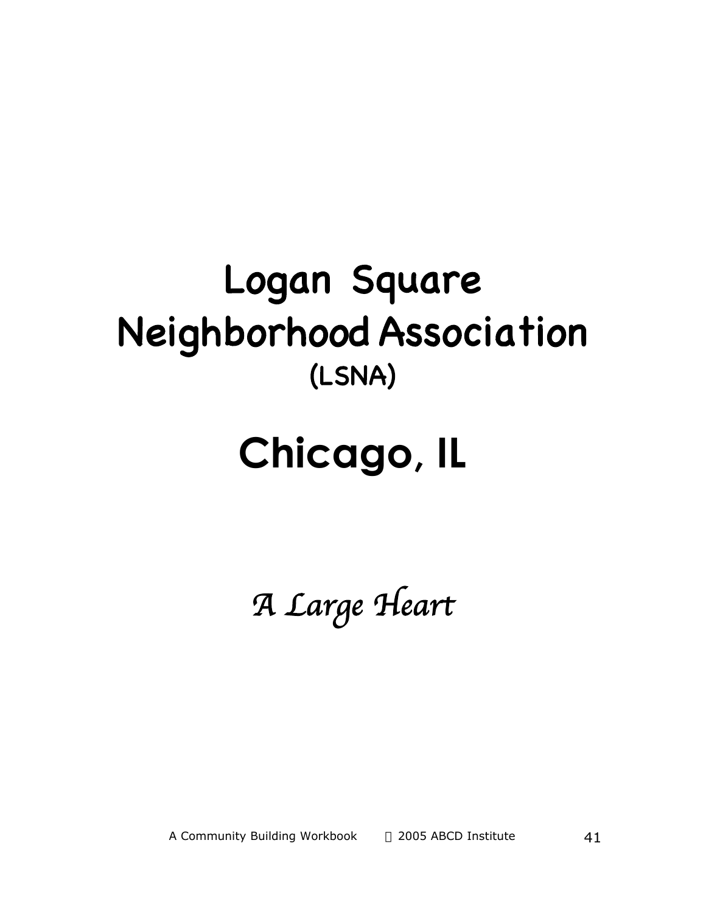# Logan Square Neighborhood Association

## (LSNA)

# Chicago, IL

*A Large Heart*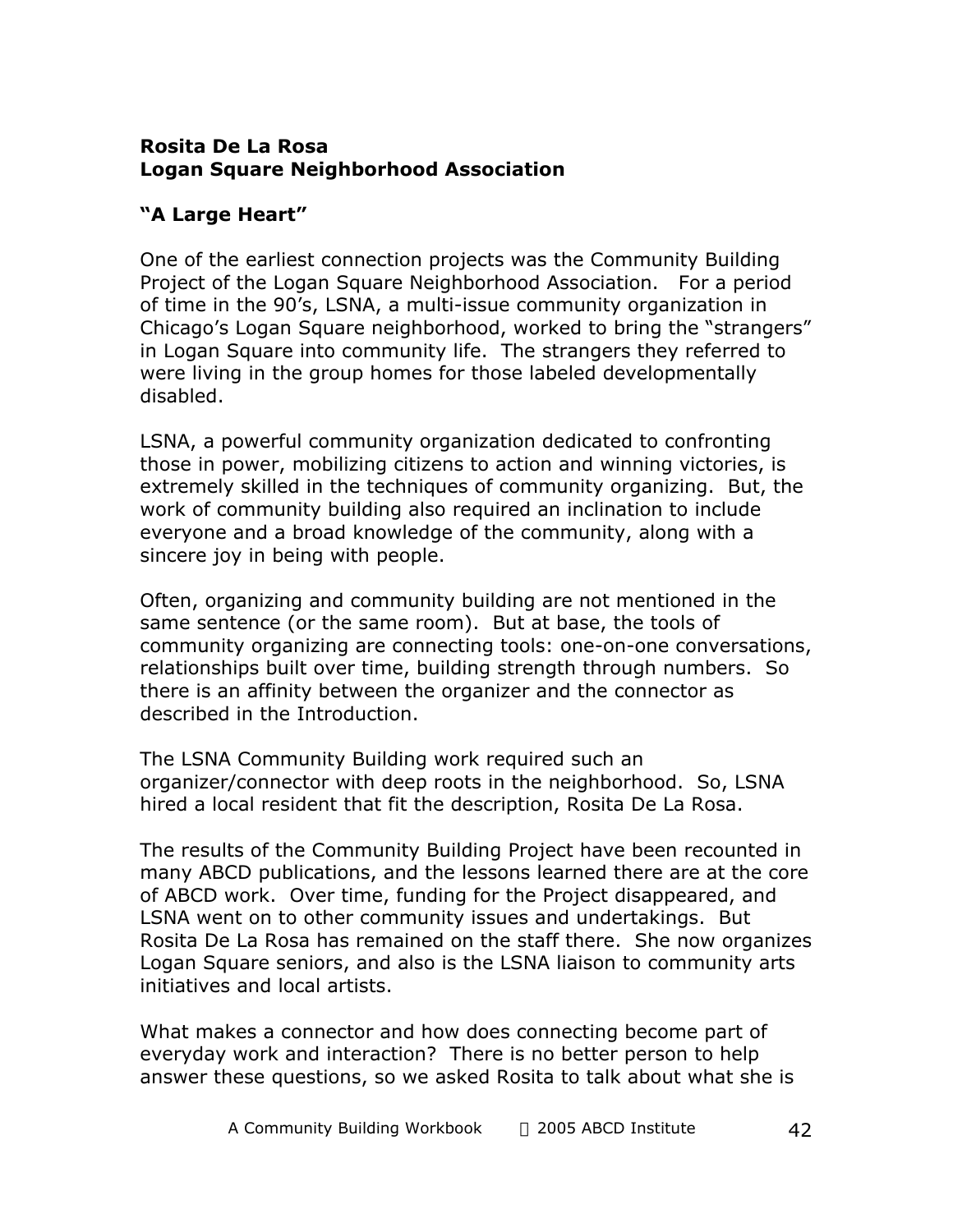**Rosita De La Rosa**
**Logan Square Neighborhood Association**

**"A Large Heart"**

One of the earliest connection projects was the Community Building Project of the Logan Square Neighborhood Association. For a period of time in the 90's, LSNA, a multi-issue community organization in Chicago's Logan Square neighborhood, worked to bring the "strangers" in Logan Square into community life. The strangers they referred to were living in the group homes for those labeled developmentally disabled.

LSNA, a powerful community organization dedicated to confronting those in power, mobilizing citizens to action and winning victories, is extremely skilled in the techniques of community organizing. But, the work of community building also required an inclination to include everyone and a broad knowledge of the community, along with a sincere joy in being with people.

Often, organizing and community building are not mentioned in the same sentence (or the same room). But at base, the tools of community organizing are connecting tools: one-on-one conversations, relationships built over time, building strength through numbers. So there is an affinity between the organizer and the connector as described in the Introduction.

The LSNA Community Building work required such an organizer/connector with deep roots in the neighborhood. So, LSNA hired a local resident that fit the description, Rosita De La Rosa.

The results of the Community Building Project have been recounted in many ABCD publications, and the lessons learned there are at the core of ABCD work. Over time, funding for the Project disappeared, and LSNA went on to other community issues and undertakings. But Rosita De La Rosa has remained on the staff there. She now organizes Logan Square seniors, and also is the LSNA liaison to community arts initiatives and local artists.

What makes a connector and how does connecting become part of everyday work and interaction? There is no better person to help answer these questions, so we asked Rosita to talk about what she is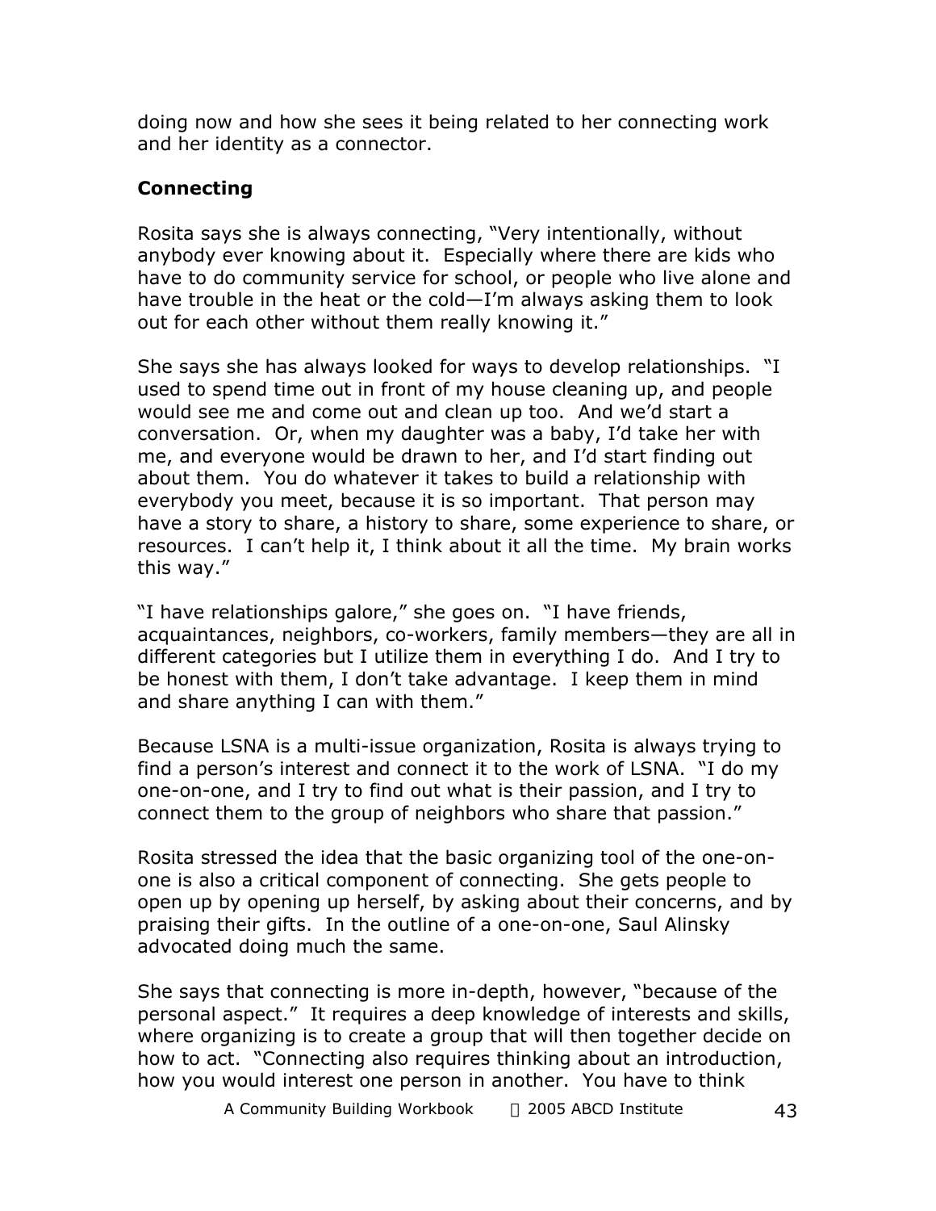doing now and how she sees it being related to her connecting work and her identity as a connector.

### Connecting

Rosita says she is always connecting, "Very intentionally, without anybody ever knowing about it. Especially where there are kids who have to do community service for school, or people who live alone and have trouble in the heat or the cold—I'm always asking them to look out for each other without them really knowing it."

She says she has always looked for ways to develop relationships. "I used to spend time out in front of my house cleaning up, and people would see me and come out and clean up too. And we'd start a conversation. Or, when my daughter was a baby, I'd take her with me, and everyone would be drawn to her, and I'd start finding out about them. You do whatever it takes to build a relationship with everybody you meet, because it is so important. That person may have a story to share, a history to share, some experience to share, or resources. I can't help it, I think about it all the time. My brain works this way."

"I have relationships galore," she goes on. "I have friends, acquaintances, neighbors, co-workers, family members—they are all in different categories but I utilize them in everything I do. And I try to be honest with them, I don't take advantage. I keep them in mind and share anything I can with them."

Because LSNA is a multi-issue organization, Rosita is always trying to find a person's interest and connect it to the work of LSNA. "I do my one-on-one, and I try to find out what is their passion, and I try to connect them to the group of neighbors who share that passion."

Rosita stressed the idea that the basic organizing tool of the one-on-one is also a critical component of connecting. She gets people to open up by opening up herself, by asking about their concerns, and by praising their gifts. In the outline of a one-on-one, Saul Alinsky advocated doing much the same.

She says that connecting is more in-depth, however, "because of the personal aspect." It requires a deep knowledge of interests and skills, where organizing is to create a group that will then together decide on how to act. "Connecting also requires thinking about an introduction, how you would interest one person in another. You have to think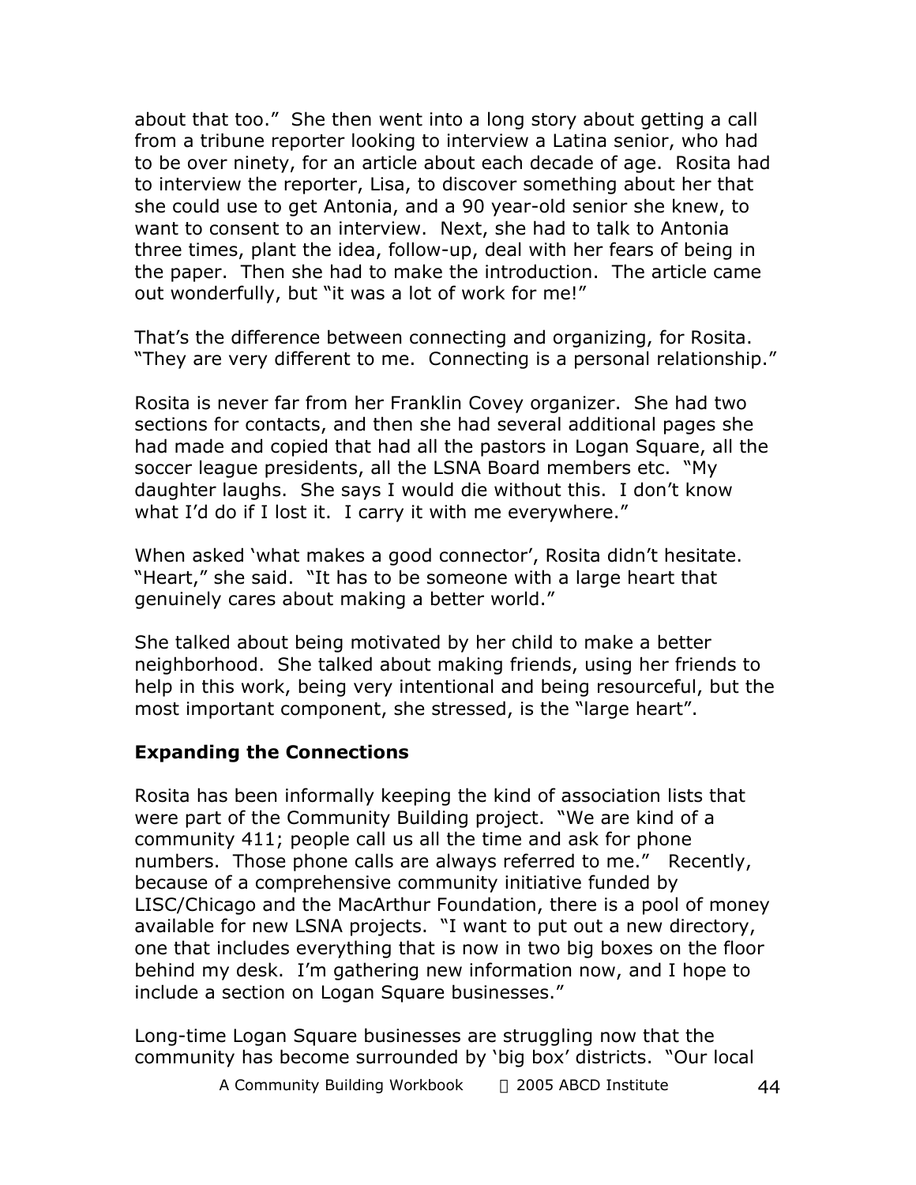about that too." She then went into a long story about getting a call from a tribune reporter looking to interview a Latina senior, who had to be over ninety, for an article about each decade of age. Rosita had to interview the reporter, Lisa, to discover something about her that she could use to get Antonia, and a 90 year-old senior she knew, to want to consent to an interview. Next, she had to talk to Antonia three times, plant the idea, follow-up, deal with her fears of being in the paper. Then she had to make the introduction. The article came out wonderfully, but "it was a lot of work for me!"

That's the difference between connecting and organizing, for Rosita. "They are very different to me. Connecting is a personal relationship."

Rosita is never far from her Franklin Covey organizer. She had two sections for contacts, and then she had several additional pages she had made and copied that had all the pastors in Logan Square, all the soccer league presidents, all the LSNA Board members etc. "My daughter laughs. She says I would die without this. I don't know what I'd do if I lost it. I carry it with me everywhere."

When asked 'what makes a good connector', Rosita didn't hesitate. "Heart," she said. "It has to be someone with a large heart that genuinely cares about making a better world."

She talked about being motivated by her child to make a better neighborhood. She talked about making friends, using her friends to help in this work, being very intentional and being resourceful, but the most important component, she stressed, is the "large heart".

### Expanding the Connections

Rosita has been informally keeping the kind of association lists that were part of the Community Building project. "We are kind of a community 411; people call us all the time and ask for phone numbers. Those phone calls are always referred to me." Recently, because of a comprehensive community initiative funded by LISC/Chicago and the MacArthur Foundation, there is a pool of money available for new LSNA projects. "I want to put out a new directory, one that includes everything that is now in two big boxes on the floor behind my desk. I'm gathering new information now, and I hope to include a section on Logan Square businesses."

Long-time Logan Square businesses are struggling now that the community has become surrounded by 'big box' districts. "Our local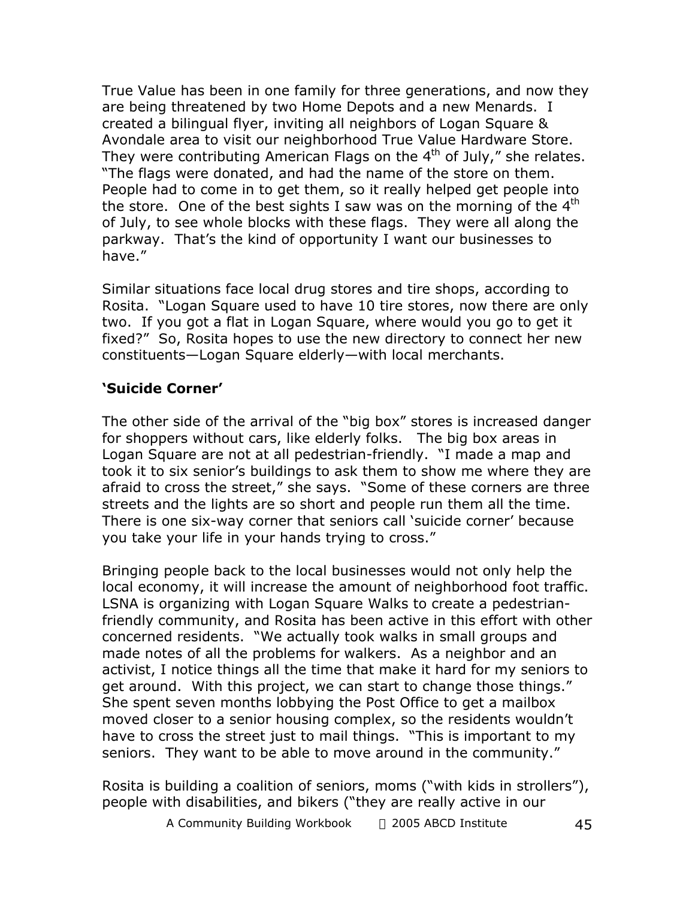True Value has been in one family for three generations, and now they are being threatened by two Home Depots and a new Menards. I created a bilingual flyer, inviting all neighbors of Logan Square & Avondale area to visit our neighborhood True Value Hardware Store. They were contributing American Flags on the 4th of July," she relates. "The flags were donated, and had the name of the store on them. People had to come in to get them, so it really helped get people into the store. One of the best sights I saw was on the morning of the 4th of July, to see whole blocks with these flags. They were all along the parkway. That's the kind of opportunity I want our businesses to have."

Similar situations face local drug stores and tire shops, according to Rosita. "Logan Square used to have 10 tire stores, now there are only two. If you got a flat in Logan Square, where would you go to get it fixed?" So, Rosita hopes to use the new directory to connect her new constituents—Logan Square elderly—with local merchants.

**'Suicide Corner'**

The other side of the arrival of the "big box" stores is increased danger for shoppers without cars, like elderly folks. The big box areas in Logan Square are not at all pedestrian-friendly. "I made a map and took it to six senior's buildings to ask them to show me where they are afraid to cross the street," she says. "Some of these corners are three streets and the lights are so short and people run them all the time. There is one six-way corner that seniors call 'suicide corner' because you take your life in your hands trying to cross."

Bringing people back to the local businesses would not only help the local economy, it will increase the amount of neighborhood foot traffic. LSNA is organizing with Logan Square Walks to create a pedestrian-friendly community, and Rosita has been active in this effort with other concerned residents. "We actually took walks in small groups and made notes of all the problems for walkers. As a neighbor and an activist, I notice things all the time that make it hard for my seniors to get around. With this project, we can start to change those things." She spent seven months lobbying the Post Office to get a mailbox moved closer to a senior housing complex, so the residents wouldn't have to cross the street just to mail things. "This is important to my seniors. They want to be able to move around in the community."

Rosita is building a coalition of seniors, moms ("with kids in strollers"), people with disabilities, and bikers ("they are really active in our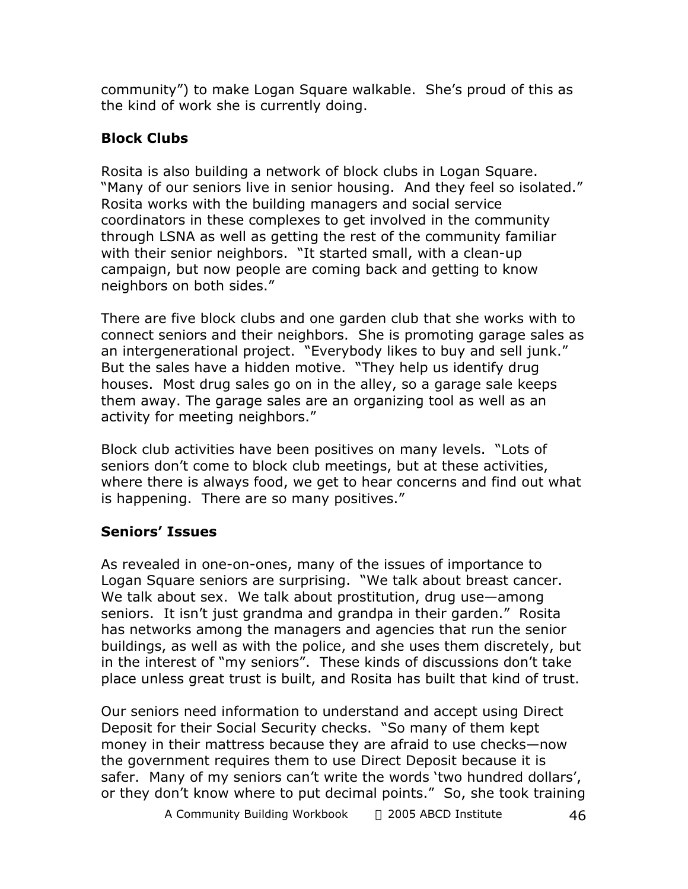community") to make Logan Square walkable. She's proud of this as the kind of work she is currently doing.

### Block Clubs

Rosita is also building a network of block clubs in Logan Square. "Many of our seniors live in senior housing. And they feel so isolated." Rosita works with the building managers and social service coordinators in these complexes to get involved in the community through LSNA as well as getting the rest of the community familiar with their senior neighbors. "It started small, with a clean-up campaign, but now people are coming back and getting to know neighbors on both sides."

There are five block clubs and one garden club that she works with to connect seniors and their neighbors. She is promoting garage sales as an intergenerational project. "Everybody likes to buy and sell junk." But the sales have a hidden motive. "They help us identify drug houses. Most drug sales go on in the alley, so a garage sale keeps them away. The garage sales are an organizing tool as well as an activity for meeting neighbors."

Block club activities have been positives on many levels. "Lots of seniors don't come to block club meetings, but at these activities, where there is always food, we get to hear concerns and find out what is happening. There are so many positives."

### Seniors' Issues

As revealed in one-on-ones, many of the issues of importance to Logan Square seniors are surprising. "We talk about breast cancer. We talk about sex. We talk about prostitution, drug use—among seniors. It isn't just grandma and grandpa in their garden." Rosita has networks among the managers and agencies that run the senior buildings, as well as with the police, and she uses them discretely, but in the interest of "my seniors". These kinds of discussions don't take place unless great trust is built, and Rosita has built that kind of trust.

Our seniors need information to understand and accept using Direct Deposit for their Social Security checks. "So many of them kept money in their mattress because they are afraid to use checks—now the government requires them to use Direct Deposit because it is safer. Many of my seniors can't write the words 'two hundred dollars', or they don't know where to put decimal points." So, she took training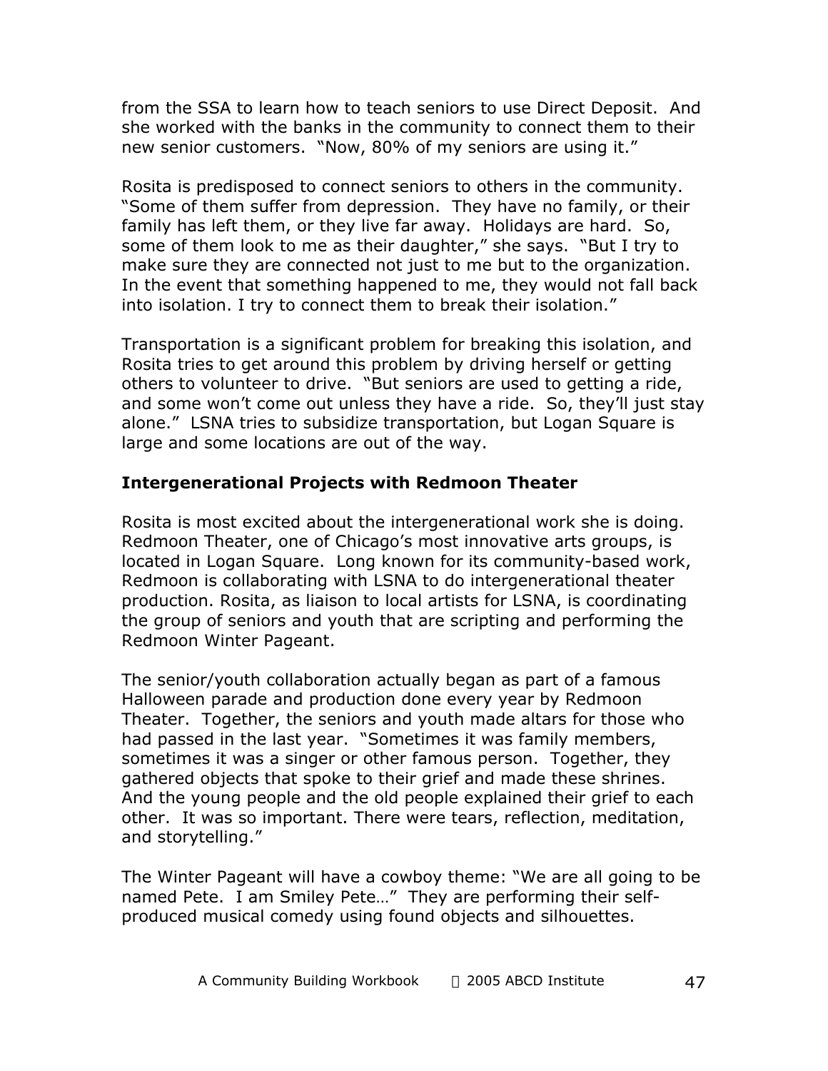from the SSA to learn how to teach seniors to use Direct Deposit. And she worked with the banks in the community to connect them to their new senior customers. "Now, 80% of my seniors are using it."

Rosita is predisposed to connect seniors to others in the community. "Some of them suffer from depression. They have no family, or their family has left them, or they live far away. Holidays are hard. So, some of them look to me as their daughter," she says. "But I try to make sure they are connected not just to me but to the organization. In the event that something happened to me, they would not fall back into isolation. I try to connect them to break their isolation."

Transportation is a significant problem for breaking this isolation, and Rosita tries to get around this problem by driving herself or getting others to volunteer to drive. "But seniors are used to getting a ride, and some won't come out unless they have a ride. So, they'll just stay alone." LSNA tries to subsidize transportation, but Logan Square is large and some locations are out of the way.

### Intergenerational Projects with Redmoon Theater

Rosita is most excited about the intergenerational work she is doing. Redmoon Theater, one of Chicago's most innovative arts groups, is located in Logan Square. Long known for its community-based work, Redmoon is collaborating with LSNA to do intergenerational theater production. Rosita, as liaison to local artists for LSNA, is coordinating the group of seniors and youth that are scripting and performing the Redmoon Winter Pageant.

The senior/youth collaboration actually began as part of a famous Halloween parade and production done every year by Redmoon Theater. Together, the seniors and youth made altars for those who had passed in the last year. "Sometimes it was family members, sometimes it was a singer or other famous person. Together, they gathered objects that spoke to their grief and made these shrines. And the young people and the old people explained their grief to each other. It was so important. There were tears, reflection, meditation, and storytelling."

The Winter Pageant will have a cowboy theme: "We are all going to be named Pete. I am Smiley Pete…" They are performing their self-produced musical comedy using found objects and silhouettes.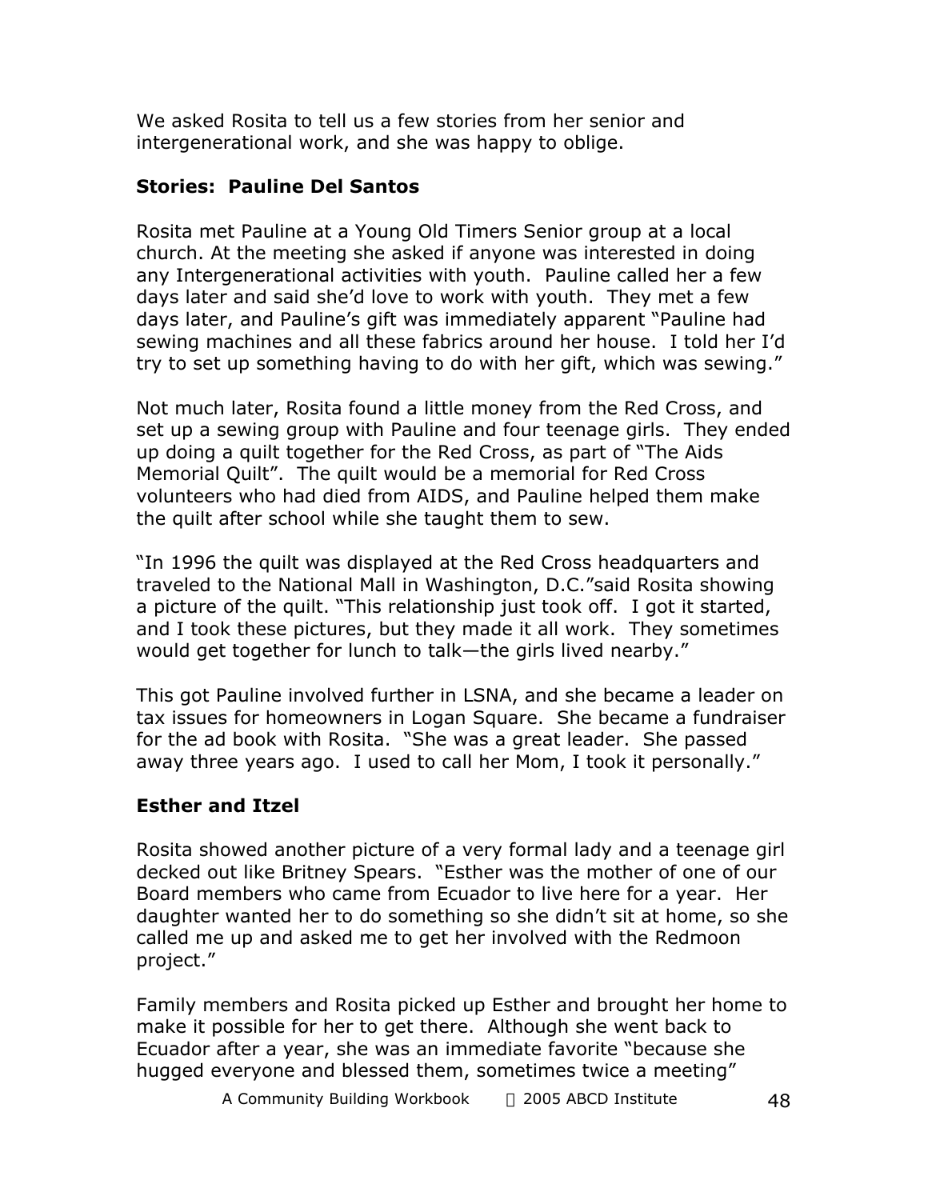We asked Rosita to tell us a few stories from her senior and intergenerational work, and she was happy to oblige.

### Stories: Pauline Del Santos

Rosita met Pauline at a Young Old Timers Senior group at a local church. At the meeting she asked if anyone was interested in doing any Intergenerational activities with youth. Pauline called her a few days later and said she'd love to work with youth. They met a few days later, and Pauline's gift was immediately apparent "Pauline had sewing machines and all these fabrics around her house. I told her I'd try to set up something having to do with her gift, which was sewing."

Not much later, Rosita found a little money from the Red Cross, and set up a sewing group with Pauline and four teenage girls. They ended up doing a quilt together for the Red Cross, as part of "The Aids Memorial Quilt". The quilt would be a memorial for Red Cross volunteers who had died from AIDS, and Pauline helped them make the quilt after school while she taught them to sew.

"In 1996 the quilt was displayed at the Red Cross headquarters and traveled to the National Mall in Washington, D.C."said Rosita showing a picture of the quilt. "This relationship just took off. I got it started, and I took these pictures, but they made it all work. They sometimes would get together for lunch to talk—the girls lived nearby."

This got Pauline involved further in LSNA, and she became a leader on tax issues for homeowners in Logan Square. She became a fundraiser for the ad book with Rosita. "She was a great leader. She passed away three years ago. I used to call her Mom, I took it personally."

### Esther and Itzel

Rosita showed another picture of a very formal lady and a teenage girl decked out like Britney Spears. "Esther was the mother of one of our Board members who came from Ecuador to live here for a year. Her daughter wanted her to do something so she didn't sit at home, so she called me up and asked me to get her involved with the Redmoon project."

Family members and Rosita picked up Esther and brought her home to make it possible for her to get there. Although she went back to Ecuador after a year, she was an immediate favorite "because she hugged everyone and blessed them, sometimes twice a meeting"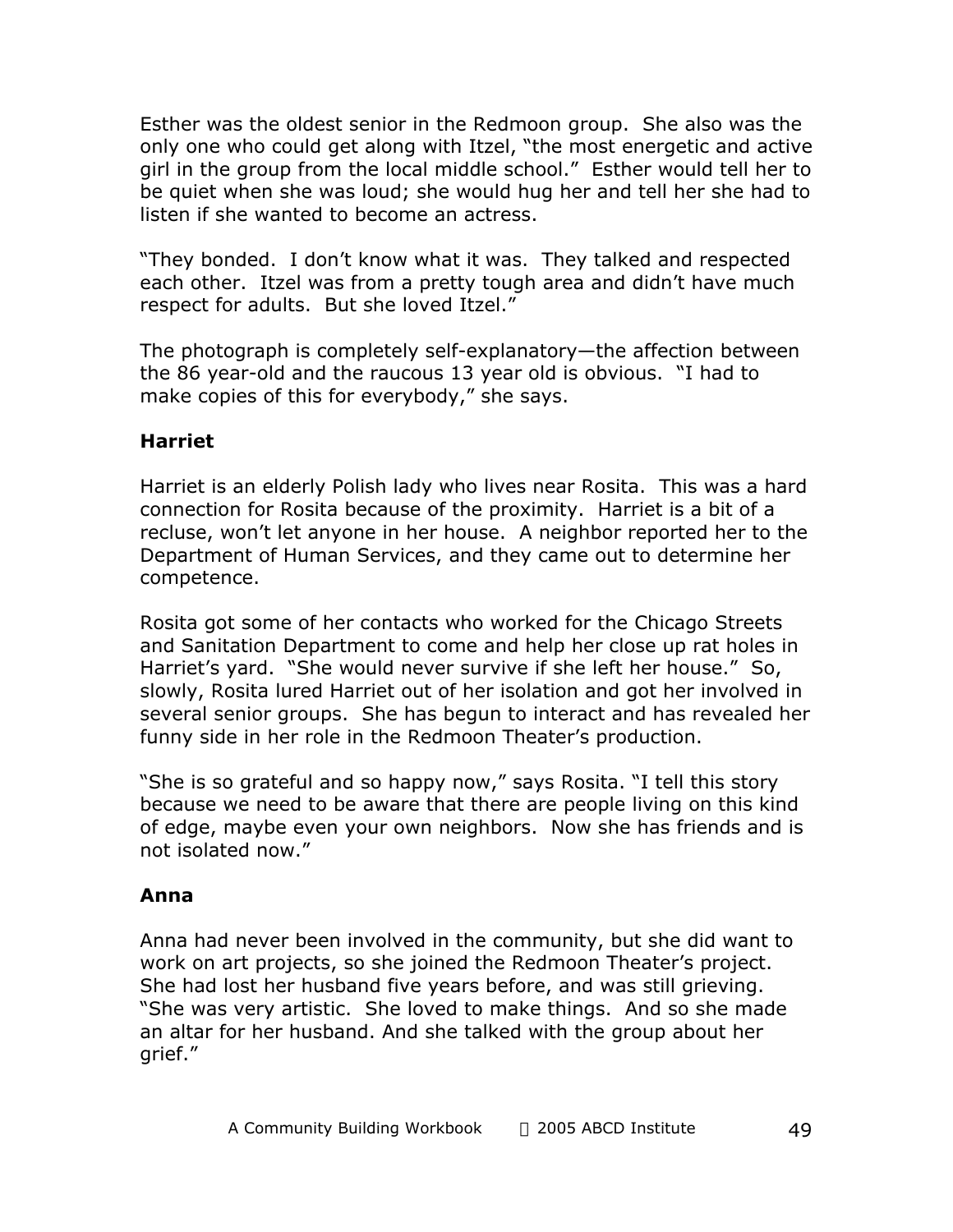Esther was the oldest senior in the Redmoon group. She also was the only one who could get along with Itzel, "the most energetic and active girl in the group from the local middle school." Esther would tell her to be quiet when she was loud; she would hug her and tell her she had to listen if she wanted to become an actress.

"They bonded. I don't know what it was. They talked and respected each other. Itzel was from a pretty tough area and didn't have much respect for adults. But she loved Itzel."

The photograph is completely self-explanatory—the affection between the 86 year-old and the raucous 13 year old is obvious. "I had to make copies of this for everybody," she says.

### Harriet

Harriet is an elderly Polish lady who lives near Rosita. This was a hard connection for Rosita because of the proximity. Harriet is a bit of a recluse, won't let anyone in her house. A neighbor reported her to the Department of Human Services, and they came out to determine her competence.

Rosita got some of her contacts who worked for the Chicago Streets and Sanitation Department to come and help her close up rat holes in Harriet's yard. "She would never survive if she left her house." So, slowly, Rosita lured Harriet out of her isolation and got her involved in several senior groups. She has begun to interact and has revealed her funny side in her role in the Redmoon Theater's production.

"She is so grateful and so happy now," says Rosita. "I tell this story because we need to be aware that there are people living on this kind of edge, maybe even your own neighbors. Now she has friends and is not isolated now."

### Anna

Anna had never been involved in the community, but she did want to work on art projects, so she joined the Redmoon Theater's project. She had lost her husband five years before, and was still grieving. "She was very artistic. She loved to make things. And so she made an altar for her husband. And she talked with the group about her grief."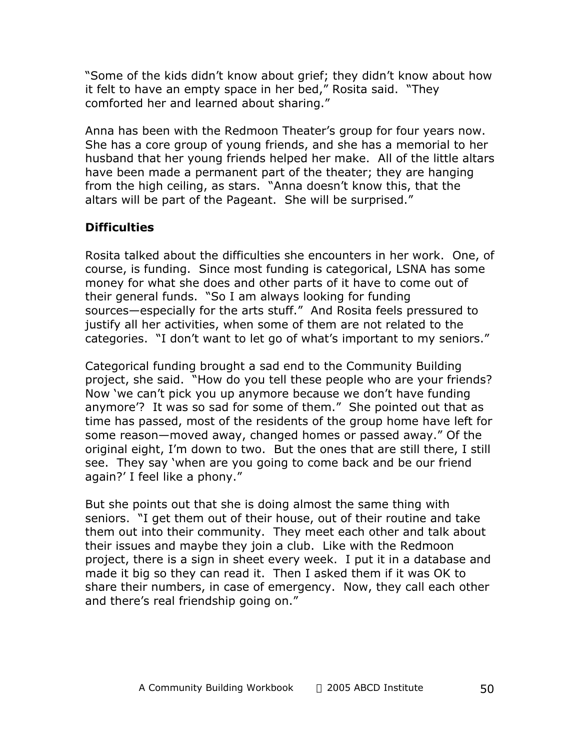"Some of the kids didn't know about grief; they didn't know about how it felt to have an empty space in her bed," Rosita said. "They comforted her and learned about sharing."

Anna has been with the Redmoon Theater's group for four years now. She has a core group of young friends, and she has a memorial to her husband that her young friends helped her make. All of the little altars have been made a permanent part of the theater; they are hanging from the high ceiling, as stars. "Anna doesn't know this, that the altars will be part of the Pageant. She will be surprised."

### Difficulties

Rosita talked about the difficulties she encounters in her work. One, of course, is funding. Since most funding is categorical, LSNA has some money for what she does and other parts of it have to come out of their general funds. "So I am always looking for funding sources—especially for the arts stuff." And Rosita feels pressured to justify all her activities, when some of them are not related to the categories. "I don't want to let go of what's important to my seniors."

Categorical funding brought a sad end to the Community Building project, she said. "How do you tell these people who are your friends? Now 'we can't pick you up anymore because we don't have funding anymore'? It was so sad for some of them." She pointed out that as time has passed, most of the residents of the group home have left for some reason—moved away, changed homes or passed away." Of the original eight, I'm down to two. But the ones that are still there, I still see. They say 'when are you going to come back and be our friend again?' I feel like a phony."

But she points out that she is doing almost the same thing with seniors. "I get them out of their house, out of their routine and take them out into their community. They meet each other and talk about their issues and maybe they join a club. Like with the Redmoon project, there is a sign in sheet every week. I put it in a database and made it big so they can read it. Then I asked them if it was OK to share their numbers, in case of emergency. Now, they call each other and there's real friendship going on."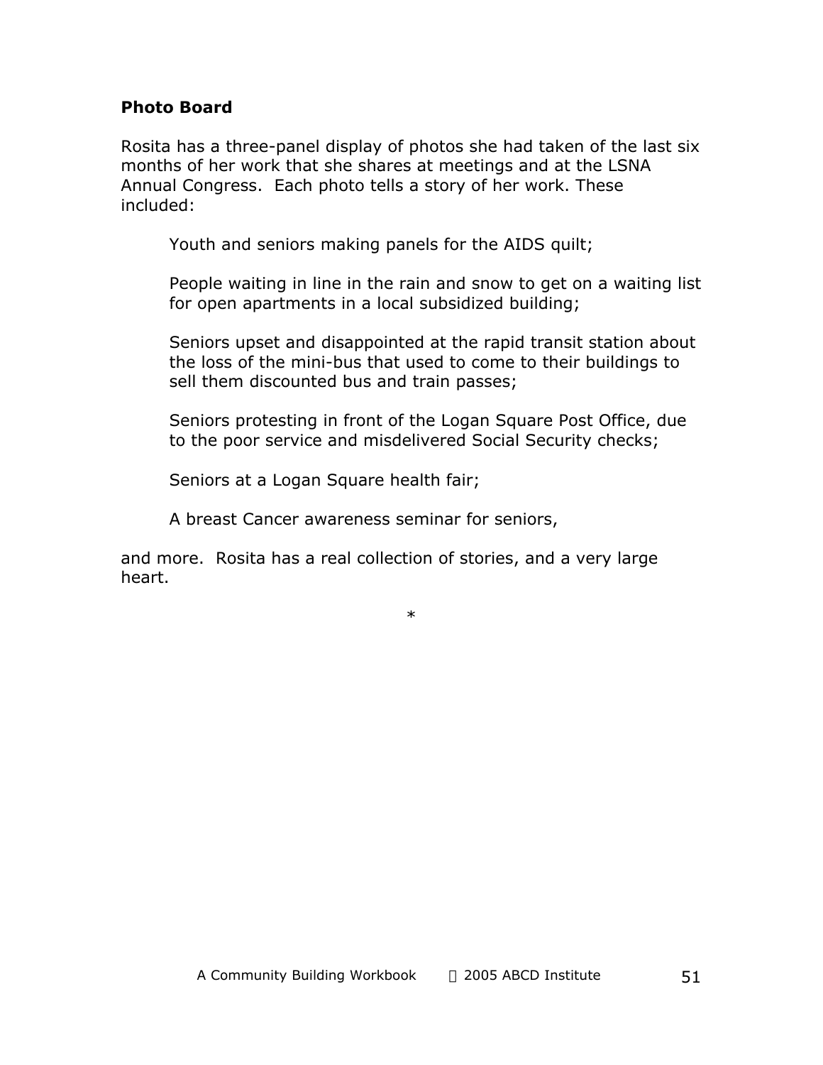**Photo Board**

Rosita has a three-panel display of photos she had taken of the last six months of her work that she shares at meetings and at the LSNA Annual Congress. Each photo tells a story of her work. These included:

> Youth and seniors making panels for the AIDS quilt;
>
> People waiting in line in the rain and snow to get on a waiting list for open apartments in a local subsidized building;
>
> Seniors upset and disappointed at the rapid transit station about the loss of the mini-bus that used to come to their buildings to sell them discounted bus and train passes;
>
> Seniors protesting in front of the Logan Square Post Office, due to the poor service and misdelivered Social Security checks;
>
> Seniors at a Logan Square health fair;
>
> A breast Cancer awareness seminar for seniors,

and more. Rosita has a real collection of stories, and a very large heart.

*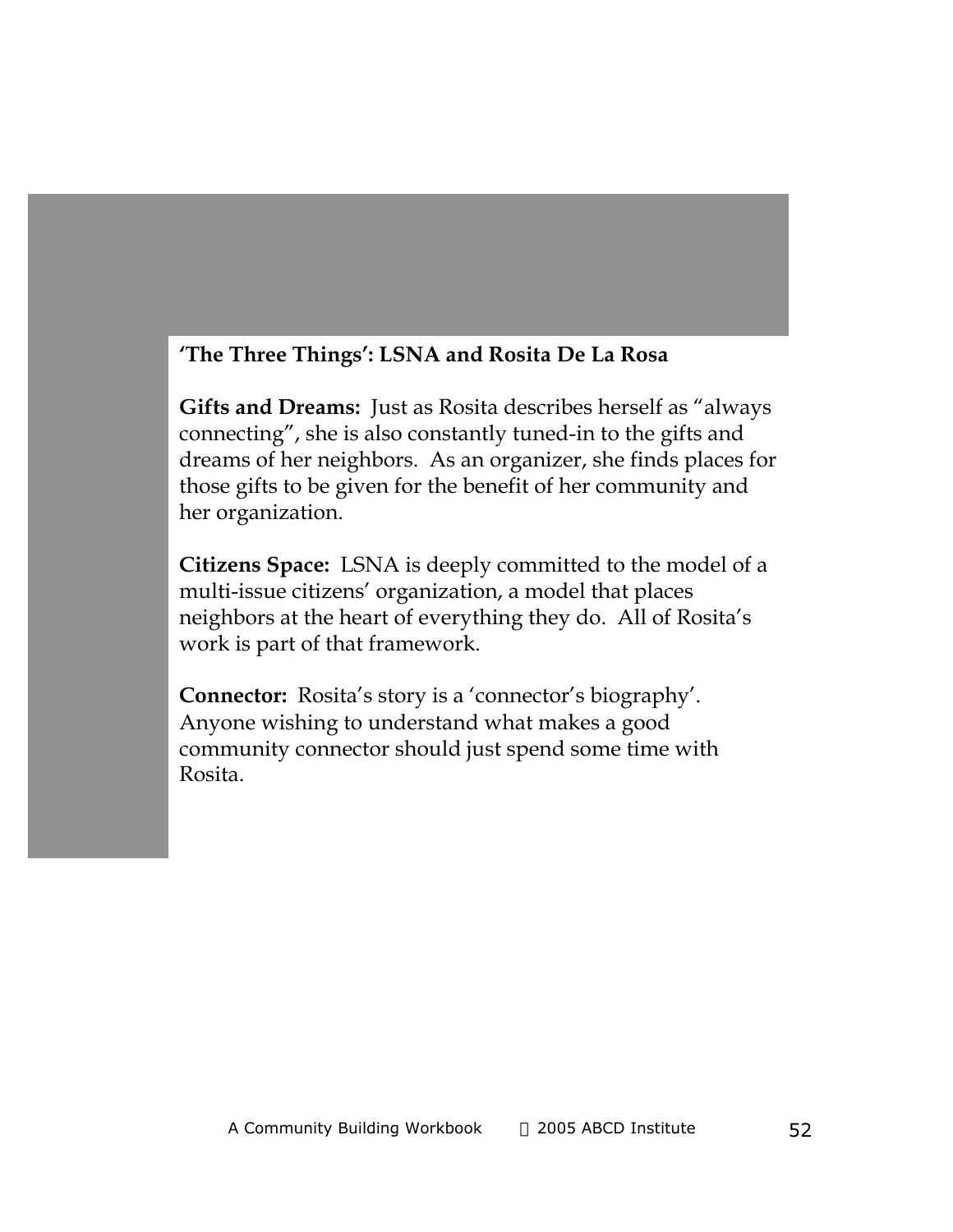**'The Three Things': LSNA and Rosita De La Rosa**

**Gifts and Dreams:** Just as Rosita describes herself as "always connecting", she is also constantly tuned-in to the gifts and dreams of her neighbors. As an organizer, she finds places for those gifts to be given for the benefit of her community and her organization.

**Citizens Space:** LSNA is deeply committed to the model of a multi-issue citizens' organization, a model that places neighbors at the heart of everything they do. All of Rosita's work is part of that framework.

**Connector:** Rosita's story is a 'connector's biography'. Anyone wishing to understand what makes a good community connector should just spend some time with Rosita.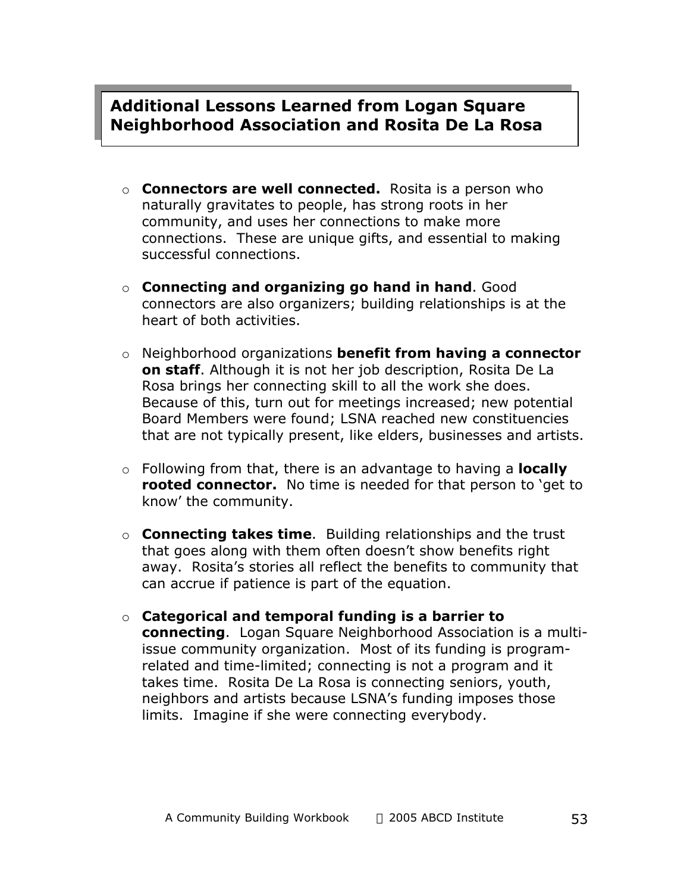## Additional Lessons Learned from Logan Square Neighborhood Association and Rosita De La Rosa

- **Connectors are well connected.** Rosita is a person who naturally gravitates to people, has strong roots in her community, and uses her connections to make more connections. These are unique gifts, and essential to making successful connections.

- **Connecting and organizing go hand in hand**. Good connectors are also organizers; building relationships is at the heart of both activities.

- Neighborhood organizations **benefit from having a connector on staff**. Although it is not her job description, Rosita De La Rosa brings her connecting skill to all the work she does. Because of this, turn out for meetings increased; new potential Board Members were found; LSNA reached new constituencies that are not typically present, like elders, businesses and artists.

- Following from that, there is an advantage to having a **locally rooted connector.** No time is needed for that person to 'get to know' the community.

- **Connecting takes time**. Building relationships and the trust that goes along with them often doesn't show benefits right away. Rosita's stories all reflect the benefits to community that can accrue if patience is part of the equation.

- **Categorical and temporal funding is a barrier to connecting**. Logan Square Neighborhood Association is a multi-issue community organization. Most of its funding is program-related and time-limited; connecting is not a program and it takes time. Rosita De La Rosa is connecting seniors, youth, neighbors and artists because LSNA's funding imposes those limits. Imagine if she were connecting everybody.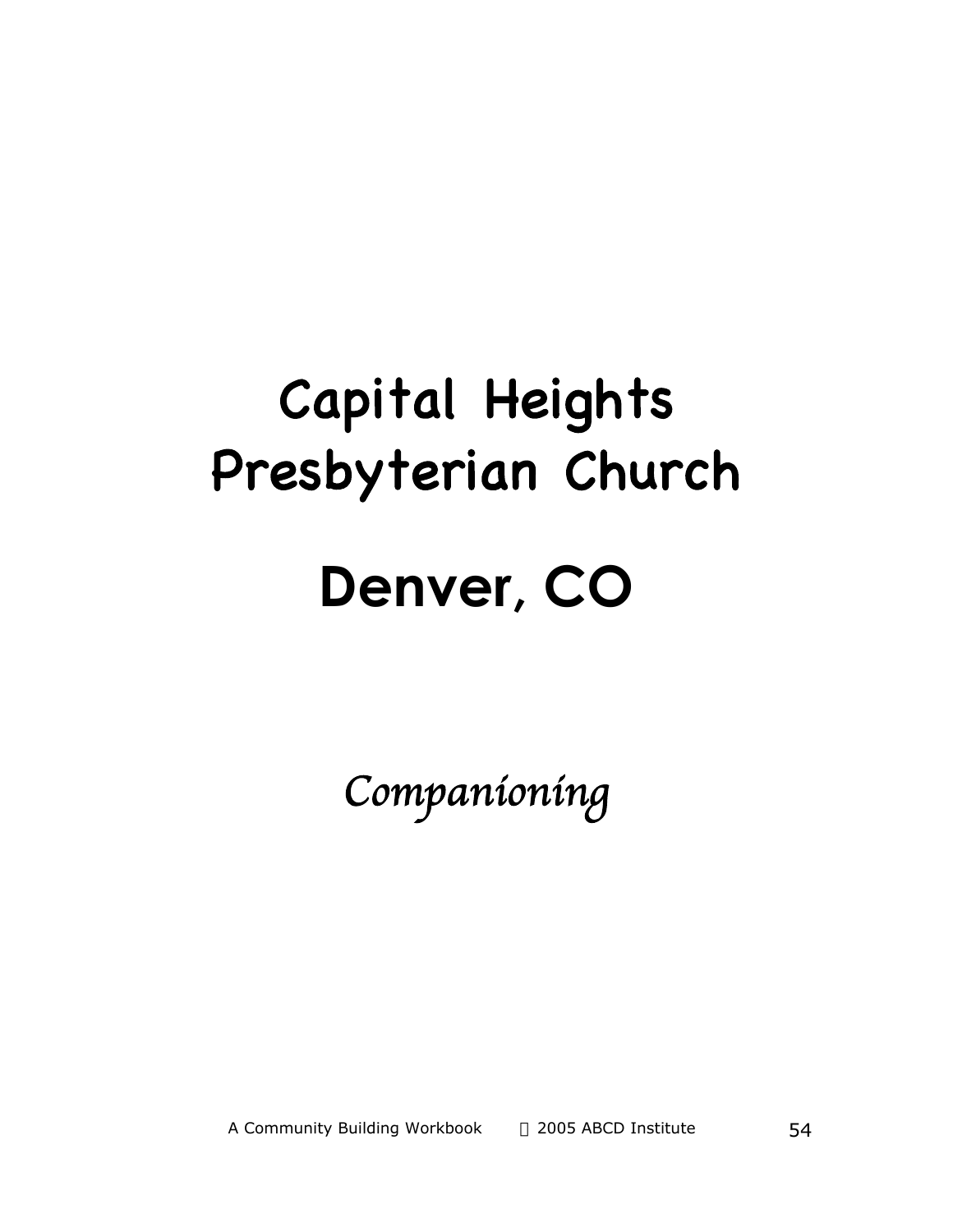# Capital Heights Presbyterian Church

# Denver, CO

*Companioning*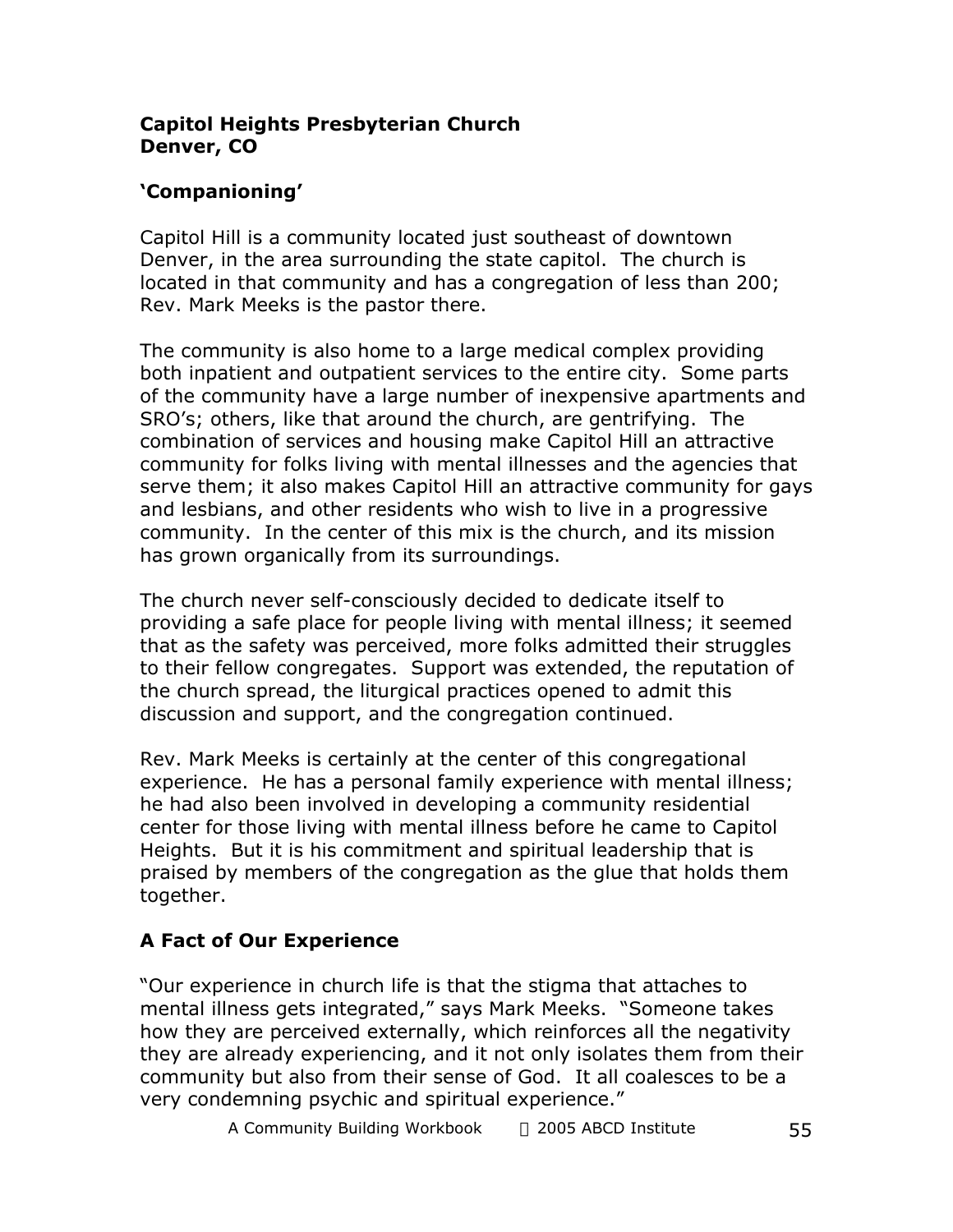**Capitol Heights Presbyterian Church**
**Denver, CO**

## 'Companioning'

Capitol Hill is a community located just southeast of downtown Denver, in the area surrounding the state capitol. The church is located in that community and has a congregation of less than 200; Rev. Mark Meeks is the pastor there.

The community is also home to a large medical complex providing both inpatient and outpatient services to the entire city. Some parts of the community have a large number of inexpensive apartments and SRO's; others, like that around the church, are gentrifying. The combination of services and housing make Capitol Hill an attractive community for folks living with mental illnesses and the agencies that serve them; it also makes Capitol Hill an attractive community for gays and lesbians, and other residents who wish to live in a progressive community. In the center of this mix is the church, and its mission has grown organically from its surroundings.

The church never self-consciously decided to dedicate itself to providing a safe place for people living with mental illness; it seemed that as the safety was perceived, more folks admitted their struggles to their fellow congregates. Support was extended, the reputation of the church spread, the liturgical practices opened to admit this discussion and support, and the congregation continued.

Rev. Mark Meeks is certainly at the center of this congregational experience. He has a personal family experience with mental illness; he had also been involved in developing a community residential center for those living with mental illness before he came to Capitol Heights. But it is his commitment and spiritual leadership that is praised by members of the congregation as the glue that holds them together.

## A Fact of Our Experience

"Our experience in church life is that the stigma that attaches to mental illness gets integrated," says Mark Meeks. "Someone takes how they are perceived externally, which reinforces all the negativity they are already experiencing, and it not only isolates them from their community but also from their sense of God. It all coalesces to be a very condemning psychic and spiritual experience."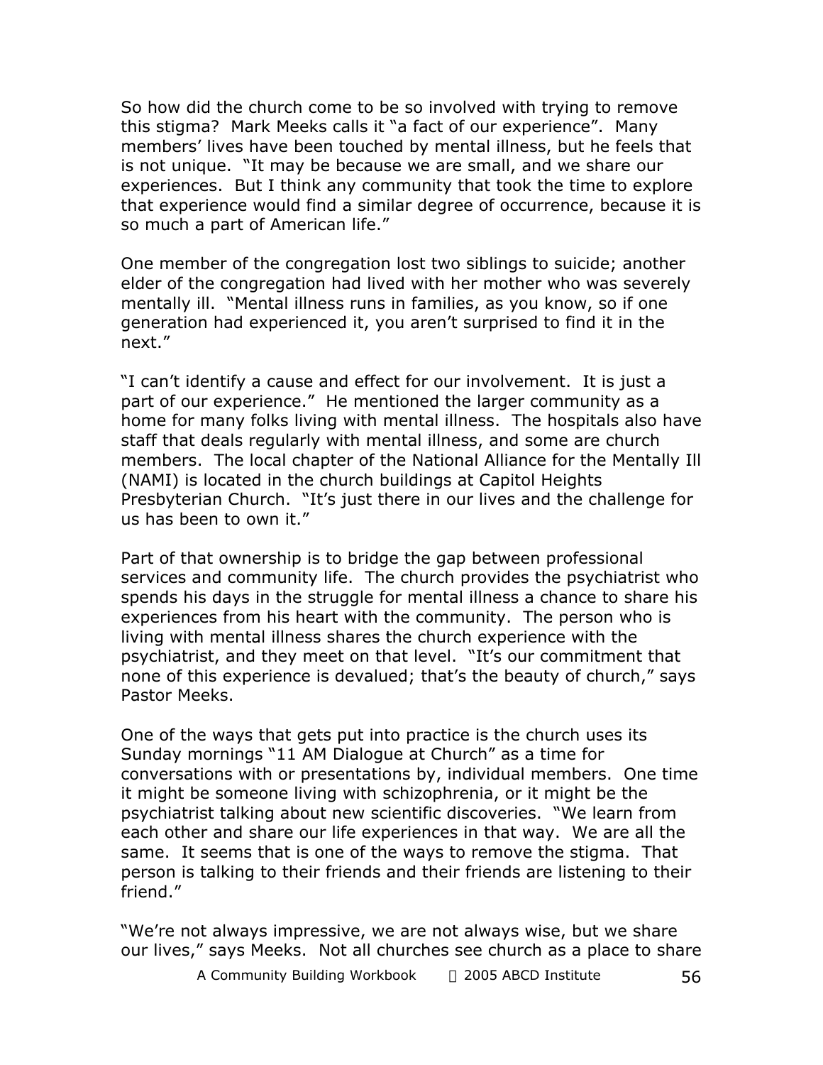So how did the church come to be so involved with trying to remove this stigma? Mark Meeks calls it "a fact of our experience". Many members' lives have been touched by mental illness, but he feels that is not unique. "It may be because we are small, and we share our experiences. But I think any community that took the time to explore that experience would find a similar degree of occurrence, because it is so much a part of American life."

One member of the congregation lost two siblings to suicide; another elder of the congregation had lived with her mother who was severely mentally ill. "Mental illness runs in families, as you know, so if one generation had experienced it, you aren't surprised to find it in the next."

"I can't identify a cause and effect for our involvement. It is just a part of our experience." He mentioned the larger community as a home for many folks living with mental illness. The hospitals also have staff that deals regularly with mental illness, and some are church members. The local chapter of the National Alliance for the Mentally Ill (NAMI) is located in the church buildings at Capitol Heights Presbyterian Church. "It's just there in our lives and the challenge for us has been to own it."

Part of that ownership is to bridge the gap between professional services and community life. The church provides the psychiatrist who spends his days in the struggle for mental illness a chance to share his experiences from his heart with the community. The person who is living with mental illness shares the church experience with the psychiatrist, and they meet on that level. "It's our commitment that none of this experience is devalued; that's the beauty of church," says Pastor Meeks.

One of the ways that gets put into practice is the church uses its Sunday mornings "11 AM Dialogue at Church" as a time for conversations with or presentations by, individual members. One time it might be someone living with schizophrenia, or it might be the psychiatrist talking about new scientific discoveries. "We learn from each other and share our life experiences in that way. We are all the same. It seems that is one of the ways to remove the stigma. That person is talking to their friends and their friends are listening to their friend."

"We're not always impressive, we are not always wise, but we share our lives," says Meeks. Not all churches see church as a place to share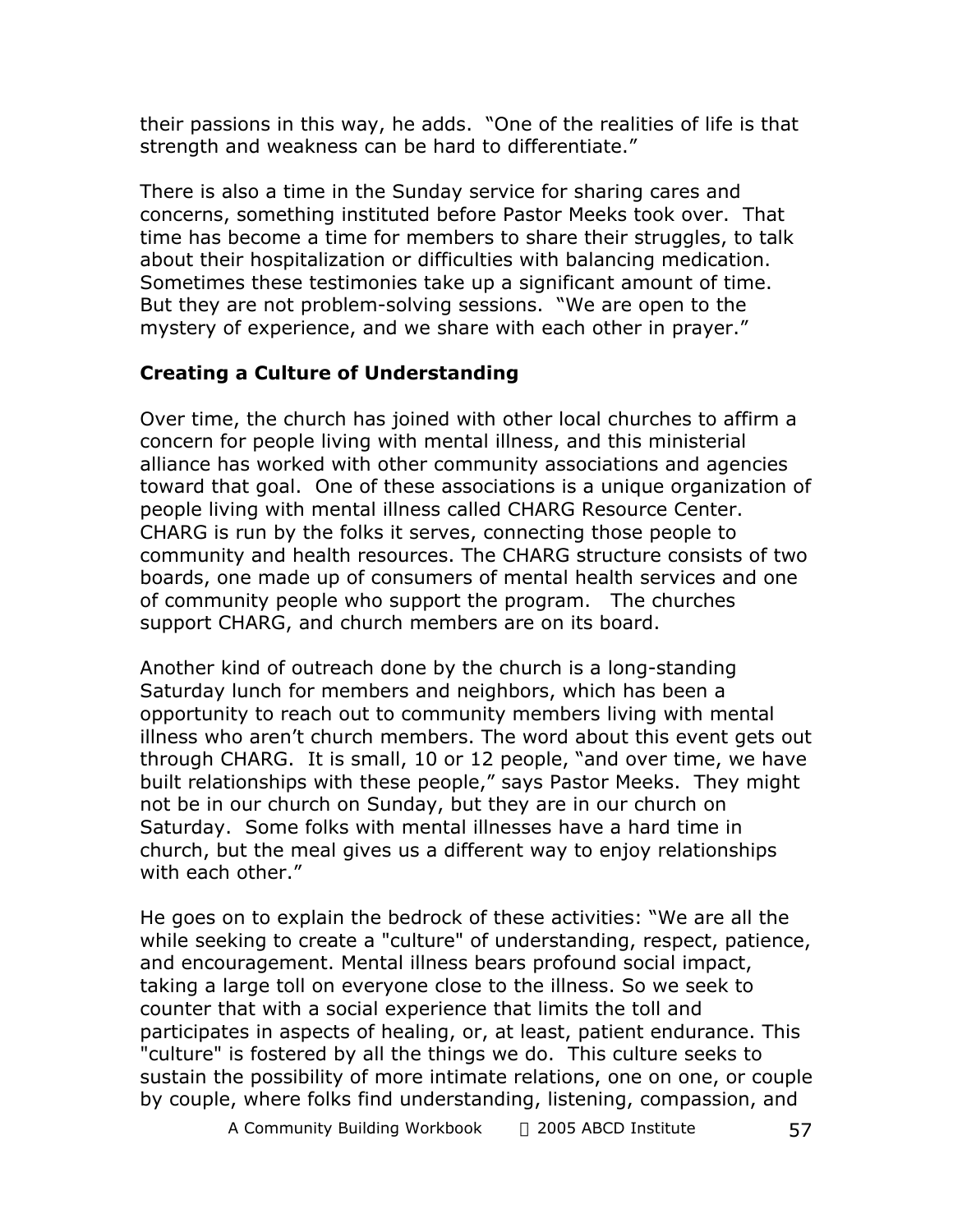their passions in this way, he adds. "One of the realities of life is that strength and weakness can be hard to differentiate."

There is also a time in the Sunday service for sharing cares and concerns, something instituted before Pastor Meeks took over. That time has become a time for members to share their struggles, to talk about their hospitalization or difficulties with balancing medication. Sometimes these testimonies take up a significant amount of time. But they are not problem-solving sessions. "We are open to the mystery of experience, and we share with each other in prayer."

### Creating a Culture of Understanding

Over time, the church has joined with other local churches to affirm a concern for people living with mental illness, and this ministerial alliance has worked with other community associations and agencies toward that goal. One of these associations is a unique organization of people living with mental illness called CHARG Resource Center. CHARG is run by the folks it serves, connecting those people to community and health resources. The CHARG structure consists of two boards, one made up of consumers of mental health services and one of community people who support the program. The churches support CHARG, and church members are on its board.

Another kind of outreach done by the church is a long-standing Saturday lunch for members and neighbors, which has been a opportunity to reach out to community members living with mental illness who aren't church members. The word about this event gets out through CHARG. It is small, 10 or 12 people, "and over time, we have built relationships with these people," says Pastor Meeks. They might not be in our church on Sunday, but they are in our church on Saturday. Some folks with mental illnesses have a hard time in church, but the meal gives us a different way to enjoy relationships with each other."

He goes on to explain the bedrock of these activities: "We are all the while seeking to create a "culture" of understanding, respect, patience, and encouragement. Mental illness bears profound social impact, taking a large toll on everyone close to the illness. So we seek to counter that with a social experience that limits the toll and participates in aspects of healing, or, at least, patient endurance. This "culture" is fostered by all the things we do. This culture seeks to sustain the possibility of more intimate relations, one on one, or couple by couple, where folks find understanding, listening, compassion, and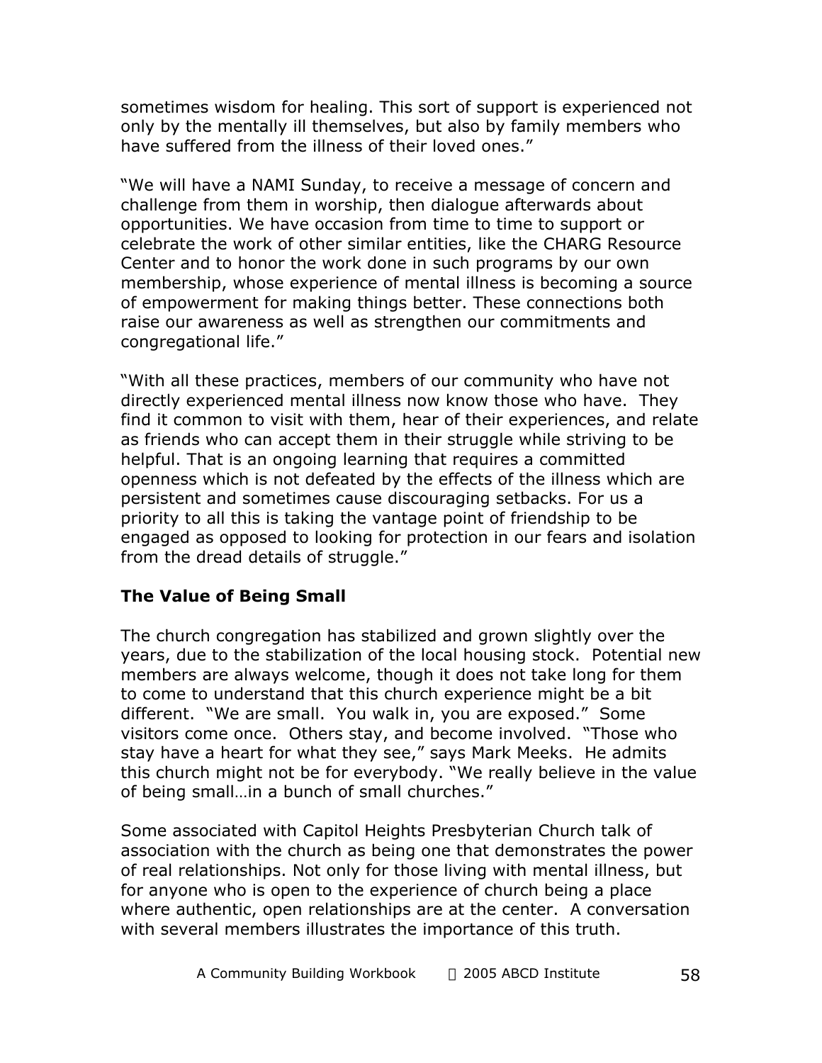sometimes wisdom for healing. This sort of support is experienced not only by the mentally ill themselves, but also by family members who have suffered from the illness of their loved ones."

"We will have a NAMI Sunday, to receive a message of concern and challenge from them in worship, then dialogue afterwards about opportunities. We have occasion from time to time to support or celebrate the work of other similar entities, like the CHARG Resource Center and to honor the work done in such programs by our own membership, whose experience of mental illness is becoming a source of empowerment for making things better. These connections both raise our awareness as well as strengthen our commitments and congregational life."

"With all these practices, members of our community who have not directly experienced mental illness now know those who have. They find it common to visit with them, hear of their experiences, and relate as friends who can accept them in their struggle while striving to be helpful. That is an ongoing learning that requires a committed openness which is not defeated by the effects of the illness which are persistent and sometimes cause discouraging setbacks. For us a priority to all this is taking the vantage point of friendship to be engaged as opposed to looking for protection in our fears and isolation from the dread details of struggle."

### The Value of Being Small

The church congregation has stabilized and grown slightly over the years, due to the stabilization of the local housing stock. Potential new members are always welcome, though it does not take long for them to come to understand that this church experience might be a bit different. "We are small. You walk in, you are exposed." Some visitors come once. Others stay, and become involved. "Those who stay have a heart for what they see," says Mark Meeks. He admits this church might not be for everybody. "We really believe in the value of being small…in a bunch of small churches."

Some associated with Capitol Heights Presbyterian Church talk of association with the church as being one that demonstrates the power of real relationships. Not only for those living with mental illness, but for anyone who is open to the experience of church being a place where authentic, open relationships are at the center. A conversation with several members illustrates the importance of this truth.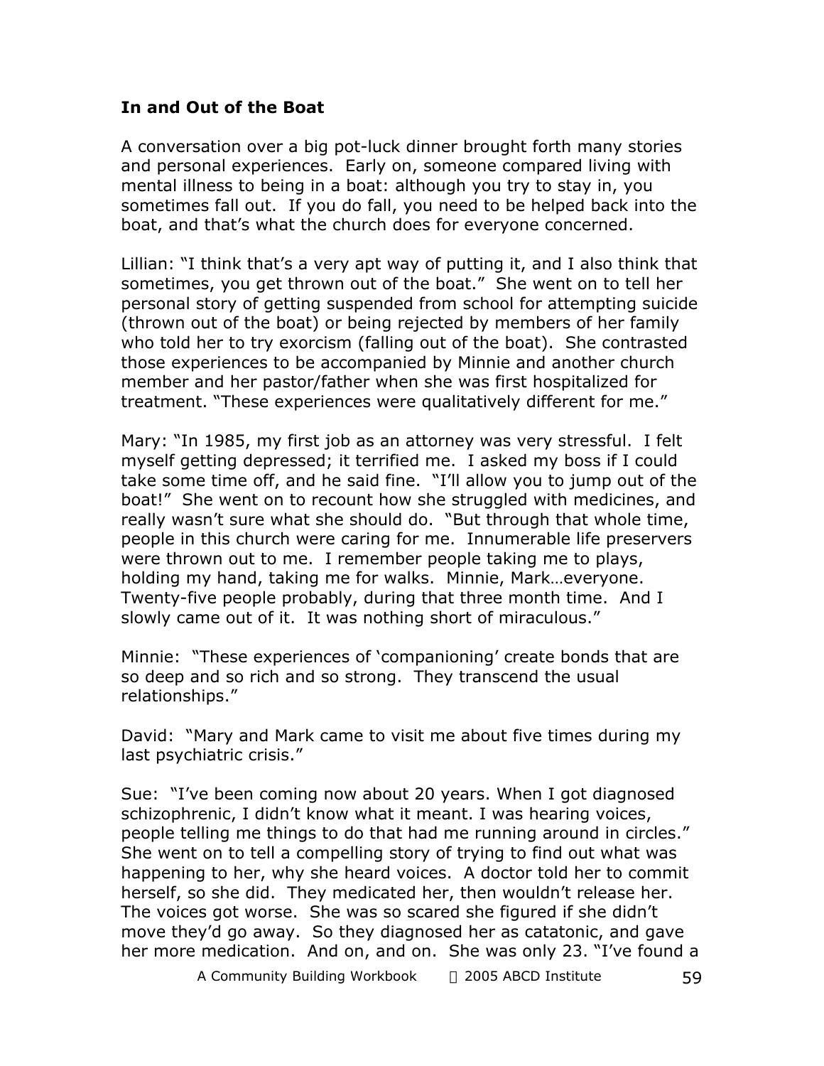### In and Out of the Boat

A conversation over a big pot-luck dinner brought forth many stories and personal experiences. Early on, someone compared living with mental illness to being in a boat: although you try to stay in, you sometimes fall out. If you do fall, you need to be helped back into the boat, and that's what the church does for everyone concerned.

Lillian: "I think that's a very apt way of putting it, and I also think that sometimes, you get thrown out of the boat." She went on to tell her personal story of getting suspended from school for attempting suicide (thrown out of the boat) or being rejected by members of her family who told her to try exorcism (falling out of the boat). She contrasted those experiences to be accompanied by Minnie and another church member and her pastor/father when she was first hospitalized for treatment. "These experiences were qualitatively different for me."

Mary: "In 1985, my first job as an attorney was very stressful. I felt myself getting depressed; it terrified me. I asked my boss if I could take some time off, and he said fine. "I'll allow you to jump out of the boat!" She went on to recount how she struggled with medicines, and really wasn't sure what she should do. "But through that whole time, people in this church were caring for me. Innumerable life preservers were thrown out to me. I remember people taking me to plays, holding my hand, taking me for walks. Minnie, Mark…everyone. Twenty-five people probably, during that three month time. And I slowly came out of it. It was nothing short of miraculous."

Minnie: "These experiences of 'companioning' create bonds that are so deep and so rich and so strong. They transcend the usual relationships."

David: "Mary and Mark came to visit me about five times during my last psychiatric crisis."

Sue: "I've been coming now about 20 years. When I got diagnosed schizophrenic, I didn't know what it meant. I was hearing voices, people telling me things to do that had me running around in circles." She went on to tell a compelling story of trying to find out what was happening to her, why she heard voices. A doctor told her to commit herself, so she did. They medicated her, then wouldn't release her. The voices got worse. She was so scared she figured if she didn't move they'd go away. So they diagnosed her as catatonic, and gave her more medication. And on, and on. She was only 23. "I've found a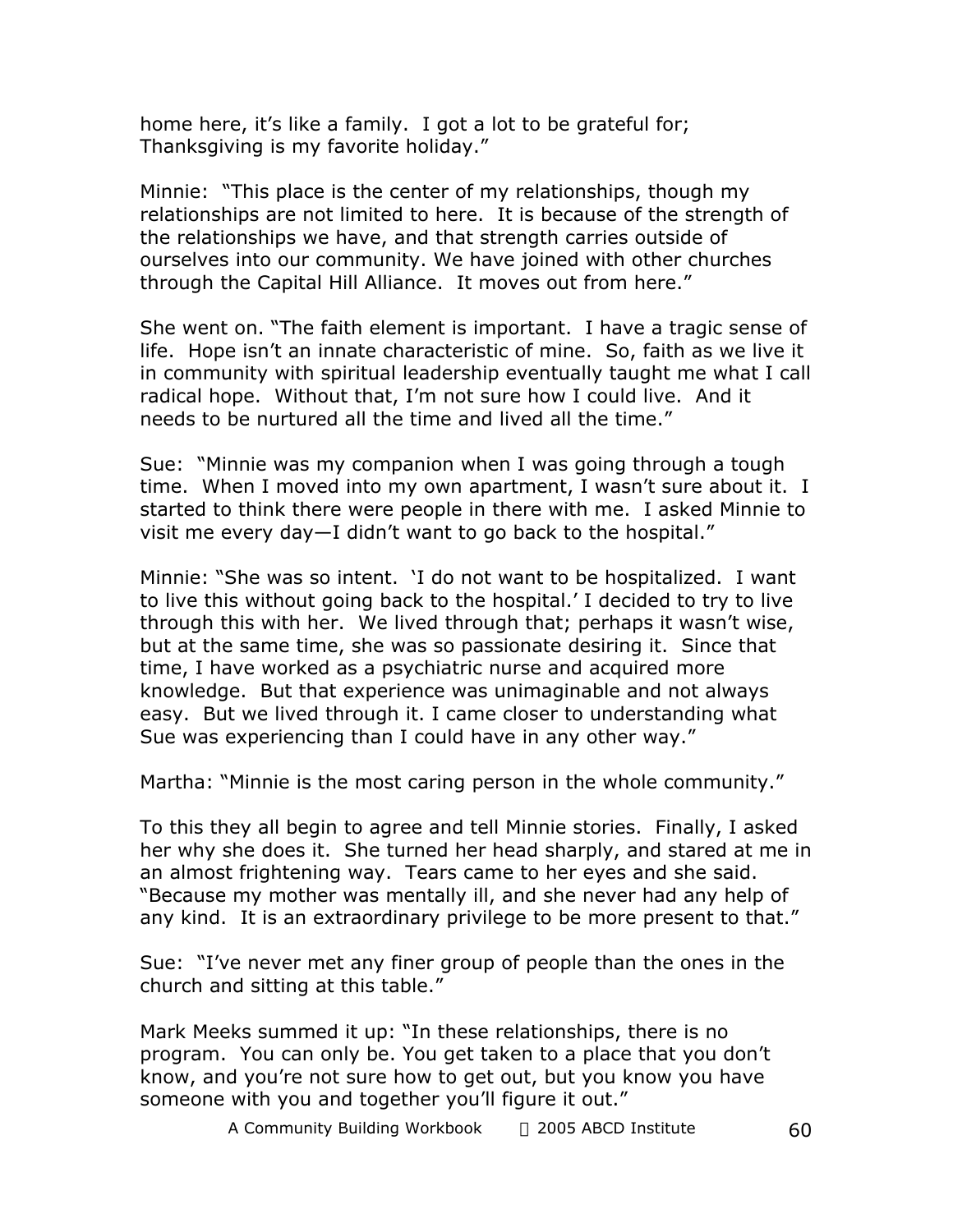home here, it's like a family. I got a lot to be grateful for; Thanksgiving is my favorite holiday."

Minnie: "This place is the center of my relationships, though my relationships are not limited to here. It is because of the strength of the relationships we have, and that strength carries outside of ourselves into our community. We have joined with other churches through the Capital Hill Alliance. It moves out from here."

She went on. "The faith element is important. I have a tragic sense of life. Hope isn't an innate characteristic of mine. So, faith as we live it in community with spiritual leadership eventually taught me what I call radical hope. Without that, I'm not sure how I could live. And it needs to be nurtured all the time and lived all the time."

Sue: "Minnie was my companion when I was going through a tough time. When I moved into my own apartment, I wasn't sure about it. I started to think there were people in there with me. I asked Minnie to visit me every day—I didn't want to go back to the hospital."

Minnie: "She was so intent. 'I do not want to be hospitalized. I want to live this without going back to the hospital.' I decided to try to live through this with her. We lived through that; perhaps it wasn't wise, but at the same time, she was so passionate desiring it. Since that time, I have worked as a psychiatric nurse and acquired more knowledge. But that experience was unimaginable and not always easy. But we lived through it. I came closer to understanding what Sue was experiencing than I could have in any other way."

Martha: "Minnie is the most caring person in the whole community."

To this they all begin to agree and tell Minnie stories. Finally, I asked her why she does it. She turned her head sharply, and stared at me in an almost frightening way. Tears came to her eyes and she said. "Because my mother was mentally ill, and she never had any help of any kind. It is an extraordinary privilege to be more present to that."

Sue: "I've never met any finer group of people than the ones in the church and sitting at this table."

Mark Meeks summed it up: "In these relationships, there is no program. You can only be. You get taken to a place that you don't know, and you're not sure how to get out, but you know you have someone with you and together you'll figure it out."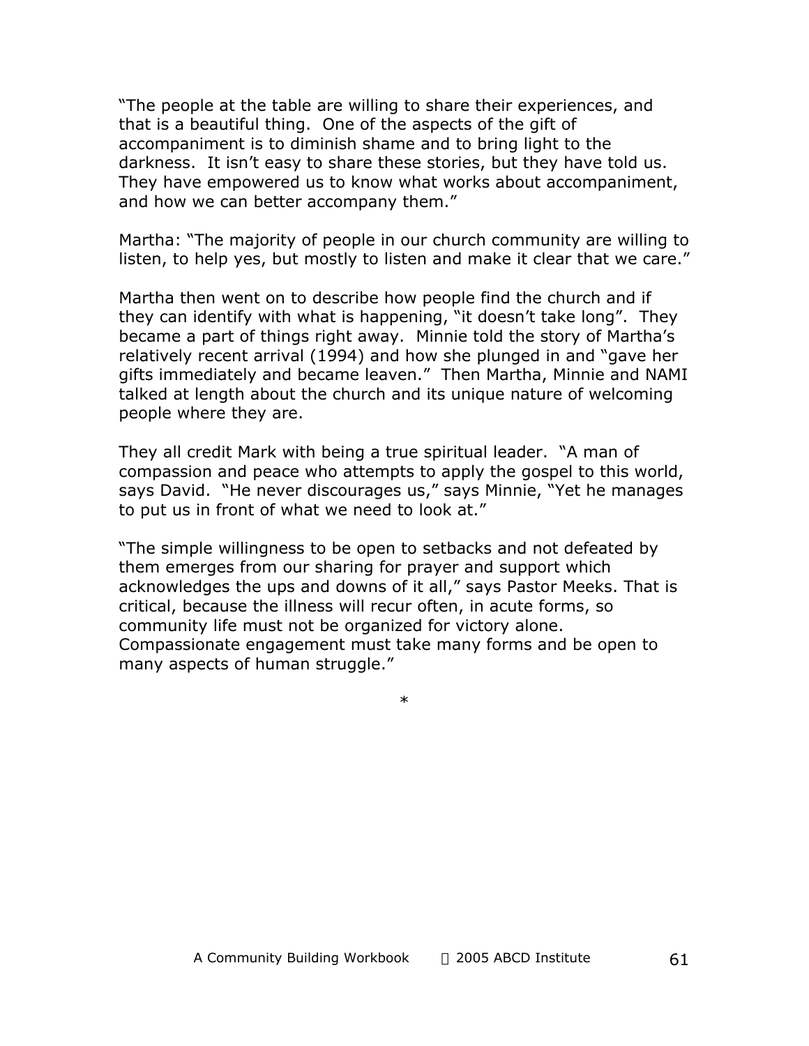"The people at the table are willing to share their experiences, and that is a beautiful thing. One of the aspects of the gift of accompaniment is to diminish shame and to bring light to the darkness. It isn't easy to share these stories, but they have told us. They have empowered us to know what works about accompaniment, and how we can better accompany them."

Martha: "The majority of people in our church community are willing to listen, to help yes, but mostly to listen and make it clear that we care."

Martha then went on to describe how people find the church and if they can identify with what is happening, "it doesn't take long". They became a part of things right away. Minnie told the story of Martha's relatively recent arrival (1994) and how she plunged in and "gave her gifts immediately and became leaven." Then Martha, Minnie and NAMI talked at length about the church and its unique nature of welcoming people where they are.

They all credit Mark with being a true spiritual leader. "A man of compassion and peace who attempts to apply the gospel to this world, says David. "He never discourages us," says Minnie, "Yet he manages to put us in front of what we need to look at."

"The simple willingness to be open to setbacks and not defeated by them emerges from our sharing for prayer and support which acknowledges the ups and downs of it all," says Pastor Meeks. That is critical, because the illness will recur often, in acute forms, so community life must not be organized for victory alone. Compassionate engagement must take many forms and be open to many aspects of human struggle."

*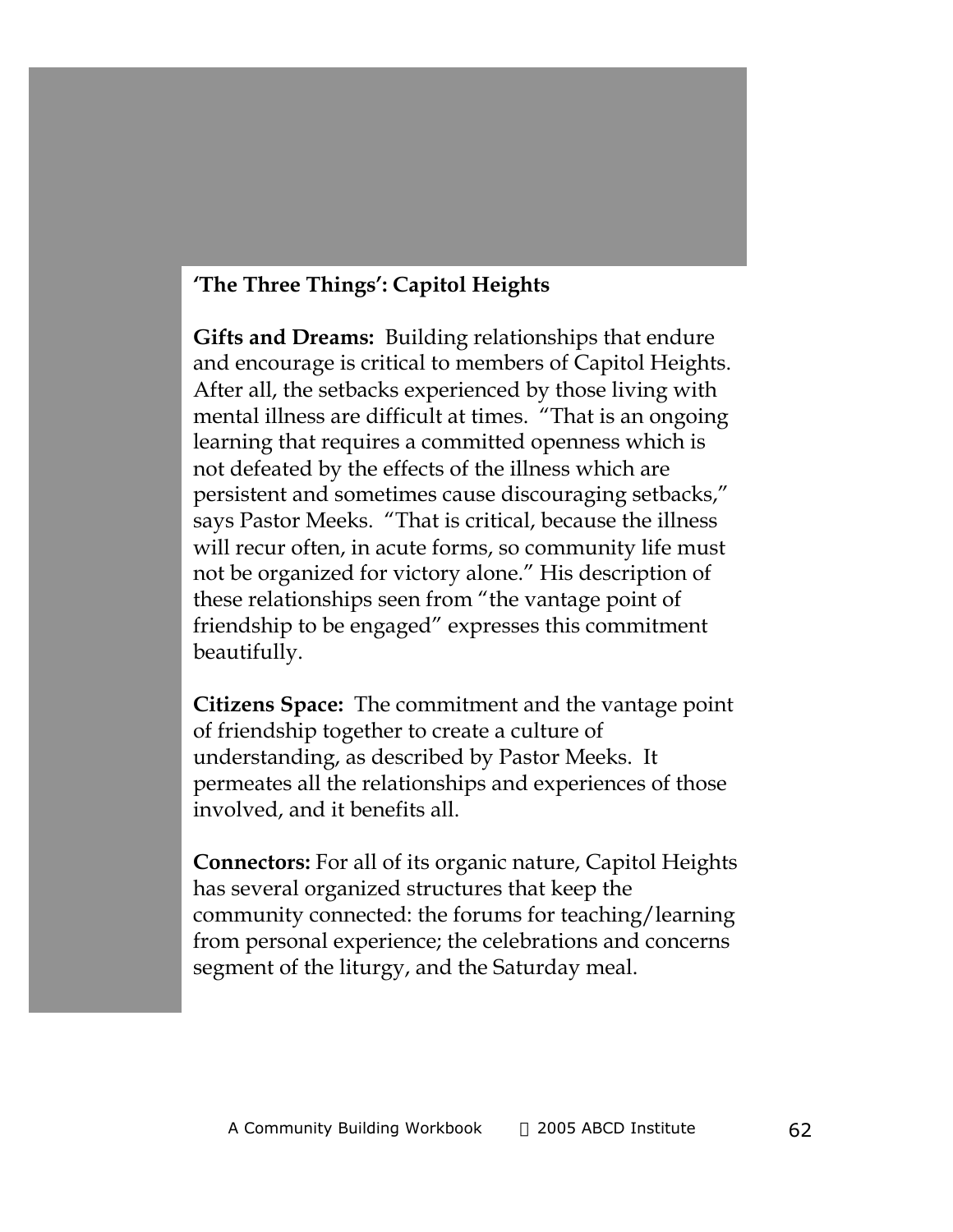## 'The Three Things': Capitol Heights

**Gifts and Dreams:** Building relationships that endure and encourage is critical to members of Capitol Heights. After all, the setbacks experienced by those living with mental illness are difficult at times. "That is an ongoing learning that requires a committed openness which is not defeated by the effects of the illness which are persistent and sometimes cause discouraging setbacks," says Pastor Meeks. "That is critical, because the illness will recur often, in acute forms, so community life must not be organized for victory alone." His description of these relationships seen from "the vantage point of friendship to be engaged" expresses this commitment beautifully.

**Citizens Space:** The commitment and the vantage point of friendship together to create a culture of understanding, as described by Pastor Meeks. It permeates all the relationships and experiences of those involved, and it benefits all.

**Connectors:** For all of its organic nature, Capitol Heights has several organized structures that keep the community connected: the forums for teaching/learning from personal experience; the celebrations and concerns segment of the liturgy, and the Saturday meal.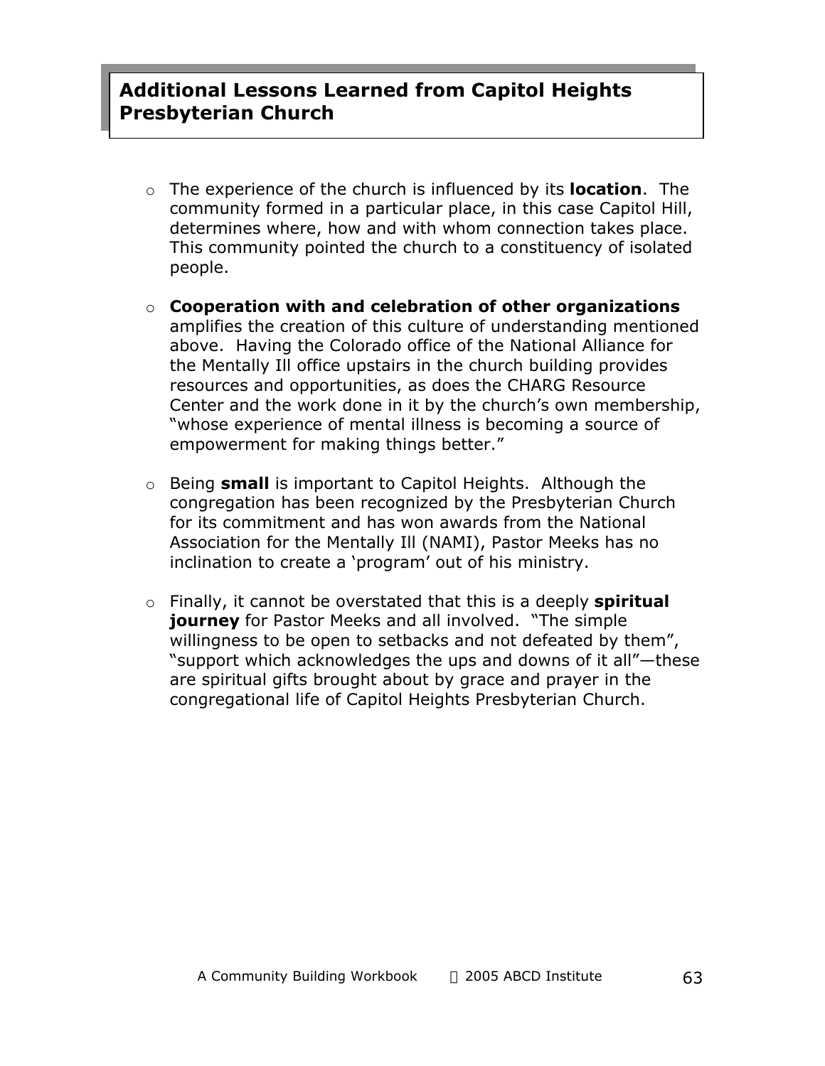## Additional Lessons Learned from Capitol Heights Presbyterian Church

- The experience of the church is influenced by its **location**. The community formed in a particular place, in this case Capitol Hill, determines where, how and with whom connection takes place. This community pointed the church to a constituency of isolated people.

- **Cooperation with and celebration of other organizations** amplifies the creation of this culture of understanding mentioned above. Having the Colorado office of the National Alliance for the Mentally Ill office upstairs in the church building provides resources and opportunities, as does the CHARG Resource Center and the work done in it by the church's own membership, "whose experience of mental illness is becoming a source of empowerment for making things better."

- Being **small** is important to Capitol Heights. Although the congregation has been recognized by the Presbyterian Church for its commitment and has won awards from the National Association for the Mentally Ill (NAMI), Pastor Meeks has no inclination to create a 'program' out of his ministry.

- Finally, it cannot be overstated that this is a deeply **spiritual journey** for Pastor Meeks and all involved. "The simple willingness to be open to setbacks and not defeated by them", "support which acknowledges the ups and downs of it all"—these are spiritual gifts brought about by grace and prayer in the congregational life of Capitol Heights Presbyterian Church.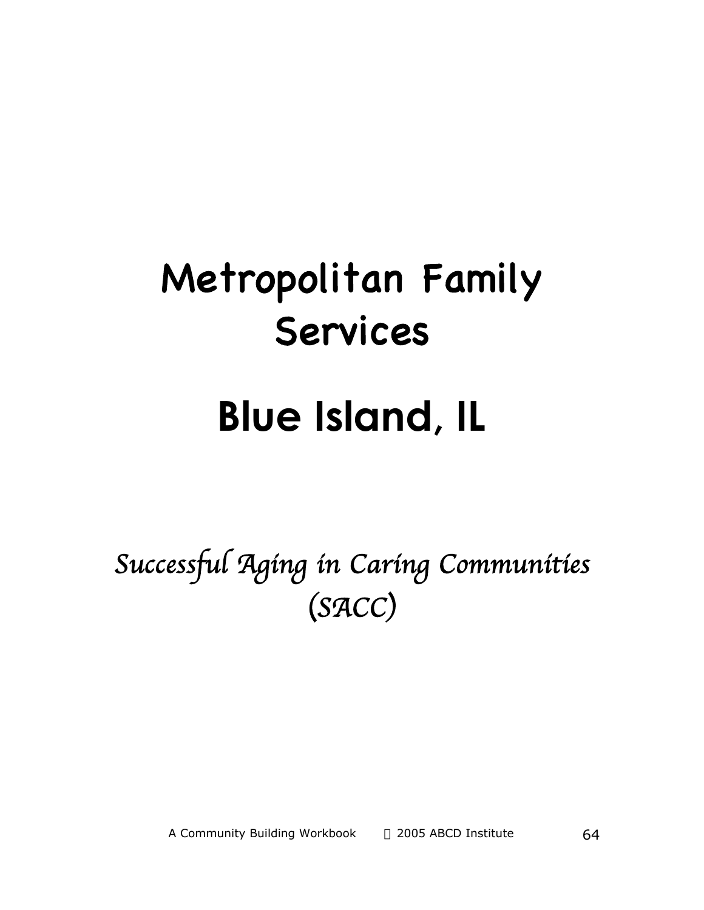# Metropolitan Family Services

# Blue Island, IL

*Successful Aging in Caring Communities (SACC)*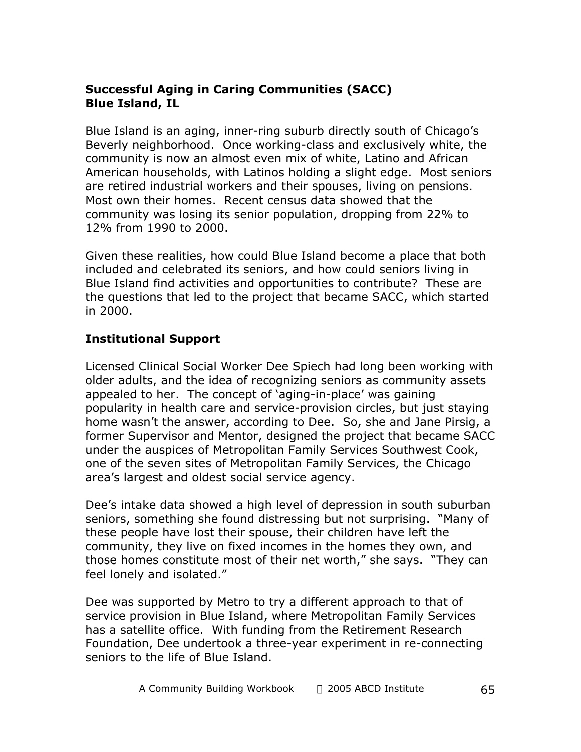**Successful Aging in Caring Communities (SACC)**
**Blue Island, IL**

Blue Island is an aging, inner-ring suburb directly south of Chicago's Beverly neighborhood. Once working-class and exclusively white, the community is now an almost even mix of white, Latino and African American households, with Latinos holding a slight edge. Most seniors are retired industrial workers and their spouses, living on pensions. Most own their homes. Recent census data showed that the community was losing its senior population, dropping from 22% to 12% from 1990 to 2000.

Given these realities, how could Blue Island become a place that both included and celebrated its seniors, and how could seniors living in Blue Island find activities and opportunities to contribute? These are the questions that led to the project that became SACC, which started in 2000.

## Institutional Support

Licensed Clinical Social Worker Dee Spiech had long been working with older adults, and the idea of recognizing seniors as community assets appealed to her. The concept of 'aging-in-place' was gaining popularity in health care and service-provision circles, but just staying home wasn't the answer, according to Dee. So, she and Jane Pirsig, a former Supervisor and Mentor, designed the project that became SACC under the auspices of Metropolitan Family Services Southwest Cook, one of the seven sites of Metropolitan Family Services, the Chicago area's largest and oldest social service agency.

Dee's intake data showed a high level of depression in south suburban seniors, something she found distressing but not surprising. "Many of these people have lost their spouse, their children have left the community, they live on fixed incomes in the homes they own, and those homes constitute most of their net worth," she says. "They can feel lonely and isolated."

Dee was supported by Metro to try a different approach to that of service provision in Blue Island, where Metropolitan Family Services has a satellite office. With funding from the Retirement Research Foundation, Dee undertook a three-year experiment in re-connecting seniors to the life of Blue Island.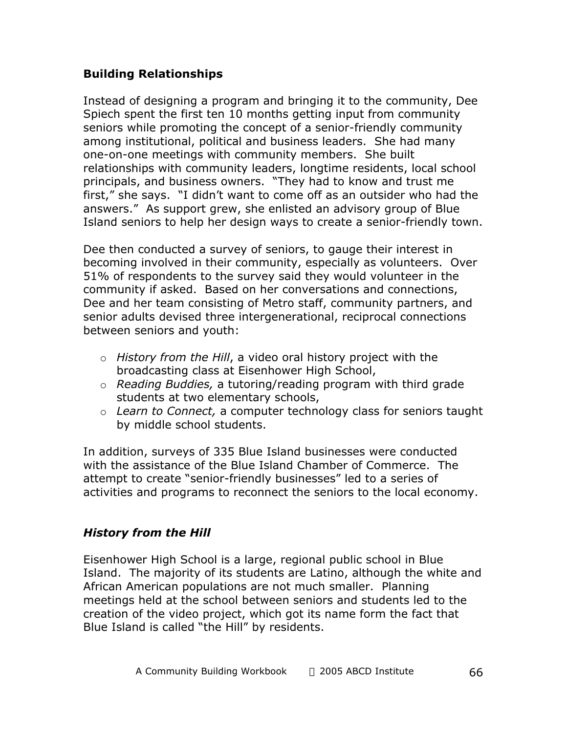## Building Relationships

Instead of designing a program and bringing it to the community, Dee Spiech spent the first ten 10 months getting input from community seniors while promoting the concept of a senior-friendly community among institutional, political and business leaders. She had many one-on-one meetings with community members. She built relationships with community leaders, longtime residents, local school principals, and business owners. "They had to know and trust me first," she says. "I didn't want to come off as an outsider who had the answers." As support grew, she enlisted an advisory group of Blue Island seniors to help her design ways to create a senior-friendly town.

Dee then conducted a survey of seniors, to gauge their interest in becoming involved in their community, especially as volunteers. Over 51% of respondents to the survey said they would volunteer in the community if asked. Based on her conversations and connections, Dee and her team consisting of Metro staff, community partners, and senior adults devised three intergenerational, reciprocal connections between seniors and youth:

- *History from the Hill*, a video oral history project with the broadcasting class at Eisenhower High School,
- *Reading Buddies,* a tutoring/reading program with third grade students at two elementary schools,
- *Learn to Connect,* a computer technology class for seniors taught by middle school students.

In addition, surveys of 335 Blue Island businesses were conducted with the assistance of the Blue Island Chamber of Commerce. The attempt to create "senior-friendly businesses" led to a series of activities and programs to reconnect the seniors to the local economy.

### *History from the Hill*

Eisenhower High School is a large, regional public school in Blue Island. The majority of its students are Latino, although the white and African American populations are not much smaller. Planning meetings held at the school between seniors and students led to the creation of the video project, which got its name form the fact that Blue Island is called "the Hill" by residents.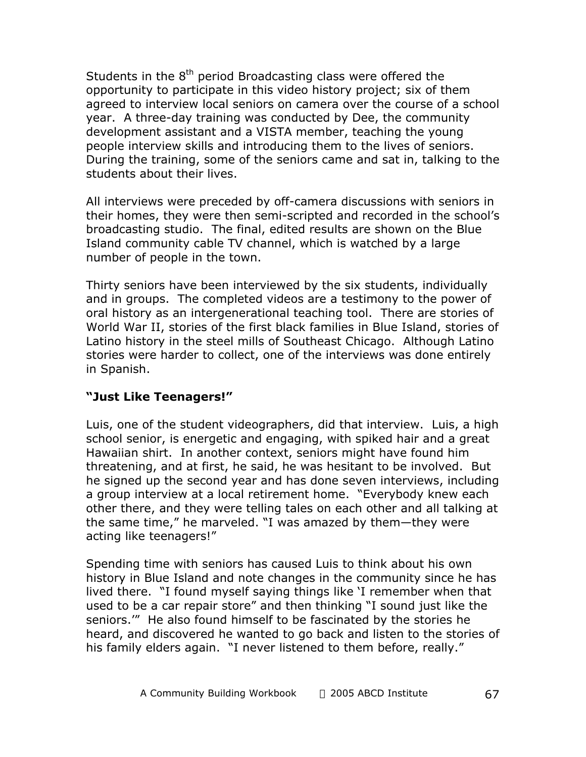Students in the 8th period Broadcasting class were offered the opportunity to participate in this video history project; six of them agreed to interview local seniors on camera over the course of a school year. A three-day training was conducted by Dee, the community development assistant and a VISTA member, teaching the young people interview skills and introducing them to the lives of seniors. During the training, some of the seniors came and sat in, talking to the students about their lives.

All interviews were preceded by off-camera discussions with seniors in their homes, they were then semi-scripted and recorded in the school's broadcasting studio. The final, edited results are shown on the Blue Island community cable TV channel, which is watched by a large number of people in the town.

Thirty seniors have been interviewed by the six students, individually and in groups. The completed videos are a testimony to the power of oral history as an intergenerational teaching tool. There are stories of World War II, stories of the first black families in Blue Island, stories of Latino history in the steel mills of Southeast Chicago. Although Latino stories were harder to collect, one of the interviews was done entirely in Spanish.

**"Just Like Teenagers!"**

Luis, one of the student videographers, did that interview. Luis, a high school senior, is energetic and engaging, with spiked hair and a great Hawaiian shirt. In another context, seniors might have found him threatening, and at first, he said, he was hesitant to be involved. But he signed up the second year and has done seven interviews, including a group interview at a local retirement home. "Everybody knew each other there, and they were telling tales on each other and all talking at the same time," he marveled. "I was amazed by them—they were acting like teenagers!"

Spending time with seniors has caused Luis to think about his own history in Blue Island and note changes in the community since he has lived there. "I found myself saying things like 'I remember when that used to be a car repair store" and then thinking "I sound just like the seniors.'" He also found himself to be fascinated by the stories he heard, and discovered he wanted to go back and listen to the stories of his family elders again. "I never listened to them before, really."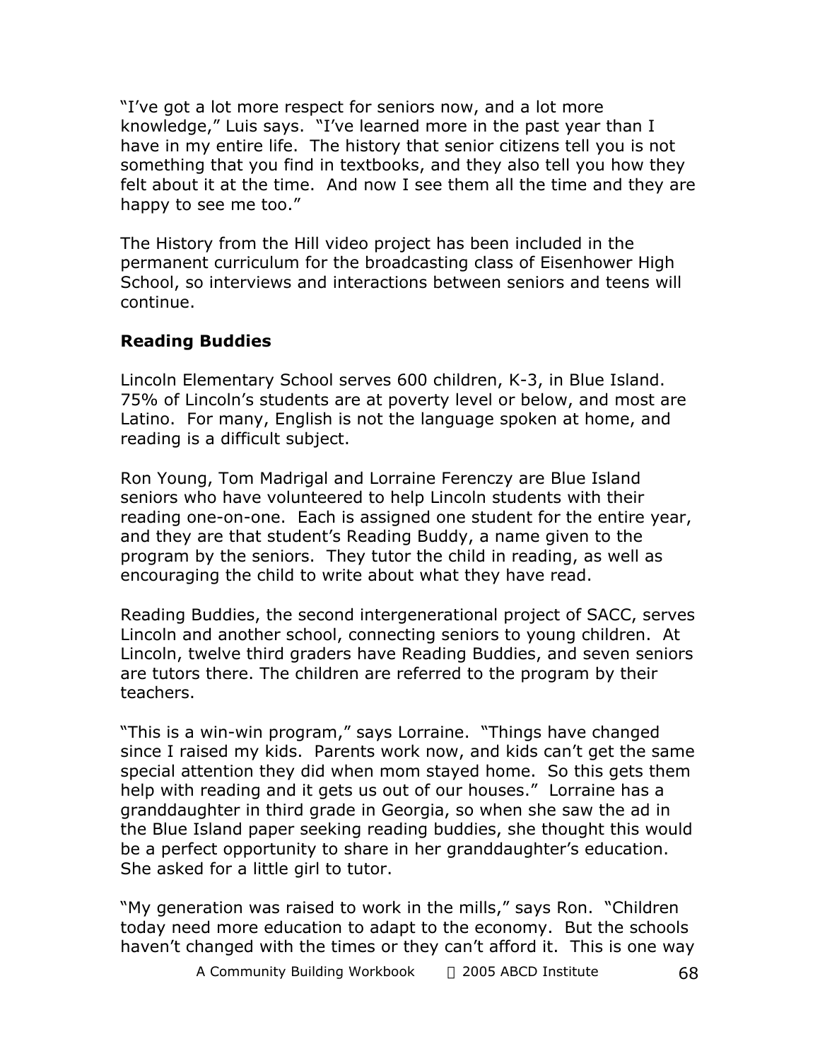"I've got a lot more respect for seniors now, and a lot more knowledge," Luis says. "I've learned more in the past year than I have in my entire life. The history that senior citizens tell you is not something that you find in textbooks, and they also tell you how they felt about it at the time. And now I see them all the time and they are happy to see me too."

The History from the Hill video project has been included in the permanent curriculum for the broadcasting class of Eisenhower High School, so interviews and interactions between seniors and teens will continue.

**Reading Buddies**

Lincoln Elementary School serves 600 children, K-3, in Blue Island. 75% of Lincoln's students are at poverty level or below, and most are Latino. For many, English is not the language spoken at home, and reading is a difficult subject.

Ron Young, Tom Madrigal and Lorraine Ferenczy are Blue Island seniors who have volunteered to help Lincoln students with their reading one-on-one. Each is assigned one student for the entire year, and they are that student's Reading Buddy, a name given to the program by the seniors. They tutor the child in reading, as well as encouraging the child to write about what they have read.

Reading Buddies, the second intergenerational project of SACC, serves Lincoln and another school, connecting seniors to young children. At Lincoln, twelve third graders have Reading Buddies, and seven seniors are tutors there. The children are referred to the program by their teachers.

"This is a win-win program," says Lorraine. "Things have changed since I raised my kids. Parents work now, and kids can't get the same special attention they did when mom stayed home. So this gets them help with reading and it gets us out of our houses." Lorraine has a granddaughter in third grade in Georgia, so when she saw the ad in the Blue Island paper seeking reading buddies, she thought this would be a perfect opportunity to share in her granddaughter's education. She asked for a little girl to tutor.

"My generation was raised to work in the mills," says Ron. "Children today need more education to adapt to the economy. But the schools haven't changed with the times or they can't afford it. This is one way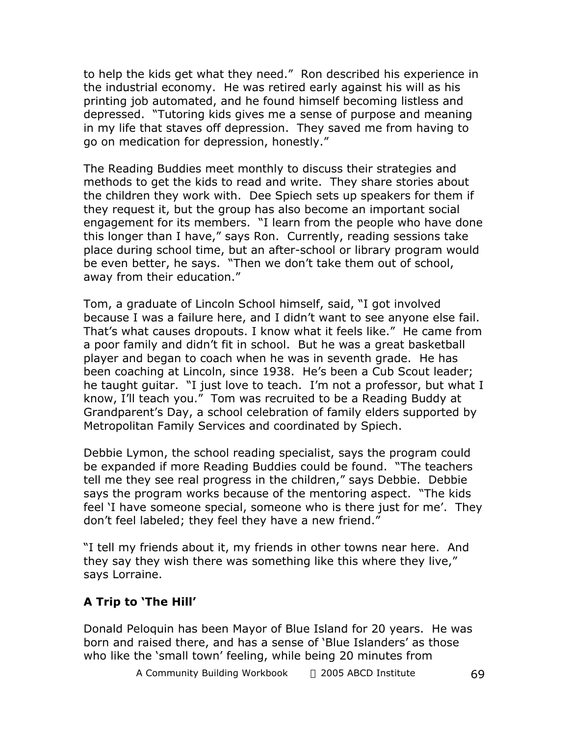to help the kids get what they need." Ron described his experience in the industrial economy. He was retired early against his will as his printing job automated, and he found himself becoming listless and depressed. "Tutoring kids gives me a sense of purpose and meaning in my life that staves off depression. They saved me from having to go on medication for depression, honestly."

The Reading Buddies meet monthly to discuss their strategies and methods to get the kids to read and write. They share stories about the children they work with. Dee Spiech sets up speakers for them if they request it, but the group has also become an important social engagement for its members. "I learn from the people who have done this longer than I have," says Ron. Currently, reading sessions take place during school time, but an after-school or library program would be even better, he says. "Then we don't take them out of school, away from their education."

Tom, a graduate of Lincoln School himself, said, "I got involved because I was a failure here, and I didn't want to see anyone else fail. That's what causes dropouts. I know what it feels like." He came from a poor family and didn't fit in school. But he was a great basketball player and began to coach when he was in seventh grade. He has been coaching at Lincoln, since 1938. He's been a Cub Scout leader; he taught guitar. "I just love to teach. I'm not a professor, but what I know, I'll teach you." Tom was recruited to be a Reading Buddy at Grandparent's Day, a school celebration of family elders supported by Metropolitan Family Services and coordinated by Spiech.

Debbie Lymon, the school reading specialist, says the program could be expanded if more Reading Buddies could be found. "The teachers tell me they see real progress in the children," says Debbie. Debbie says the program works because of the mentoring aspect. "The kids feel 'I have someone special, someone who is there just for me'. They don't feel labeled; they feel they have a new friend."

"I tell my friends about it, my friends in other towns near here. And they say they wish there was something like this where they live," says Lorraine.

**A Trip to 'The Hill'**

Donald Peloquin has been Mayor of Blue Island for 20 years. He was born and raised there, and has a sense of 'Blue Islanders' as those who like the 'small town' feeling, while being 20 minutes from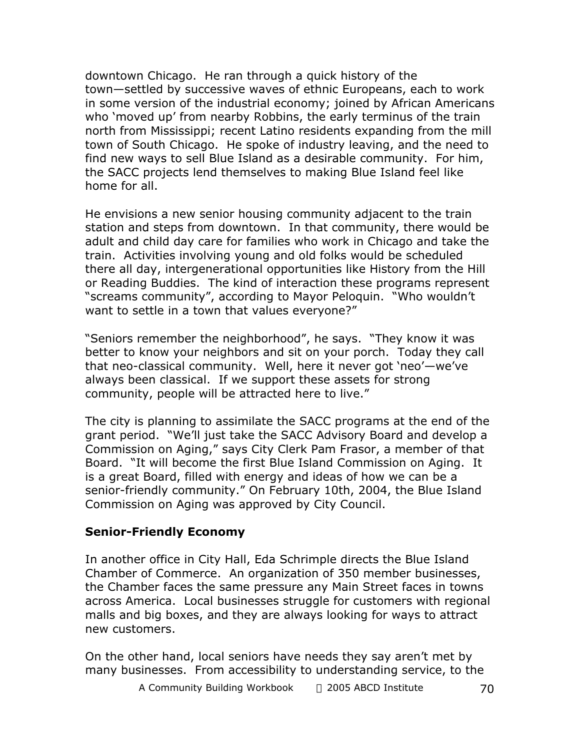downtown Chicago. He ran through a quick history of the town—settled by successive waves of ethnic Europeans, each to work in some version of the industrial economy; joined by African Americans who 'moved up' from nearby Robbins, the early terminus of the train north from Mississippi; recent Latino residents expanding from the mill town of South Chicago. He spoke of industry leaving, and the need to find new ways to sell Blue Island as a desirable community. For him, the SACC projects lend themselves to making Blue Island feel like home for all.

He envisions a new senior housing community adjacent to the train station and steps from downtown. In that community, there would be adult and child day care for families who work in Chicago and take the train. Activities involving young and old folks would be scheduled there all day, intergenerational opportunities like History from the Hill or Reading Buddies. The kind of interaction these programs represent "screams community", according to Mayor Peloquin. "Who wouldn't want to settle in a town that values everyone?"

"Seniors remember the neighborhood", he says. "They know it was better to know your neighbors and sit on your porch. Today they call that neo-classical community. Well, here it never got 'neo'—we've always been classical. If we support these assets for strong community, people will be attracted here to live."

The city is planning to assimilate the SACC programs at the end of the grant period. "We'll just take the SACC Advisory Board and develop a Commission on Aging," says City Clerk Pam Frasor, a member of that Board. "It will become the first Blue Island Commission on Aging. It is a great Board, filled with energy and ideas of how we can be a senior-friendly community." On February 10th, 2004, the Blue Island Commission on Aging was approved by City Council.

### Senior-Friendly Economy

In another office in City Hall, Eda Schrimple directs the Blue Island Chamber of Commerce. An organization of 350 member businesses, the Chamber faces the same pressure any Main Street faces in towns across America. Local businesses struggle for customers with regional malls and big boxes, and they are always looking for ways to attract new customers.

On the other hand, local seniors have needs they say aren't met by many businesses. From accessibility to understanding service, to the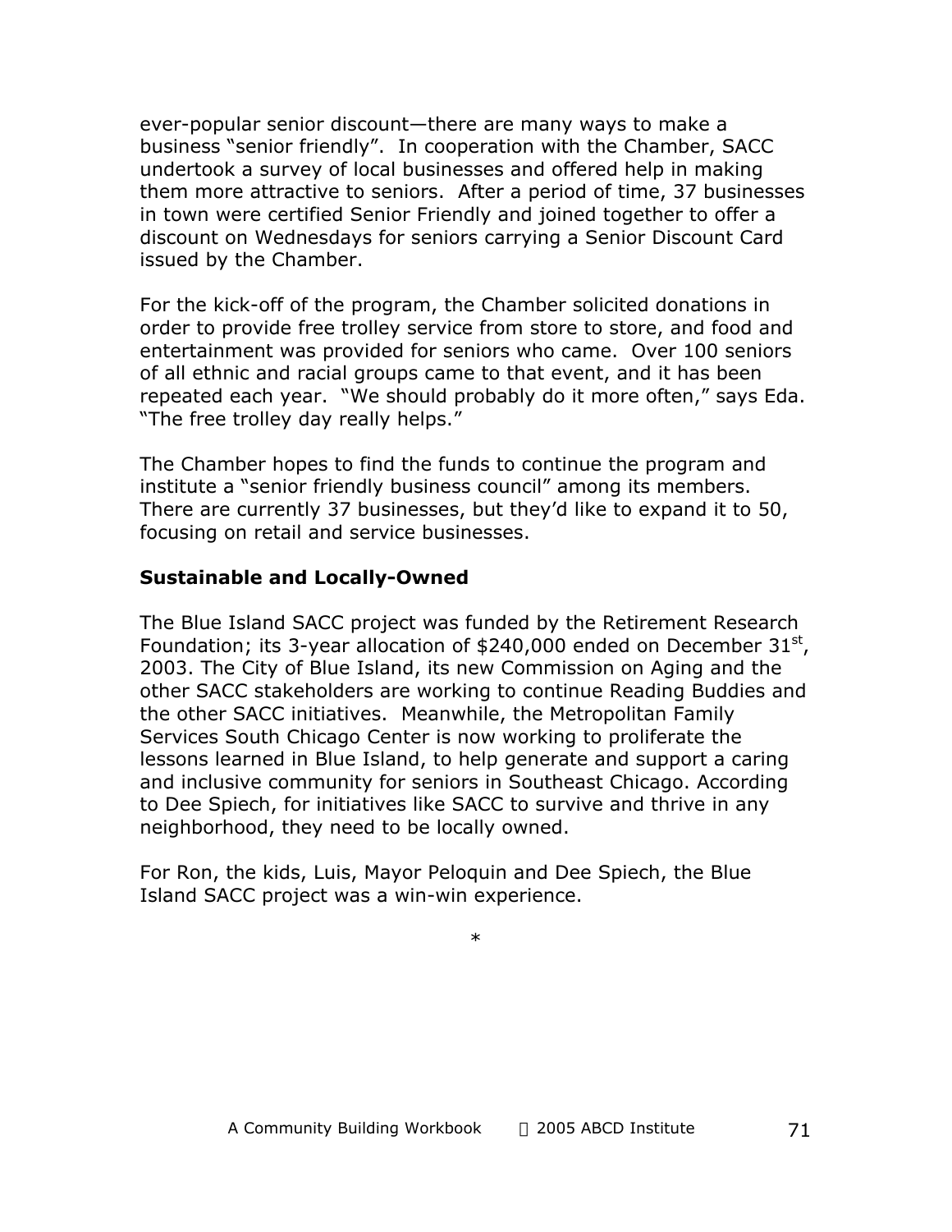ever-popular senior discount—there are many ways to make a business "senior friendly". In cooperation with the Chamber, SACC undertook a survey of local businesses and offered help in making them more attractive to seniors. After a period of time, 37 businesses in town were certified Senior Friendly and joined together to offer a discount on Wednesdays for seniors carrying a Senior Discount Card issued by the Chamber.

For the kick-off of the program, the Chamber solicited donations in order to provide free trolley service from store to store, and food and entertainment was provided for seniors who came. Over 100 seniors of all ethnic and racial groups came to that event, and it has been repeated each year. "We should probably do it more often," says Eda. "The free trolley day really helps."

The Chamber hopes to find the funds to continue the program and institute a "senior friendly business council" among its members. There are currently 37 businesses, but they'd like to expand it to 50, focusing on retail and service businesses.

**Sustainable and Locally-Owned**

The Blue Island SACC project was funded by the Retirement Research Foundation; its 3-year allocation of $240,000 ended on December 31st, 2003. The City of Blue Island, its new Commission on Aging and the other SACC stakeholders are working to continue Reading Buddies and the other SACC initiatives. Meanwhile, the Metropolitan Family Services South Chicago Center is now working to proliferate the lessons learned in Blue Island, to help generate and support a caring and inclusive community for seniors in Southeast Chicago. According to Dee Spiech, for initiatives like SACC to survive and thrive in any neighborhood, they need to be locally owned.

For Ron, the kids, Luis, Mayor Peloquin and Dee Spiech, the Blue Island SACC project was a win-win experience.

*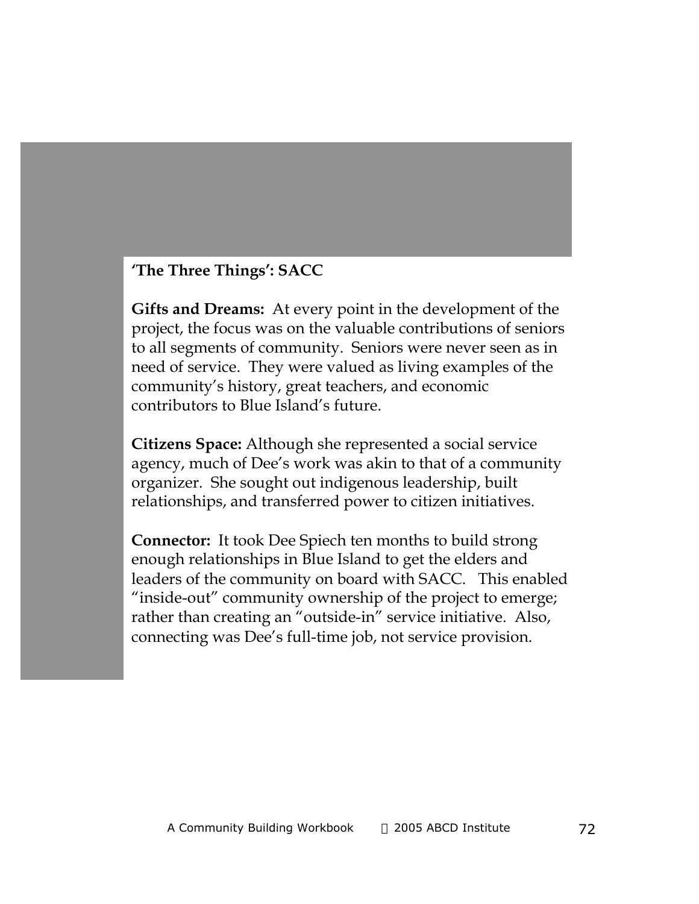## 'The Three Things': SACC

**Gifts and Dreams:** At every point in the development of the project, the focus was on the valuable contributions of seniors to all segments of community. Seniors were never seen as in need of service. They were valued as living examples of the community's history, great teachers, and economic contributors to Blue Island's future.

**Citizens Space:** Although she represented a social service agency, much of Dee's work was akin to that of a community organizer. She sought out indigenous leadership, built relationships, and transferred power to citizen initiatives.

**Connector:** It took Dee Spiech ten months to build strong enough relationships in Blue Island to get the elders and leaders of the community on board with SACC. This enabled "inside-out" community ownership of the project to emerge; rather than creating an "outside-in" service initiative. Also, connecting was Dee's full-time job, not service provision.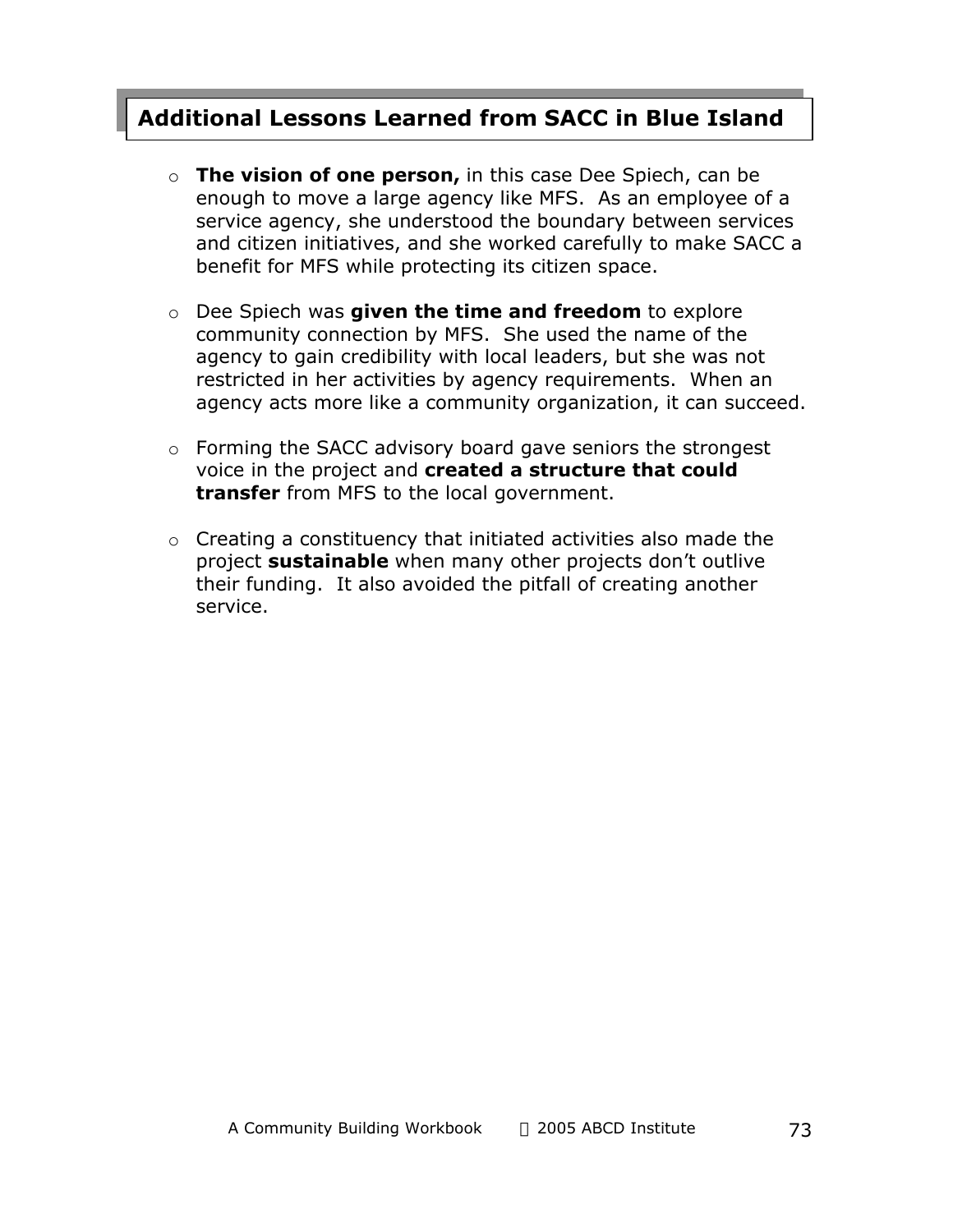## Additional Lessons Learned from SACC in Blue Island

- **The vision of one person,** in this case Dee Spiech, can be enough to move a large agency like MFS. As an employee of a service agency, she understood the boundary between services and citizen initiatives, and she worked carefully to make SACC a benefit for MFS while protecting its citizen space.

- Dee Spiech was **given the time and freedom** to explore community connection by MFS. She used the name of the agency to gain credibility with local leaders, but she was not restricted in her activities by agency requirements. When an agency acts more like a community organization, it can succeed.

- Forming the SACC advisory board gave seniors the strongest voice in the project and **created a structure that could transfer** from MFS to the local government.

- Creating a constituency that initiated activities also made the project **sustainable** when many other projects don't outlive their funding. It also avoided the pitfall of creating another service.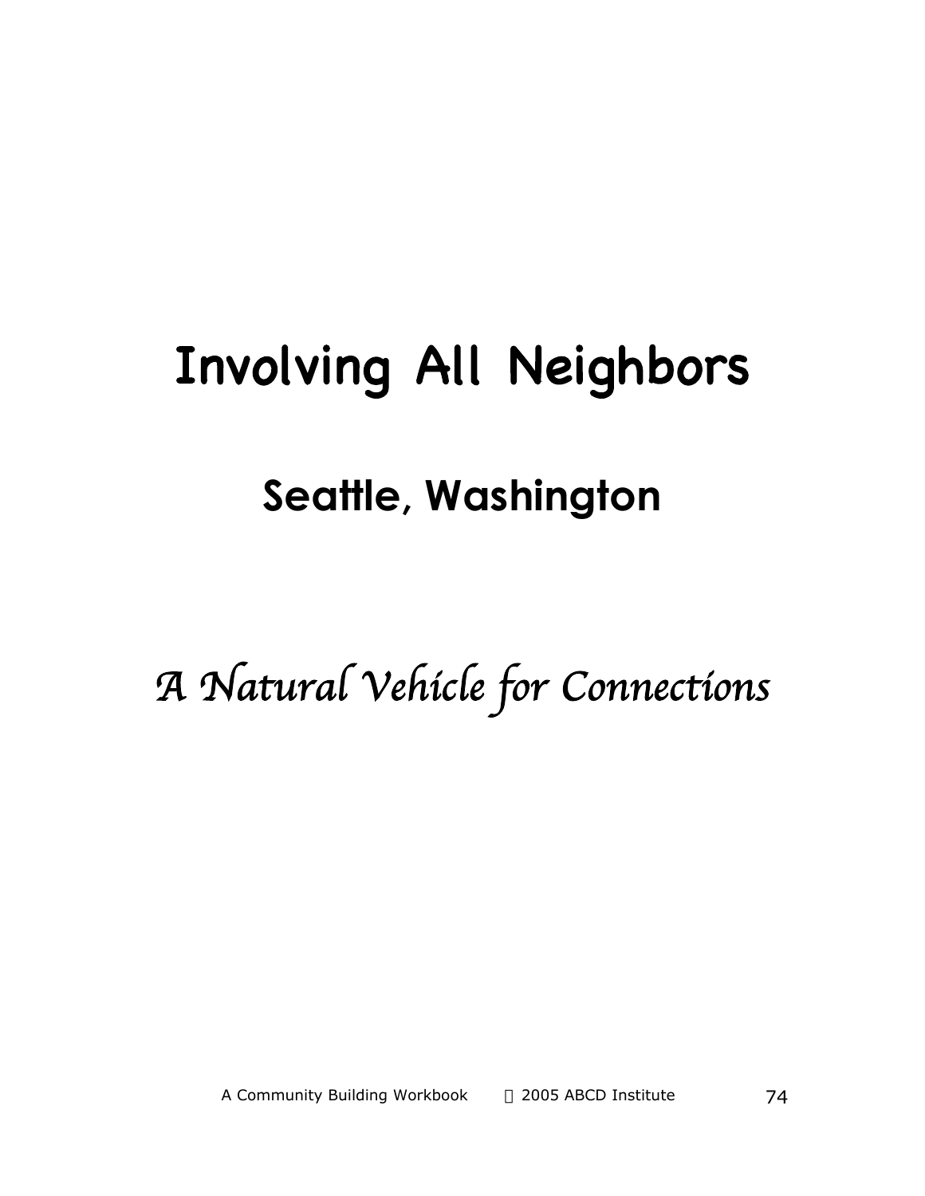# Involving All Neighbors

## Seattle, Washington

*A Natural Vehicle for Connections*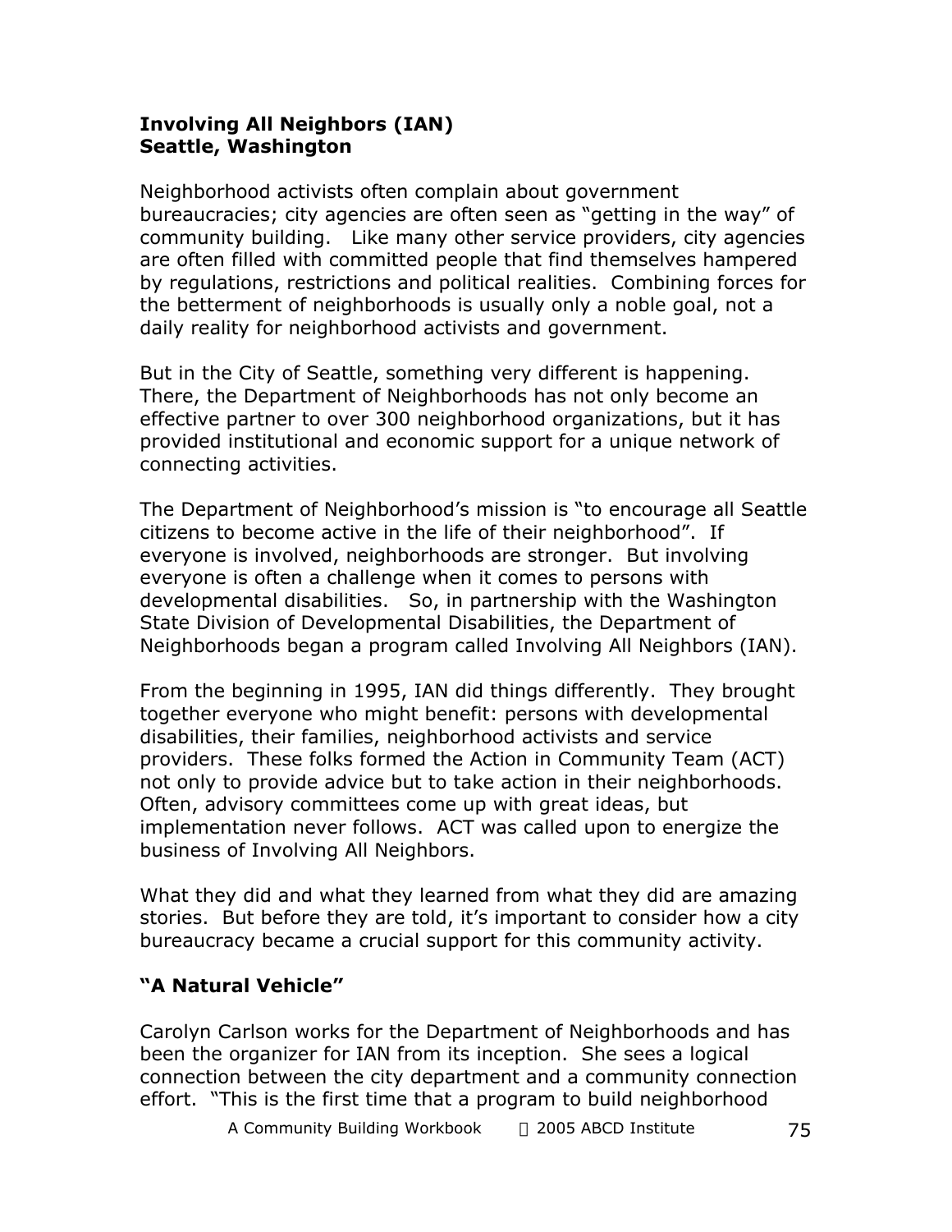**Involving All Neighbors (IAN)**
**Seattle, Washington**

Neighborhood activists often complain about government bureaucracies; city agencies are often seen as "getting in the way" of community building. Like many other service providers, city agencies are often filled with committed people that find themselves hampered by regulations, restrictions and political realities. Combining forces for the betterment of neighborhoods is usually only a noble goal, not a daily reality for neighborhood activists and government.

But in the City of Seattle, something very different is happening. There, the Department of Neighborhoods has not only become an effective partner to over 300 neighborhood organizations, but it has provided institutional and economic support for a unique network of connecting activities.

The Department of Neighborhood's mission is "to encourage all Seattle citizens to become active in the life of their neighborhood". If everyone is involved, neighborhoods are stronger. But involving everyone is often a challenge when it comes to persons with developmental disabilities. So, in partnership with the Washington State Division of Developmental Disabilities, the Department of Neighborhoods began a program called Involving All Neighbors (IAN).

From the beginning in 1995, IAN did things differently. They brought together everyone who might benefit: persons with developmental disabilities, their families, neighborhood activists and service providers. These folks formed the Action in Community Team (ACT) not only to provide advice but to take action in their neighborhoods. Often, advisory committees come up with great ideas, but implementation never follows. ACT was called upon to energize the business of Involving All Neighbors.

What they did and what they learned from what they did are amazing stories. But before they are told, it's important to consider how a city bureaucracy became a crucial support for this community activity.

**"A Natural Vehicle"**

Carolyn Carlson works for the Department of Neighborhoods and has been the organizer for IAN from its inception. She sees a logical connection between the city department and a community connection effort. "This is the first time that a program to build neighborhood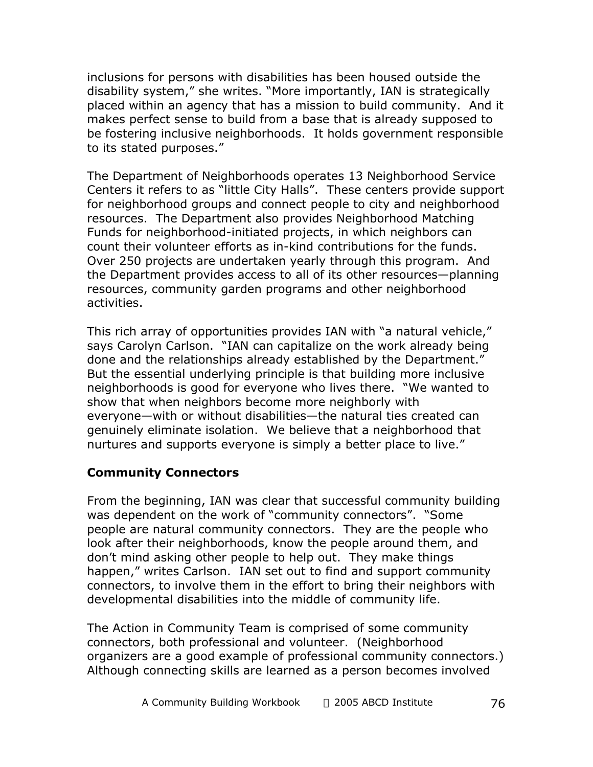inclusions for persons with disabilities has been housed outside the disability system," she writes. "More importantly, IAN is strategically placed within an agency that has a mission to build community. And it makes perfect sense to build from a base that is already supposed to be fostering inclusive neighborhoods. It holds government responsible to its stated purposes."

The Department of Neighborhoods operates 13 Neighborhood Service Centers it refers to as "little City Halls". These centers provide support for neighborhood groups and connect people to city and neighborhood resources. The Department also provides Neighborhood Matching Funds for neighborhood-initiated projects, in which neighbors can count their volunteer efforts as in-kind contributions for the funds. Over 250 projects are undertaken yearly through this program. And the Department provides access to all of its other resources—planning resources, community garden programs and other neighborhood activities.

This rich array of opportunities provides IAN with "a natural vehicle," says Carolyn Carlson. "IAN can capitalize on the work already being done and the relationships already established by the Department." But the essential underlying principle is that building more inclusive neighborhoods is good for everyone who lives there. "We wanted to show that when neighbors become more neighborly with everyone—with or without disabilities—the natural ties created can genuinely eliminate isolation. We believe that a neighborhood that nurtures and supports everyone is simply a better place to live."

**Community Connectors**

From the beginning, IAN was clear that successful community building was dependent on the work of "community connectors". "Some people are natural community connectors. They are the people who look after their neighborhoods, know the people around them, and don't mind asking other people to help out. They make things happen," writes Carlson. IAN set out to find and support community connectors, to involve them in the effort to bring their neighbors with developmental disabilities into the middle of community life.

The Action in Community Team is comprised of some community connectors, both professional and volunteer. (Neighborhood organizers are a good example of professional community connectors.) Although connecting skills are learned as a person becomes involved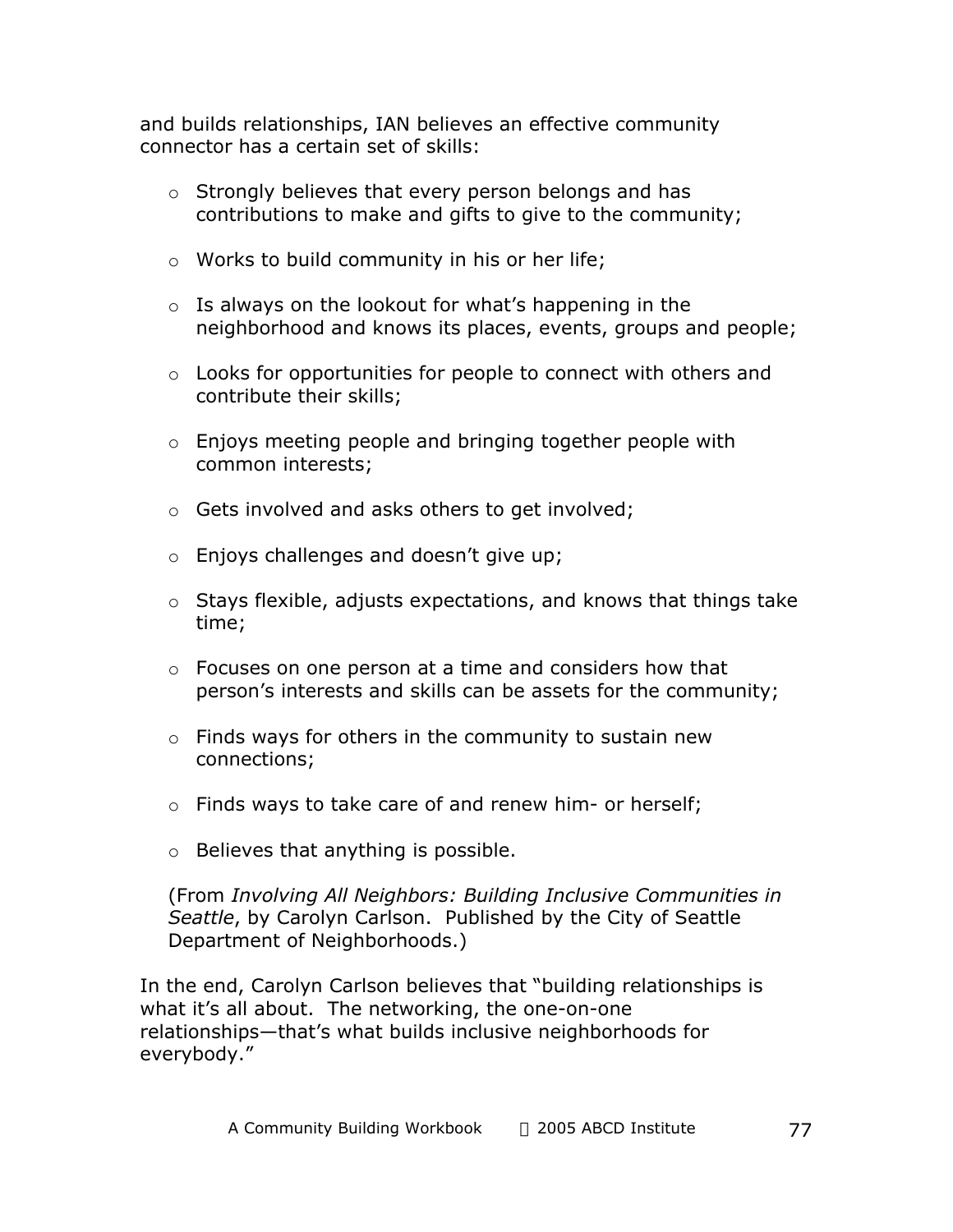and builds relationships, IAN believes an effective community connector has a certain set of skills:

- Strongly believes that every person belongs and has contributions to make and gifts to give to the community;
- Works to build community in his or her life;
- Is always on the lookout for what's happening in the neighborhood and knows its places, events, groups and people;
- Looks for opportunities for people to connect with others and contribute their skills;
- Enjoys meeting people and bringing together people with common interests;
- Gets involved and asks others to get involved;
- Enjoys challenges and doesn't give up;
- Stays flexible, adjusts expectations, and knows that things take time;
- Focuses on one person at a time and considers how that person's interests and skills can be assets for the community;
- Finds ways for others in the community to sustain new connections;
- Finds ways to take care of and renew him- or herself;
- Believes that anything is possible.

(From *Involving All Neighbors: Building Inclusive Communities in Seattle*, by Carolyn Carlson. Published by the City of Seattle Department of Neighborhoods.)

In the end, Carolyn Carlson believes that "building relationships is what it's all about. The networking, the one-on-one relationships—that's what builds inclusive neighborhoods for everybody."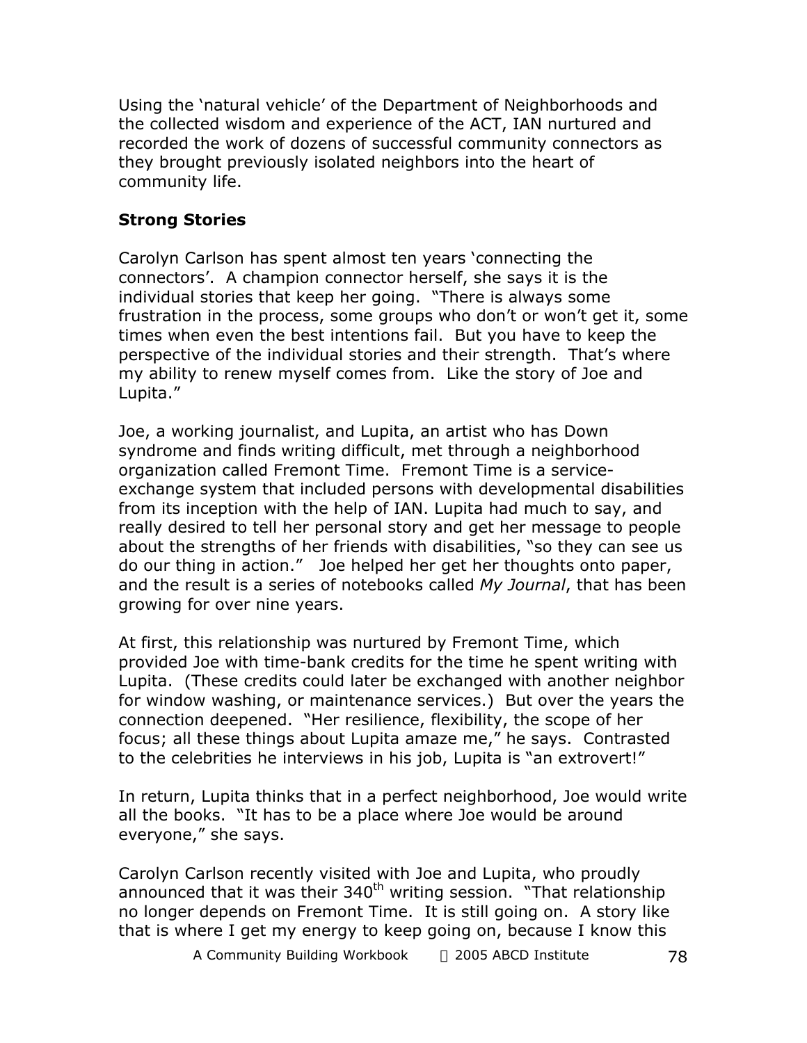Using the 'natural vehicle' of the Department of Neighborhoods and the collected wisdom and experience of the ACT, IAN nurtured and recorded the work of dozens of successful community connectors as they brought previously isolated neighbors into the heart of community life.

**Strong Stories**

Carolyn Carlson has spent almost ten years 'connecting the connectors'. A champion connector herself, she says it is the individual stories that keep her going. "There is always some frustration in the process, some groups who don't or won't get it, some times when even the best intentions fail. But you have to keep the perspective of the individual stories and their strength. That's where my ability to renew myself comes from. Like the story of Joe and Lupita."

Joe, a working journalist, and Lupita, an artist who has Down syndrome and finds writing difficult, met through a neighborhood organization called Fremont Time. Fremont Time is a service-exchange system that included persons with developmental disabilities from its inception with the help of IAN. Lupita had much to say, and really desired to tell her personal story and get her message to people about the strengths of her friends with disabilities, "so they can see us do our thing in action." Joe helped her get her thoughts onto paper, and the result is a series of notebooks called *My Journal*, that has been growing for over nine years.

At first, this relationship was nurtured by Fremont Time, which provided Joe with time-bank credits for the time he spent writing with Lupita. (These credits could later be exchanged with another neighbor for window washing, or maintenance services.) But over the years the connection deepened. "Her resilience, flexibility, the scope of her focus; all these things about Lupita amaze me," he says. Contrasted to the celebrities he interviews in his job, Lupita is "an extrovert!"

In return, Lupita thinks that in a perfect neighborhood, Joe would write all the books. "It has to be a place where Joe would be around everyone," she says.

Carolyn Carlson recently visited with Joe and Lupita, who proudly announced that it was their 340th writing session. "That relationship no longer depends on Fremont Time. It is still going on. A story like that is where I get my energy to keep going on, because I know this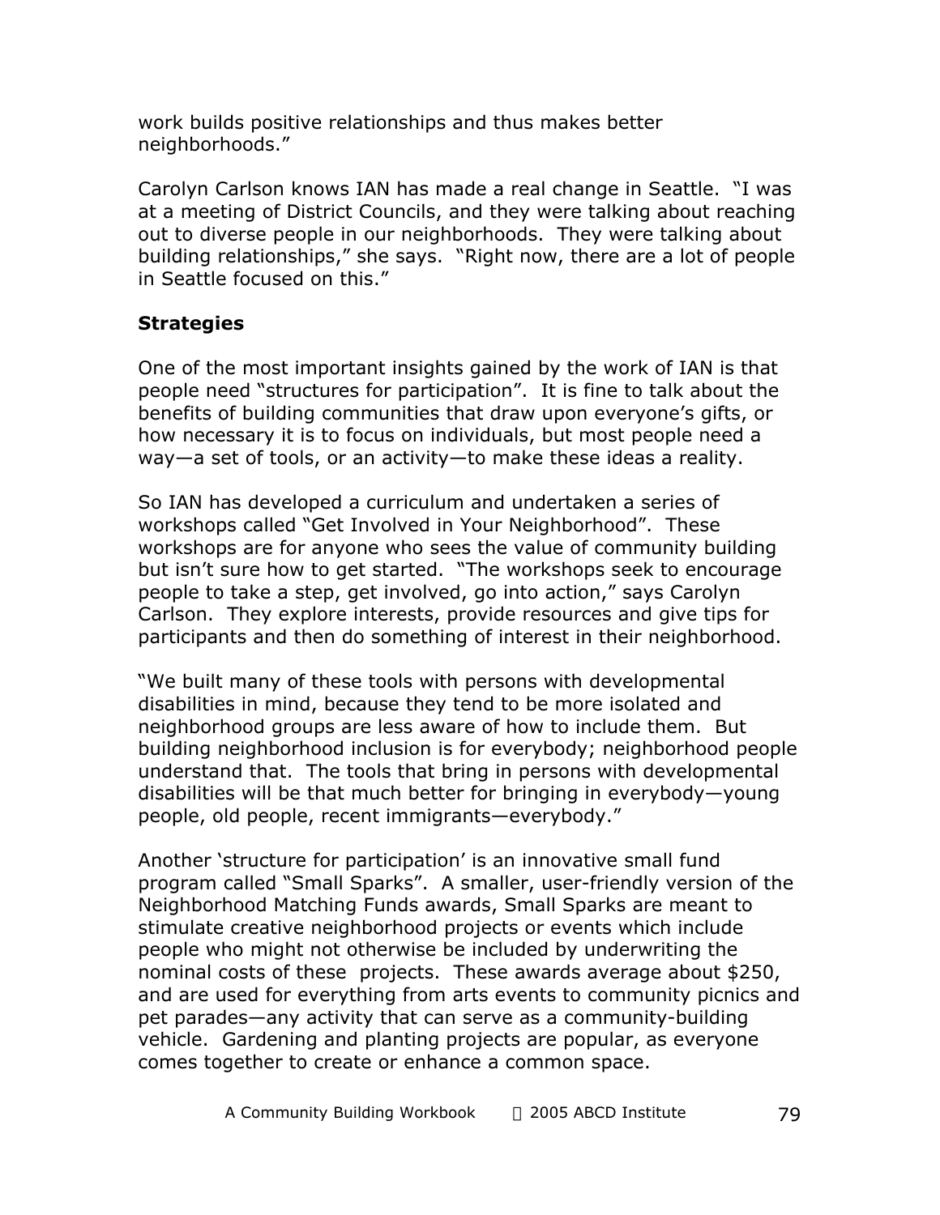work builds positive relationships and thus makes better neighborhoods."

Carolyn Carlson knows IAN has made a real change in Seattle. "I was at a meeting of District Councils, and they were talking about reaching out to diverse people in our neighborhoods. They were talking about building relationships," she says. "Right now, there are a lot of people in Seattle focused on this."

**Strategies**

One of the most important insights gained by the work of IAN is that people need "structures for participation". It is fine to talk about the benefits of building communities that draw upon everyone's gifts, or how necessary it is to focus on individuals, but most people need a way—a set of tools, or an activity—to make these ideas a reality.

So IAN has developed a curriculum and undertaken a series of workshops called "Get Involved in Your Neighborhood". These workshops are for anyone who sees the value of community building but isn't sure how to get started. "The workshops seek to encourage people to take a step, get involved, go into action," says Carolyn Carlson. They explore interests, provide resources and give tips for participants and then do something of interest in their neighborhood.

"We built many of these tools with persons with developmental disabilities in mind, because they tend to be more isolated and neighborhood groups are less aware of how to include them. But building neighborhood inclusion is for everybody; neighborhood people understand that. The tools that bring in persons with developmental disabilities will be that much better for bringing in everybody—young people, old people, recent immigrants—everybody."

Another 'structure for participation' is an innovative small fund program called "Small Sparks". A smaller, user-friendly version of the Neighborhood Matching Funds awards, Small Sparks are meant to stimulate creative neighborhood projects or events which include people who might not otherwise be included by underwriting the nominal costs of these projects. These awards average about $250, and are used for everything from arts events to community picnics and pet parades—any activity that can serve as a community-building vehicle. Gardening and planting projects are popular, as everyone comes together to create or enhance a common space.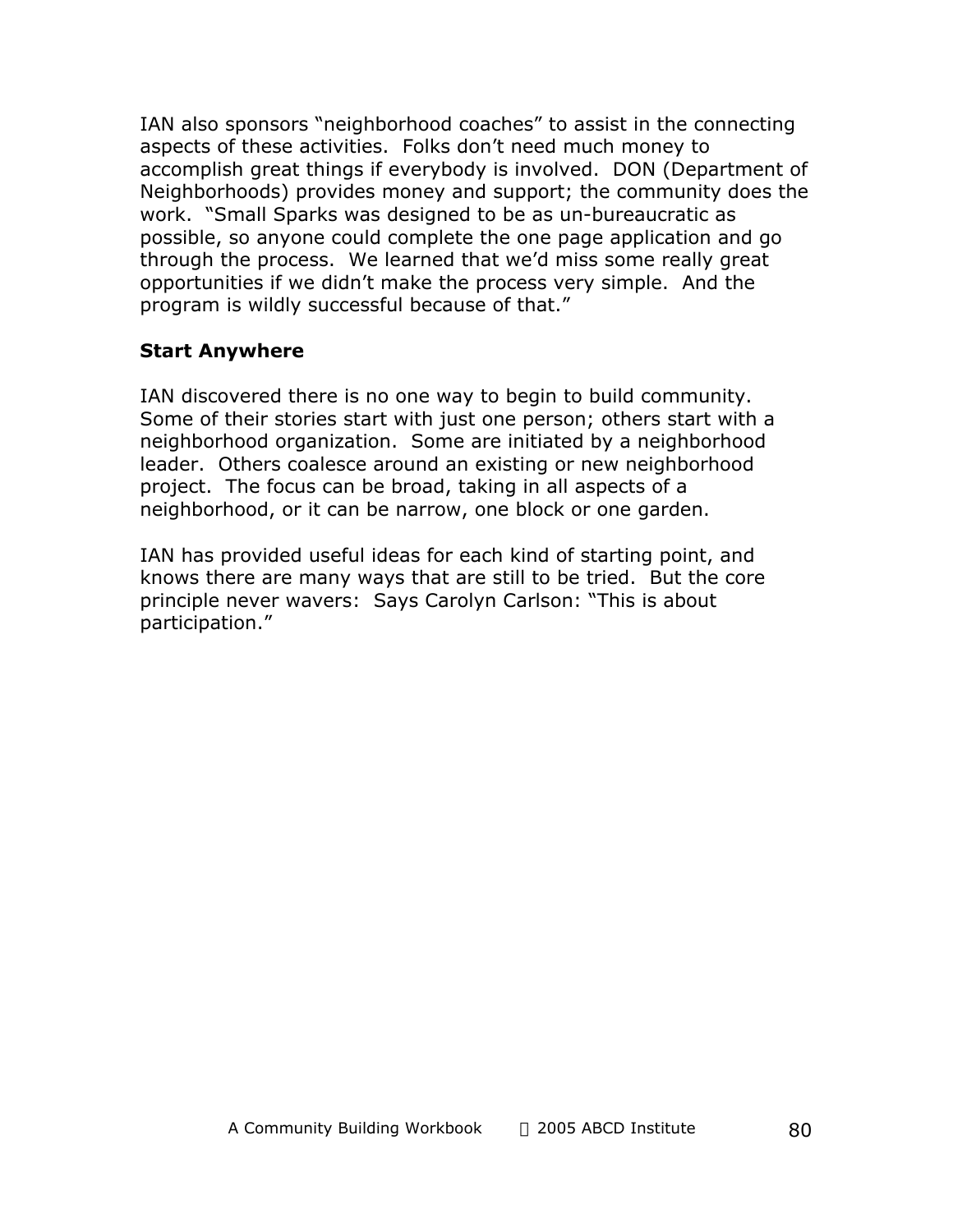IAN also sponsors "neighborhood coaches" to assist in the connecting aspects of these activities. Folks don't need much money to accomplish great things if everybody is involved. DON (Department of Neighborhoods) provides money and support; the community does the work. "Small Sparks was designed to be as un-bureaucratic as possible, so anyone could complete the one page application and go through the process. We learned that we'd miss some really great opportunities if we didn't make the process very simple. And the program is wildly successful because of that."

**Start Anywhere**

IAN discovered there is no one way to begin to build community. Some of their stories start with just one person; others start with a neighborhood organization. Some are initiated by a neighborhood leader. Others coalesce around an existing or new neighborhood project. The focus can be broad, taking in all aspects of a neighborhood, or it can be narrow, one block or one garden.

IAN has provided useful ideas for each kind of starting point, and knows there are many ways that are still to be tried. But the core principle never wavers: Says Carolyn Carlson: "This is about participation."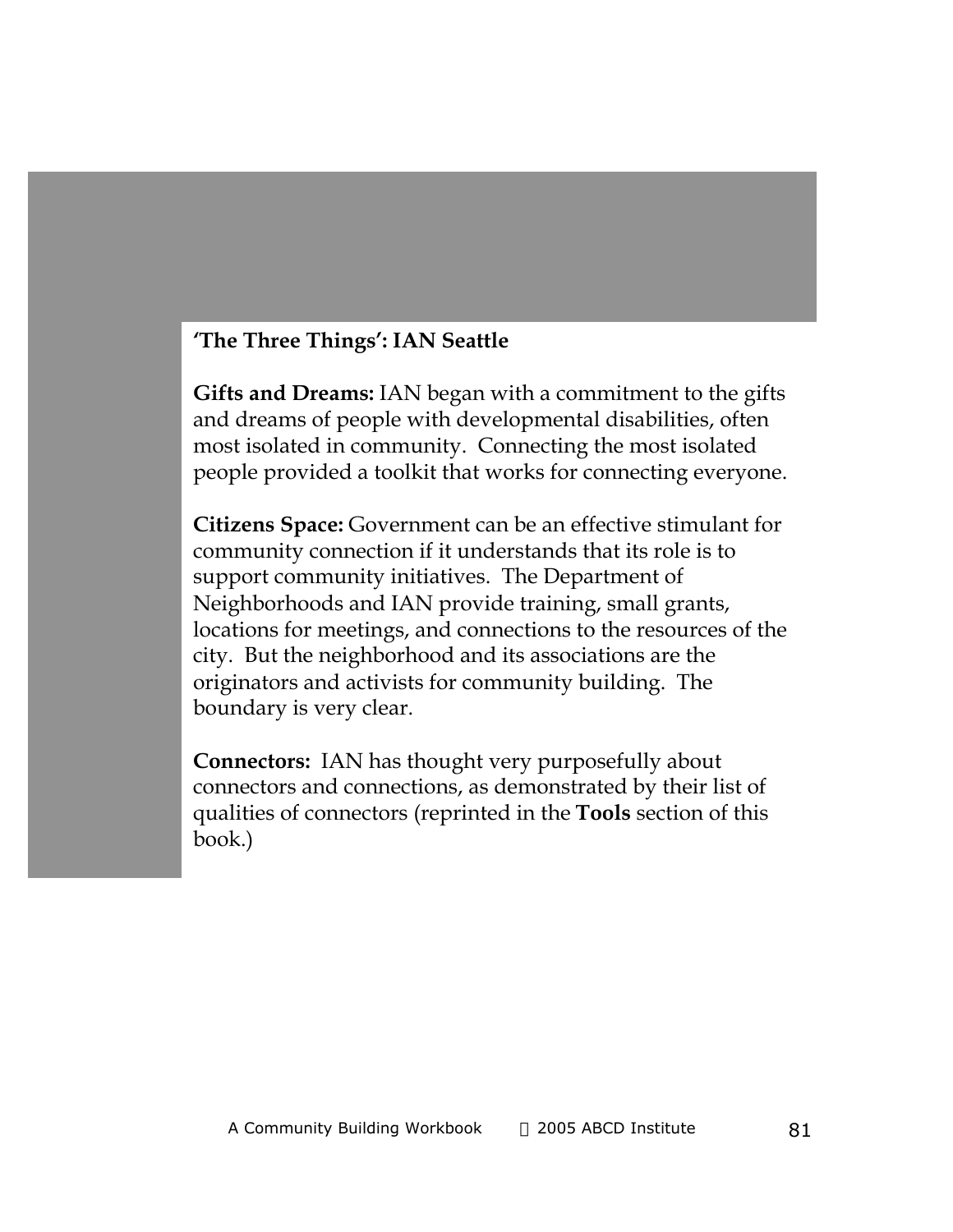**'The Three Things': IAN Seattle**

**Gifts and Dreams:** IAN began with a commitment to the gifts and dreams of people with developmental disabilities, often most isolated in community. Connecting the most isolated people provided a toolkit that works for connecting everyone.

**Citizens Space:** Government can be an effective stimulant for community connection if it understands that its role is to support community initiatives. The Department of Neighborhoods and IAN provide training, small grants, locations for meetings, and connections to the resources of the city. But the neighborhood and its associations are the originators and activists for community building. The boundary is very clear.

**Connectors:** IAN has thought very purposefully about connectors and connections, as demonstrated by their list of qualities of connectors (reprinted in the **Tools** section of this book.)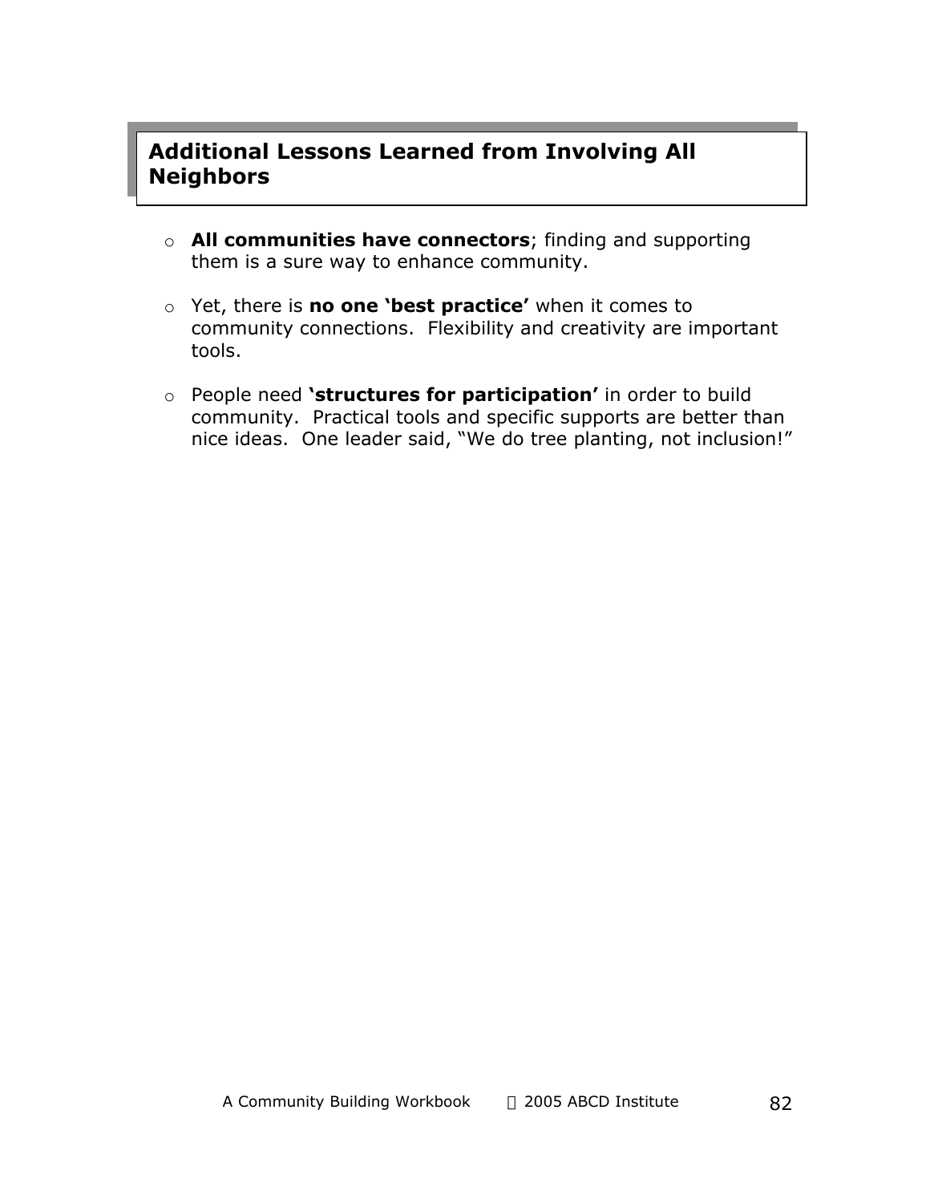## Additional Lessons Learned from Involving All Neighbors

- **All communities have connectors**; finding and supporting them is a sure way to enhance community.
- Yet, there is **no one 'best practice'** when it comes to community connections. Flexibility and creativity are important tools.
- People need **'structures for participation'** in order to build community. Practical tools and specific supports are better than nice ideas. One leader said, "We do tree planting, not inclusion!"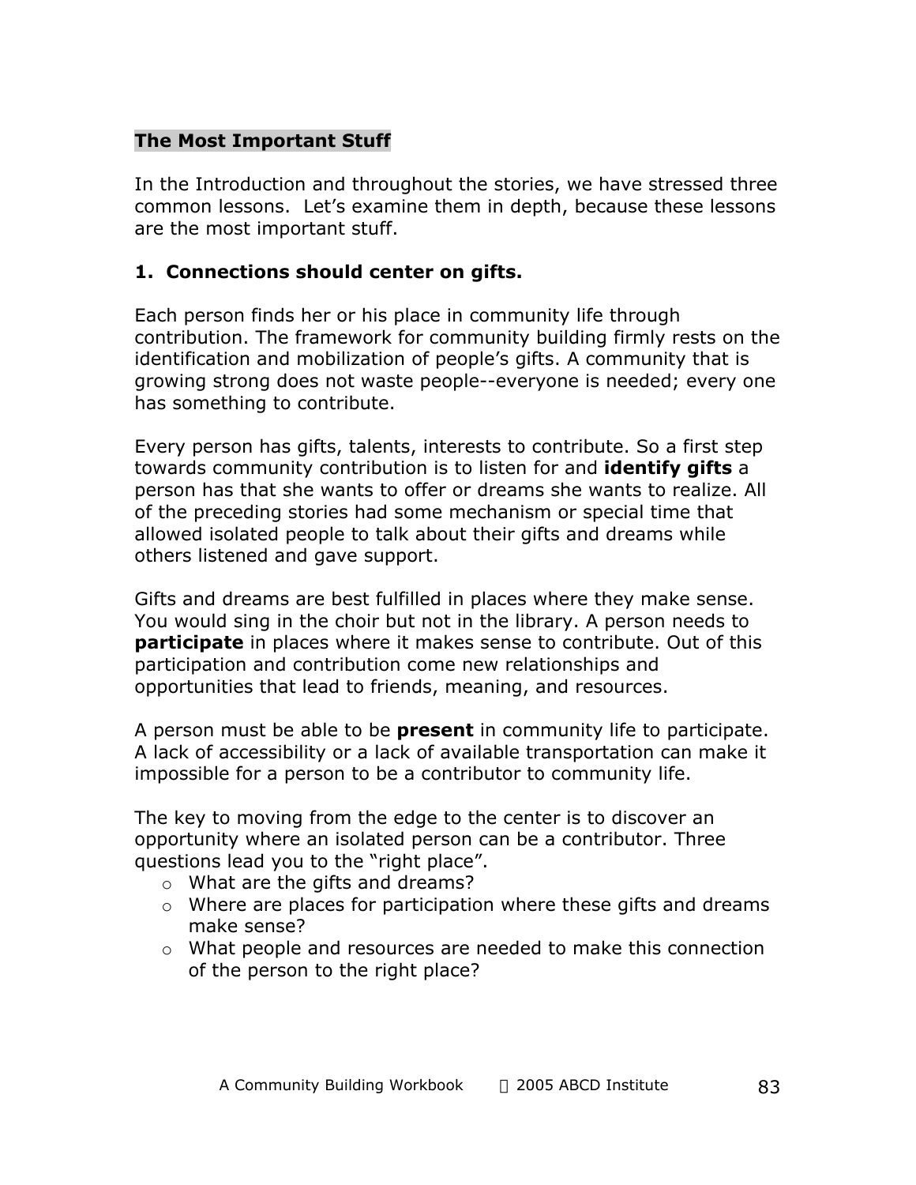## The Most Important Stuff

In the Introduction and throughout the stories, we have stressed three common lessons. Let's examine them in depth, because these lessons are the most important stuff.

### 1. Connections should center on gifts.

Each person finds her or his place in community life through contribution. The framework for community building firmly rests on the identification and mobilization of people's gifts. A community that is growing strong does not waste people--everyone is needed; every one has something to contribute.

Every person has gifts, talents, interests to contribute. So a first step towards community contribution is to listen for and **identify gifts** a person has that she wants to offer or dreams she wants to realize. All of the preceding stories had some mechanism or special time that allowed isolated people to talk about their gifts and dreams while others listened and gave support.

Gifts and dreams are best fulfilled in places where they make sense. You would sing in the choir but not in the library. A person needs to **participate** in places where it makes sense to contribute. Out of this participation and contribution come new relationships and opportunities that lead to friends, meaning, and resources.

A person must be able to be **present** in community life to participate. A lack of accessibility or a lack of available transportation can make it impossible for a person to be a contributor to community life.

The key to moving from the edge to the center is to discover an opportunity where an isolated person can be a contributor. Three questions lead you to the "right place".

- What are the gifts and dreams?
- Where are places for participation where these gifts and dreams make sense?
- What people and resources are needed to make this connection of the person to the right place?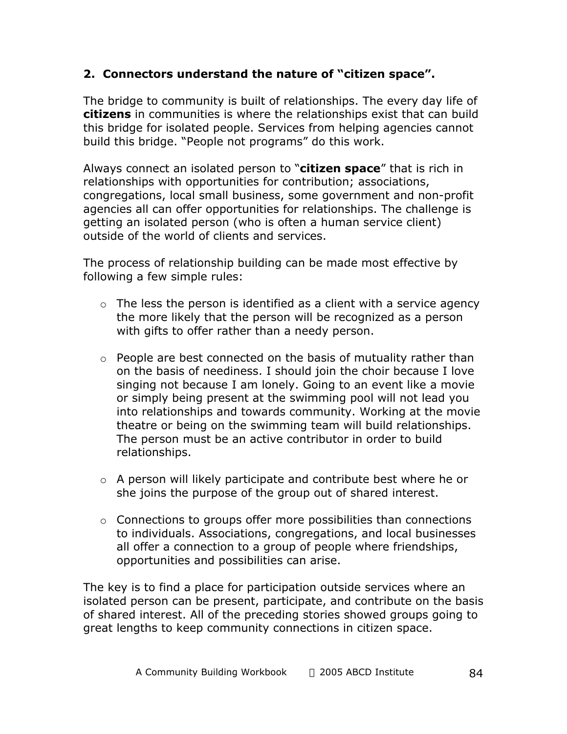## 2. Connectors understand the nature of "citizen space".

The bridge to community is built of relationships. The every day life of **citizens** in communities is where the relationships exist that can build this bridge for isolated people. Services from helping agencies cannot build this bridge. "People not programs" do this work.

Always connect an isolated person to "**citizen space**" that is rich in relationships with opportunities for contribution; associations, congregations, local small business, some government and non-profit agencies all can offer opportunities for relationships. The challenge is getting an isolated person (who is often a human service client) outside of the world of clients and services.

The process of relationship building can be made most effective by following a few simple rules:

- The less the person is identified as a client with a service agency the more likely that the person will be recognized as a person with gifts to offer rather than a needy person.
- People are best connected on the basis of mutuality rather than on the basis of neediness. I should join the choir because I love singing not because I am lonely. Going to an event like a movie or simply being present at the swimming pool will not lead you into relationships and towards community. Working at the movie theatre or being on the swimming team will build relationships. The person must be an active contributor in order to build relationships.
- A person will likely participate and contribute best where he or she joins the purpose of the group out of shared interest.
- Connections to groups offer more possibilities than connections to individuals. Associations, congregations, and local businesses all offer a connection to a group of people where friendships, opportunities and possibilities can arise.

The key is to find a place for participation outside services where an isolated person can be present, participate, and contribute on the basis of shared interest. All of the preceding stories showed groups going to great lengths to keep community connections in citizen space.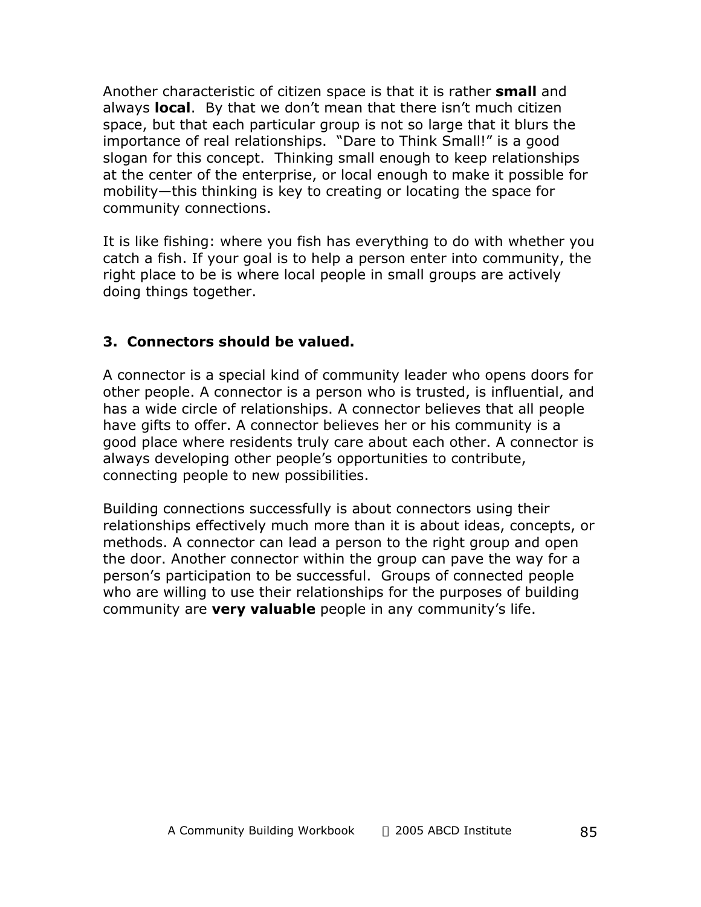Another characteristic of citizen space is that it is rather **small** and always **local**. By that we don't mean that there isn't much citizen space, but that each particular group is not so large that it blurs the importance of real relationships. "Dare to Think Small!" is a good slogan for this concept. Thinking small enough to keep relationships at the center of the enterprise, or local enough to make it possible for mobility—this thinking is key to creating or locating the space for community connections.

It is like fishing: where you fish has everything to do with whether you catch a fish. If your goal is to help a person enter into community, the right place to be is where local people in small groups are actively doing things together.

### 3. Connectors should be valued.

A connector is a special kind of community leader who opens doors for other people. A connector is a person who is trusted, is influential, and has a wide circle of relationships. A connector believes that all people have gifts to offer. A connector believes her or his community is a good place where residents truly care about each other. A connector is always developing other people's opportunities to contribute, connecting people to new possibilities.

Building connections successfully is about connectors using their relationships effectively much more than it is about ideas, concepts, or methods. A connector can lead a person to the right group and open the door. Another connector within the group can pave the way for a person's participation to be successful. Groups of connected people who are willing to use their relationships for the purposes of building community are **very valuable** people in any community's life.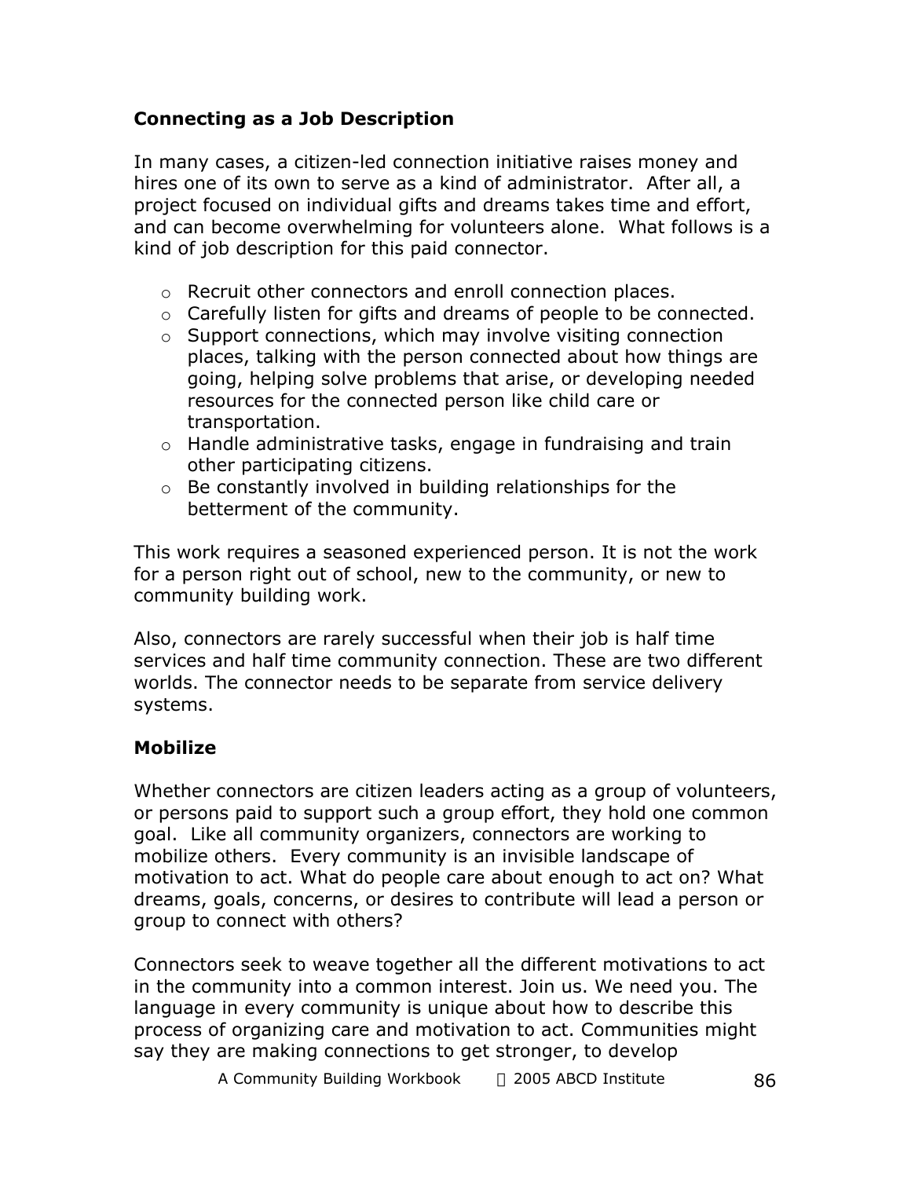### Connecting as a Job Description

In many cases, a citizen-led connection initiative raises money and hires one of its own to serve as a kind of administrator. After all, a project focused on individual gifts and dreams takes time and effort, and can become overwhelming for volunteers alone. What follows is a kind of job description for this paid connector.

- Recruit other connectors and enroll connection places.
- Carefully listen for gifts and dreams of people to be connected.
- Support connections, which may involve visiting connection places, talking with the person connected about how things are going, helping solve problems that arise, or developing needed resources for the connected person like child care or transportation.
- Handle administrative tasks, engage in fundraising and train other participating citizens.
- Be constantly involved in building relationships for the betterment of the community.

This work requires a seasoned experienced person. It is not the work for a person right out of school, new to the community, or new to community building work.

Also, connectors are rarely successful when their job is half time services and half time community connection. These are two different worlds. The connector needs to be separate from service delivery systems.

### Mobilize

Whether connectors are citizen leaders acting as a group of volunteers, or persons paid to support such a group effort, they hold one common goal. Like all community organizers, connectors are working to mobilize others. Every community is an invisible landscape of motivation to act. What do people care about enough to act on? What dreams, goals, concerns, or desires to contribute will lead a person or group to connect with others?

Connectors seek to weave together all the different motivations to act in the community into a common interest. Join us. We need you. The language in every community is unique about how to describe this process of organizing care and motivation to act. Communities might say they are making connections to get stronger, to develop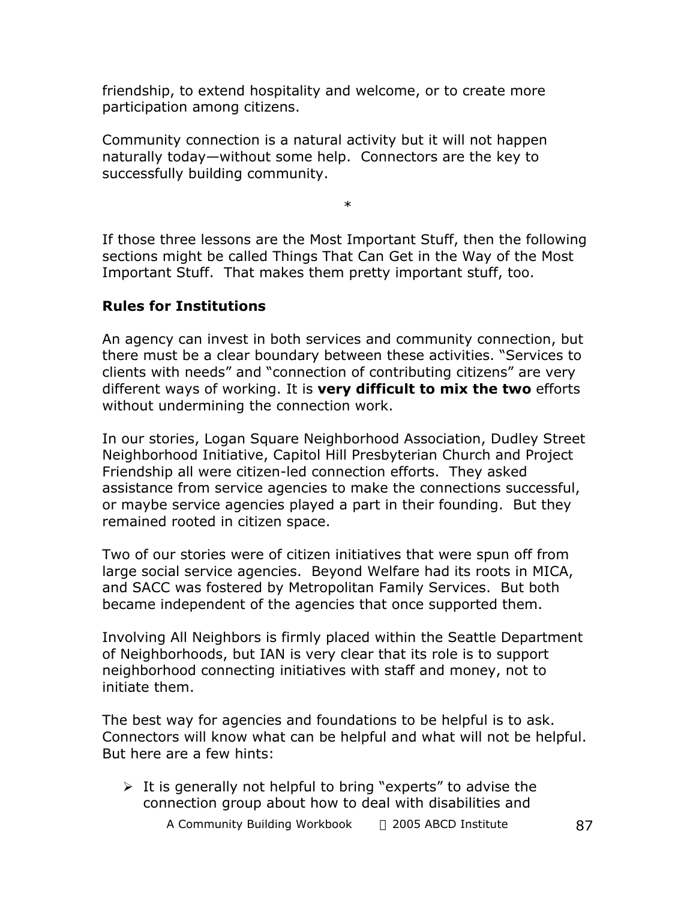friendship, to extend hospitality and welcome, or to create more participation among citizens.

Community connection is a natural activity but it will not happen naturally today—without some help. Connectors are the key to successfully building community.

*

If those three lessons are the Most Important Stuff, then the following sections might be called Things That Can Get in the Way of the Most Important Stuff. That makes them pretty important stuff, too.

**Rules for Institutions**

An agency can invest in both services and community connection, but there must be a clear boundary between these activities. "Services to clients with needs" and "connection of contributing citizens" are very different ways of working. It is **very difficult to mix the two** efforts without undermining the connection work.

In our stories, Logan Square Neighborhood Association, Dudley Street Neighborhood Initiative, Capitol Hill Presbyterian Church and Project Friendship all were citizen-led connection efforts. They asked assistance from service agencies to make the connections successful, or maybe service agencies played a part in their founding. But they remained rooted in citizen space.

Two of our stories were of citizen initiatives that were spun off from large social service agencies. Beyond Welfare had its roots in MICA, and SACC was fostered by Metropolitan Family Services. But both became independent of the agencies that once supported them.

Involving All Neighbors is firmly placed within the Seattle Department of Neighborhoods, but IAN is very clear that its role is to support neighborhood connecting initiatives with staff and money, not to initiate them.

The best way for agencies and foundations to be helpful is to ask. Connectors will know what can be helpful and what will not be helpful. But here are a few hints:

- It is generally not helpful to bring "experts" to advise the connection group about how to deal with disabilities and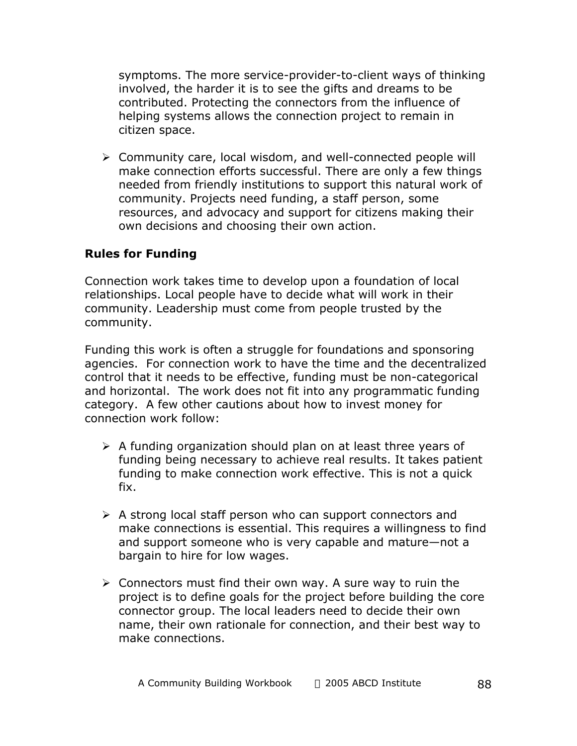symptoms. The more service-provider-to-client ways of thinking involved, the harder it is to see the gifts and dreams to be contributed. Protecting the connectors from the influence of helping systems allows the connection project to remain in citizen space.

- Community care, local wisdom, and well-connected people will make connection efforts successful. There are only a few things needed from friendly institutions to support this natural work of community. Projects need funding, a staff person, some resources, and advocacy and support for citizens making their own decisions and choosing their own action.

**Rules for Funding**

Connection work takes time to develop upon a foundation of local relationships. Local people have to decide what will work in their community. Leadership must come from people trusted by the community.

Funding this work is often a struggle for foundations and sponsoring agencies. For connection work to have the time and the decentralized control that it needs to be effective, funding must be non-categorical and horizontal. The work does not fit into any programmatic funding category. A few other cautions about how to invest money for connection work follow:

- A funding organization should plan on at least three years of funding being necessary to achieve real results. It takes patient funding to make connection work effective. This is not a quick fix.

- A strong local staff person who can support connectors and make connections is essential. This requires a willingness to find and support someone who is very capable and mature—not a bargain to hire for low wages.

- Connectors must find their own way. A sure way to ruin the project is to define goals for the project before building the core connector group. The local leaders need to decide their own name, their own rationale for connection, and their best way to make connections.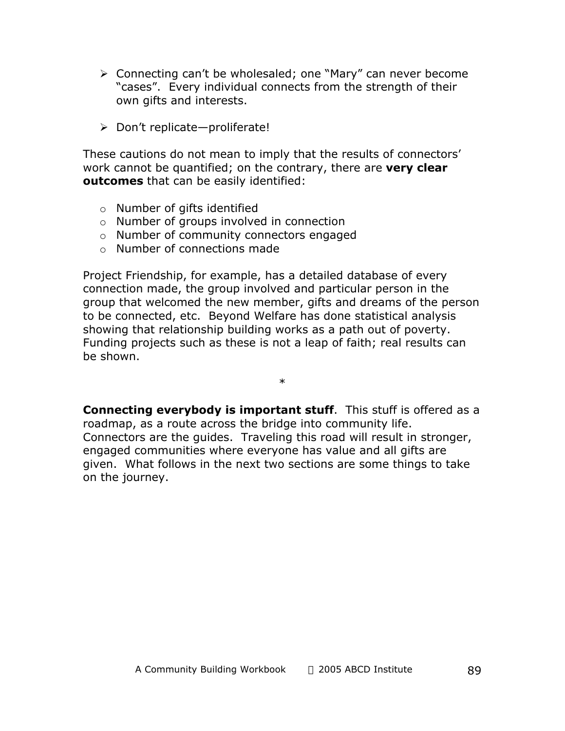- Connecting can't be wholesaled; one "Mary" can never become "cases". Every individual connects from the strength of their own gifts and interests.

- Don't replicate—proliferate!

These cautions do not mean to imply that the results of connectors' work cannot be quantified; on the contrary, there are **very clear outcomes** that can be easily identified:

- Number of gifts identified
- Number of groups involved in connection
- Number of community connectors engaged
- Number of connections made

Project Friendship, for example, has a detailed database of every connection made, the group involved and particular person in the group that welcomed the new member, gifts and dreams of the person to be connected, etc. Beyond Welfare has done statistical analysis showing that relationship building works as a path out of poverty. Funding projects such as these is not a leap of faith; real results can be shown.

*

**Connecting everybody is important stuff**. This stuff is offered as a roadmap, as a route across the bridge into community life. Connectors are the guides. Traveling this road will result in stronger, engaged communities where everyone has value and all gifts are given. What follows in the next two sections are some things to take on the journey.